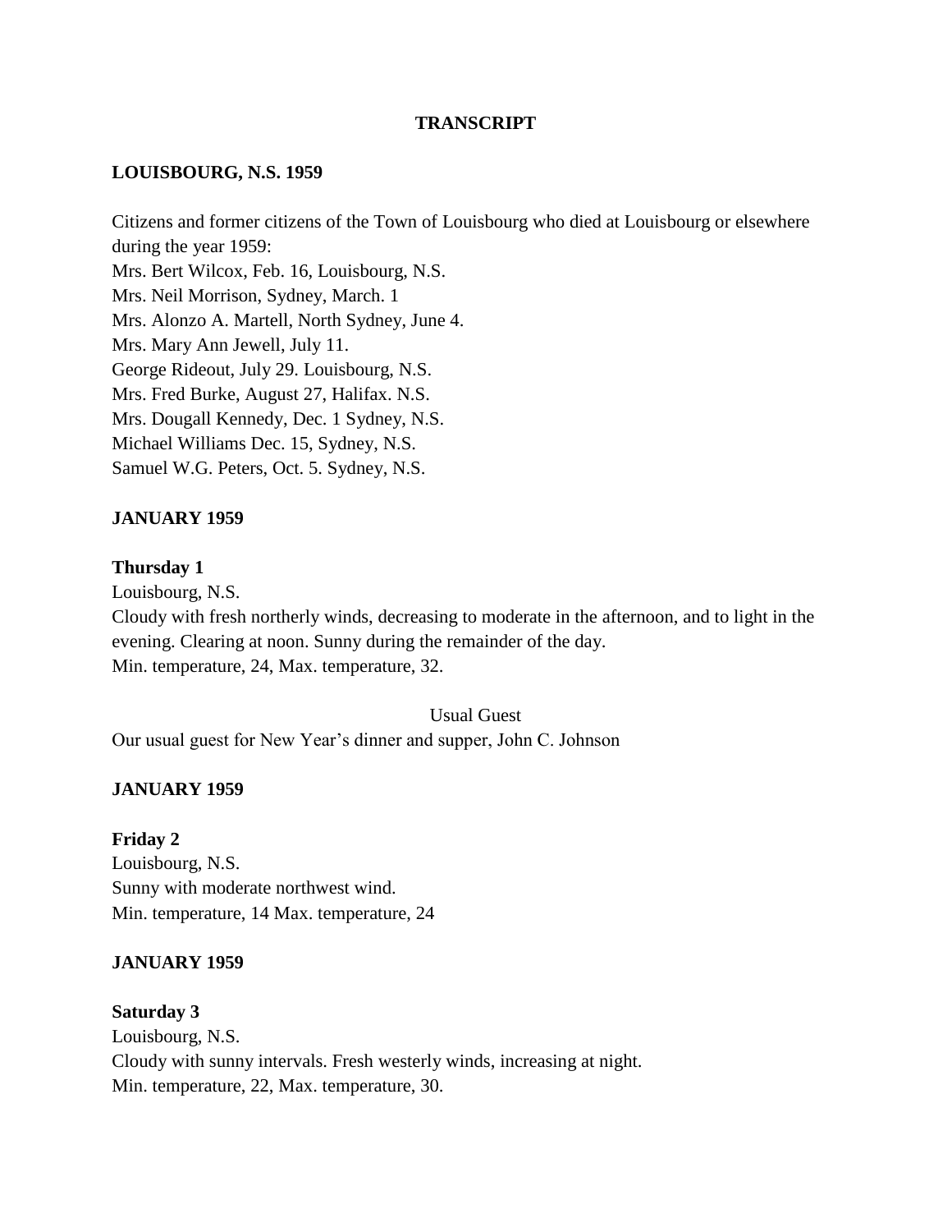# TRANSCRIPT

## LOUISBOURG, N.S. 1959

Citizens and former citizens of the Town of Louisbourg who died at Louisbourg or elsewhere during the year 1959:
Mrs. Bert Wilcox, Feb. 16, Louisbourg, N.S.
Mrs. Neil Morrison, Sydney, March. 1
Mrs. Alonzo A. Martell, North Sydney, June 4.
Mrs. Mary Ann Jewell, July 11.
George Rideout, July 29. Louisbourg, N.S.
Mrs. Fred Burke, August 27, Halifax. N.S.
Mrs. Dougall Kennedy, Dec. 1 Sydney, N.S.
Michael Williams Dec. 15, Sydney, N.S.
Samuel W.G. Peters, Oct. 5. Sydney, N.S.

## JANUARY 1959

**Thursday 1**
Louisbourg, N.S.
Cloudy with fresh northerly winds, decreasing to moderate in the afternoon, and to light in the evening. Clearing at noon. Sunny during the remainder of the day.
Min. temperature, 24, Max. temperature, 32.

Usual Guest

Our usual guest for New Year's dinner and supper, John C. Johnson

## JANUARY 1959

**Friday 2**
Louisbourg, N.S.
Sunny with moderate northwest wind.
Min. temperature, 14 Max. temperature, 24

## JANUARY 1959

**Saturday 3**
Louisbourg, N.S.
Cloudy with sunny intervals. Fresh westerly winds, increasing at night.
Min. temperature, 22, Max. temperature, 30.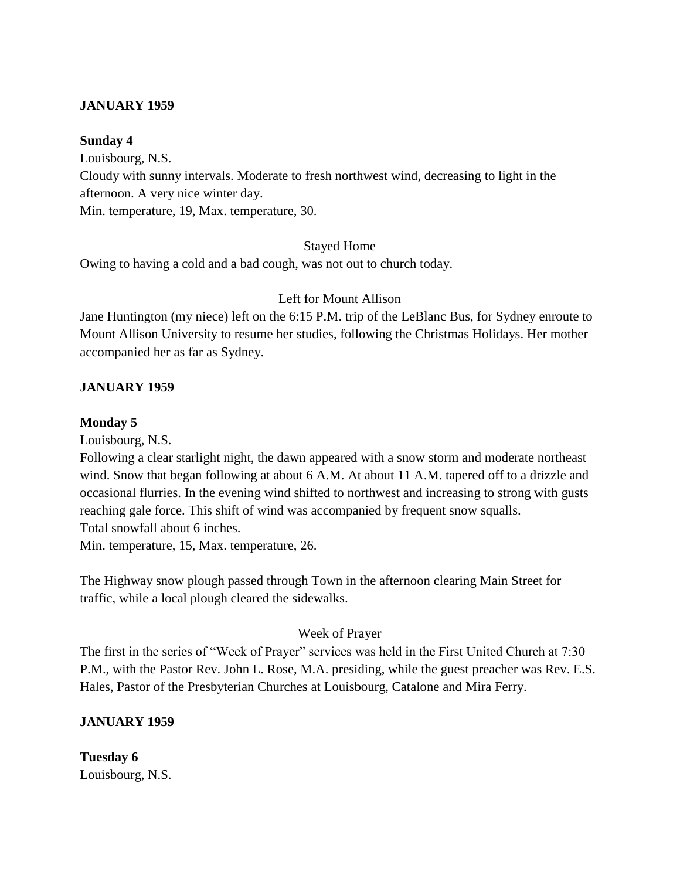**JANUARY 1959**

**Sunday 4**

Louisbourg, N.S.

Cloudy with sunny intervals. Moderate to fresh northwest wind, decreasing to light in the afternoon. A very nice winter day.

Min. temperature, 19, Max. temperature, 30.

Stayed Home

Owing to having a cold and a bad cough, was not out to church today.

Left for Mount Allison

Jane Huntington (my niece) left on the 6:15 P.M. trip of the LeBlanc Bus, for Sydney enroute to Mount Allison University to resume her studies, following the Christmas Holidays. Her mother accompanied her as far as Sydney.

**JANUARY 1959**

**Monday 5**

Louisbourg, N.S.

Following a clear starlight night, the dawn appeared with a snow storm and moderate northeast wind. Snow that began following at about 6 A.M. At about 11 A.M. tapered off to a drizzle and occasional flurries. In the evening wind shifted to northwest and increasing to strong with gusts reaching gale force. This shift of wind was accompanied by frequent snow squalls.

Total snowfall about 6 inches.

Min. temperature, 15, Max. temperature, 26.

The Highway snow plough passed through Town in the afternoon clearing Main Street for traffic, while a local plough cleared the sidewalks.

Week of Prayer

The first in the series of "Week of Prayer" services was held in the First United Church at 7:30 P.M., with the Pastor Rev. John L. Rose, M.A. presiding, while the guest preacher was Rev. E.S. Hales, Pastor of the Presbyterian Churches at Louisbourg, Catalone and Mira Ferry.

**JANUARY 1959**

**Tuesday 6**

Louisbourg, N.S.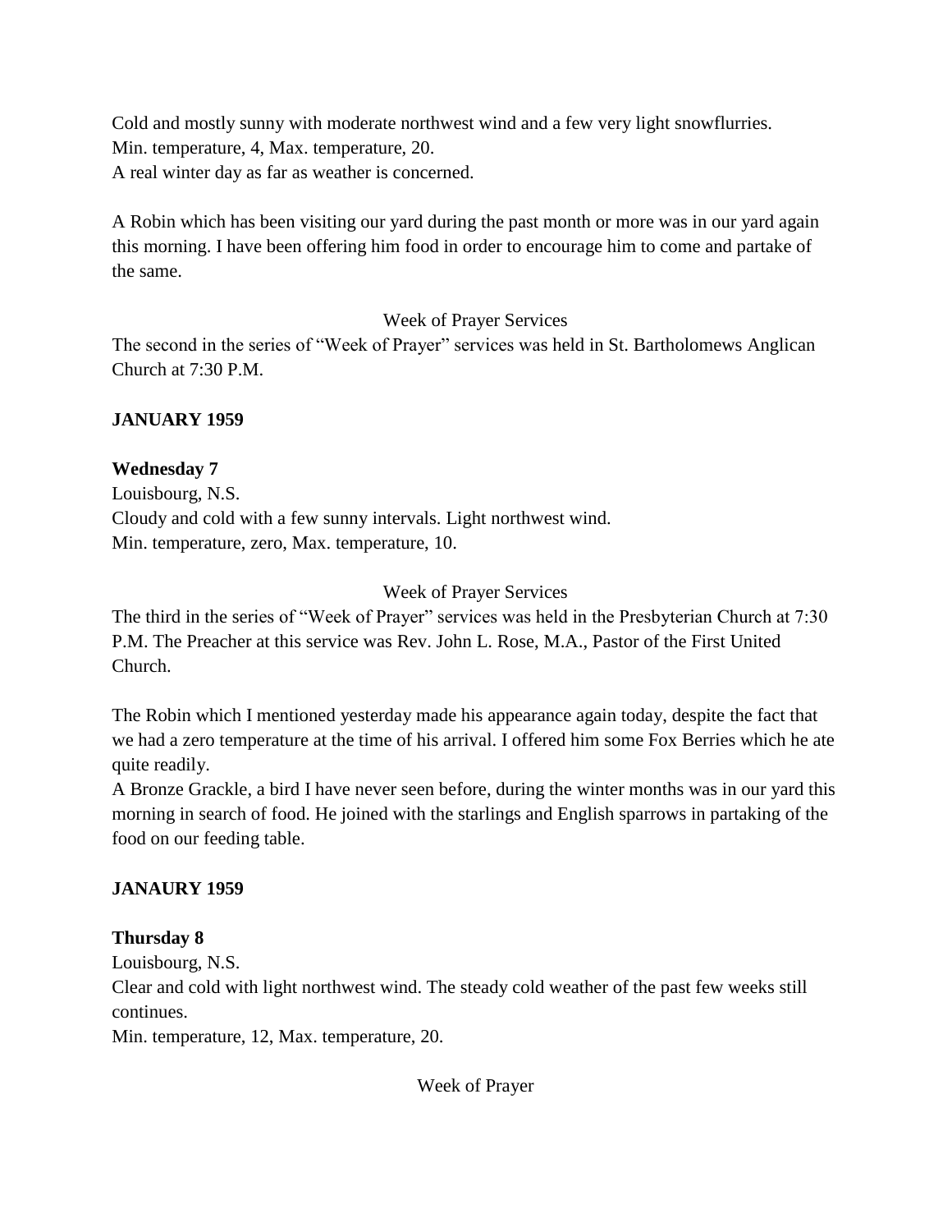Cold and mostly sunny with moderate northwest wind and a few very light snowflurries.
Min. temperature, 4, Max. temperature, 20.
A real winter day as far as weather is concerned.

A Robin which has been visiting our yard during the past month or more was in our yard again this morning. I have been offering him food in order to encourage him to come and partake of the same.

Week of Prayer Services

The second in the series of "Week of Prayer" services was held in St. Bartholomews Anglican Church at 7:30 P.M.

**JANUARY 1959**

**Wednesday 7**

Louisbourg, N.S.
Cloudy and cold with a few sunny intervals. Light northwest wind.
Min. temperature, zero, Max. temperature, 10.

Week of Prayer Services

The third in the series of "Week of Prayer" services was held in the Presbyterian Church at 7:30 P.M. The Preacher at this service was Rev. John L. Rose, M.A., Pastor of the First United Church.

The Robin which I mentioned yesterday made his appearance again today, despite the fact that we had a zero temperature at the time of his arrival. I offered him some Fox Berries which he ate quite readily.
A Bronze Grackle, a bird I have never seen before, during the winter months was in our yard this morning in search of food. He joined with the starlings and English sparrows in partaking of the food on our feeding table.

**JANAURY 1959**

**Thursday 8**

Louisbourg, N.S.
Clear and cold with light northwest wind. The steady cold weather of the past few weeks still continues.
Min. temperature, 12, Max. temperature, 20.

Week of Prayer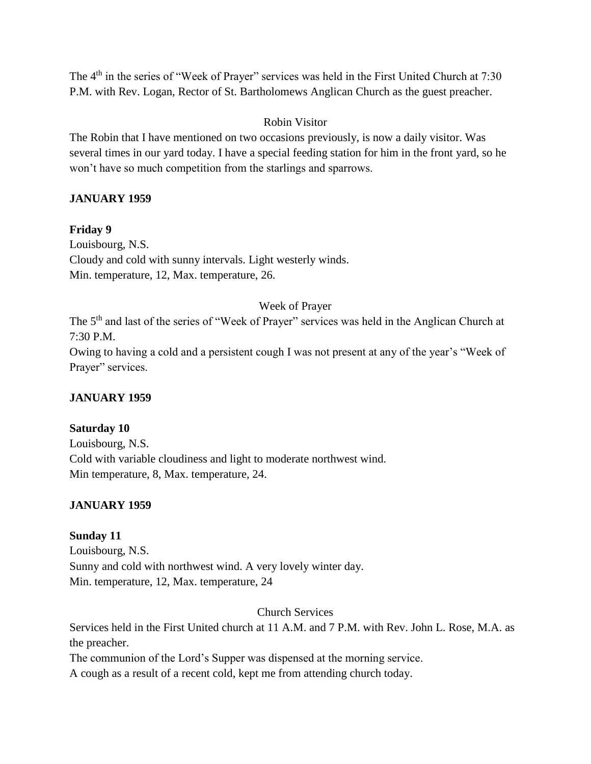The 4th in the series of "Week of Prayer" services was held in the First United Church at 7:30 P.M. with Rev. Logan, Rector of St. Bartholomews Anglican Church as the guest preacher.

Robin Visitor

The Robin that I have mentioned on two occasions previously, is now a daily visitor. Was several times in our yard today. I have a special feeding station for him in the front yard, so he won't have so much competition from the starlings and sparrows.

**JANUARY 1959**

**Friday 9**

Louisbourg, N.S.
Cloudy and cold with sunny intervals. Light westerly winds.
Min. temperature, 12, Max. temperature, 26.

Week of Prayer

The 5th and last of the series of "Week of Prayer" services was held in the Anglican Church at 7:30 P.M.
Owing to having a cold and a persistent cough I was not present at any of the year's "Week of Prayer" services.

**JANUARY 1959**

**Saturday 10**

Louisbourg, N.S.
Cold with variable cloudiness and light to moderate northwest wind.
Min temperature, 8, Max. temperature, 24.

**JANUARY 1959**

**Sunday 11**

Louisbourg, N.S.
Sunny and cold with northwest wind. A very lovely winter day.
Min. temperature, 12, Max. temperature, 24

Church Services

Services held in the First United church at 11 A.M. and 7 P.M. with Rev. John L. Rose, M.A. as the preacher.
The communion of the Lord's Supper was dispensed at the morning service.
A cough as a result of a recent cold, kept me from attending church today.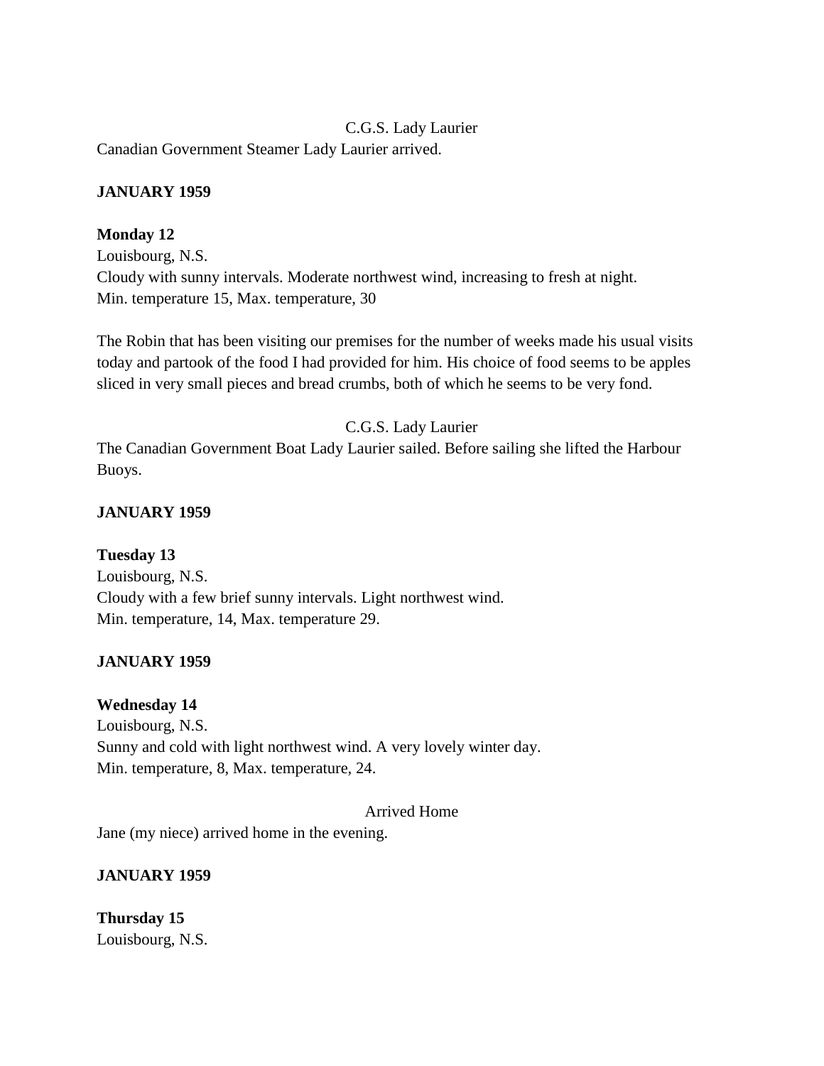C.G.S. Lady Laurier

Canadian Government Steamer Lady Laurier arrived.

**JANUARY 1959**

**Monday 12**

Louisbourg, N.S.

Cloudy with sunny intervals. Moderate northwest wind, increasing to fresh at night.

Min. temperature 15, Max. temperature, 30

The Robin that has been visiting our premises for the number of weeks made his usual visits today and partook of the food I had provided for him. His choice of food seems to be apples sliced in very small pieces and bread crumbs, both of which he seems to be very fond.

C.G.S. Lady Laurier

The Canadian Government Boat Lady Laurier sailed. Before sailing she lifted the Harbour Buoys.

**JANUARY 1959**

**Tuesday 13**

Louisbourg, N.S.

Cloudy with a few brief sunny intervals. Light northwest wind.

Min. temperature, 14, Max. temperature 29.

**JANUARY 1959**

**Wednesday 14**

Louisbourg, N.S.

Sunny and cold with light northwest wind. A very lovely winter day.

Min. temperature, 8, Max. temperature, 24.

Arrived Home

Jane (my niece) arrived home in the evening.

**JANUARY 1959**

**Thursday 15**

Louisbourg, N.S.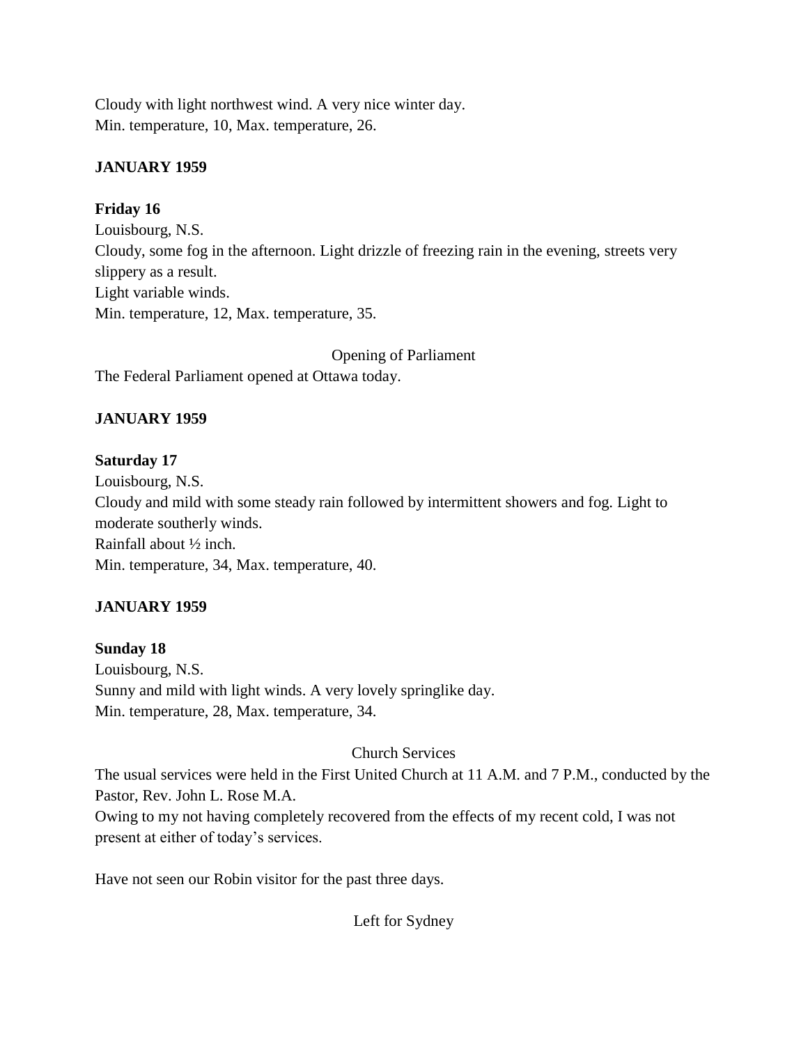Cloudy with light northwest wind. A very nice winter day.
Min. temperature, 10, Max. temperature, 26.

**JANUARY 1959**

**Friday 16**
Louisbourg, N.S.
Cloudy, some fog in the afternoon. Light drizzle of freezing rain in the evening, streets very slippery as a result.
Light variable winds.
Min. temperature, 12, Max. temperature, 35.

Opening of Parliament

The Federal Parliament opened at Ottawa today.

**JANUARY 1959**

**Saturday 17**
Louisbourg, N.S.
Cloudy and mild with some steady rain followed by intermittent showers and fog. Light to moderate southerly winds.
Rainfall about ½ inch.
Min. temperature, 34, Max. temperature, 40.

**JANUARY 1959**

**Sunday 18**
Louisbourg, N.S.
Sunny and mild with light winds. A very lovely springlike day.
Min. temperature, 28, Max. temperature, 34.

Church Services

The usual services were held in the First United Church at 11 A.M. and 7 P.M., conducted by the Pastor, Rev. John L. Rose M.A.
Owing to my not having completely recovered from the effects of my recent cold, I was not present at either of today's services.

Have not seen our Robin visitor for the past three days.

Left for Sydney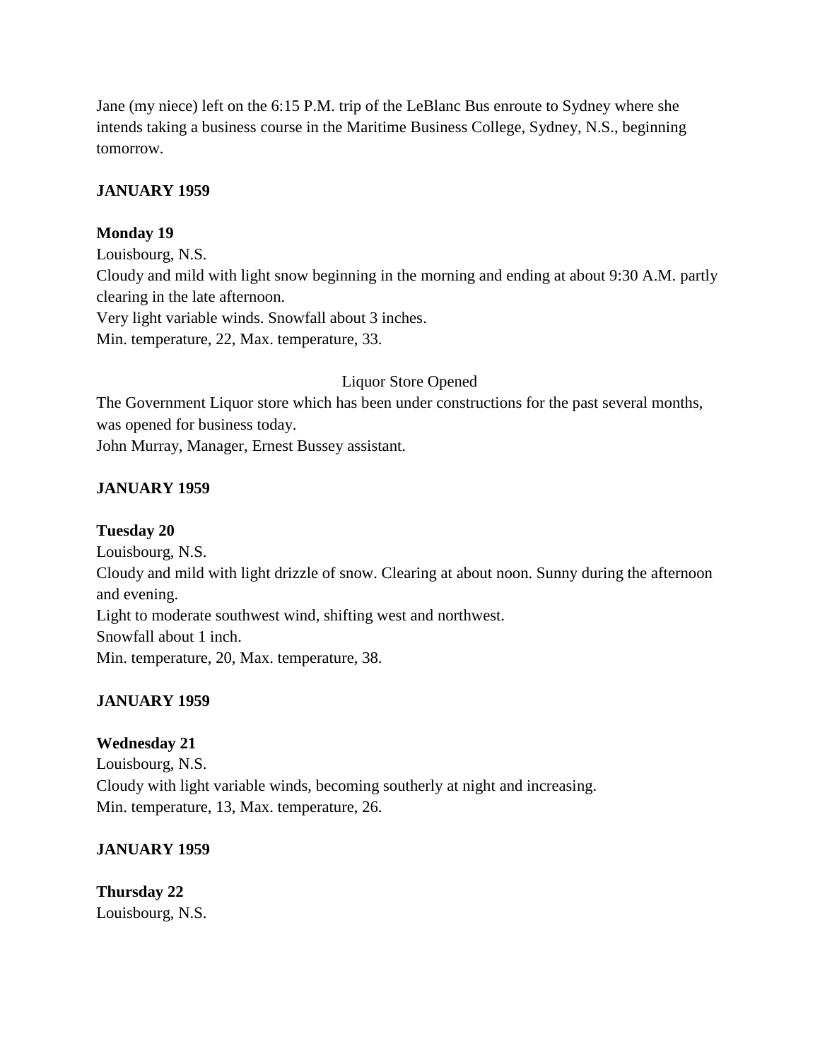Jane (my niece) left on the 6:15 P.M. trip of the LeBlanc Bus enroute to Sydney where she intends taking a business course in the Maritime Business College, Sydney, N.S., beginning tomorrow.

**JANUARY 1959**

**Monday 19**
Louisbourg, N.S.
Cloudy and mild with light snow beginning in the morning and ending at about 9:30 A.M. partly clearing in the late afternoon.
Very light variable winds. Snowfall about 3 inches.
Min. temperature, 22, Max. temperature, 33.

Liquor Store Opened

The Government Liquor store which has been under constructions for the past several months, was opened for business today.
John Murray, Manager, Ernest Bussey assistant.

**JANUARY 1959**

**Tuesday 20**
Louisbourg, N.S.
Cloudy and mild with light drizzle of snow. Clearing at about noon. Sunny during the afternoon and evening.
Light to moderate southwest wind, shifting west and northwest.
Snowfall about 1 inch.
Min. temperature, 20, Max. temperature, 38.

**JANUARY 1959**

**Wednesday 21**
Louisbourg, N.S.
Cloudy with light variable winds, becoming southerly at night and increasing.
Min. temperature, 13, Max. temperature, 26.

**JANUARY 1959**

**Thursday 22**
Louisbourg, N.S.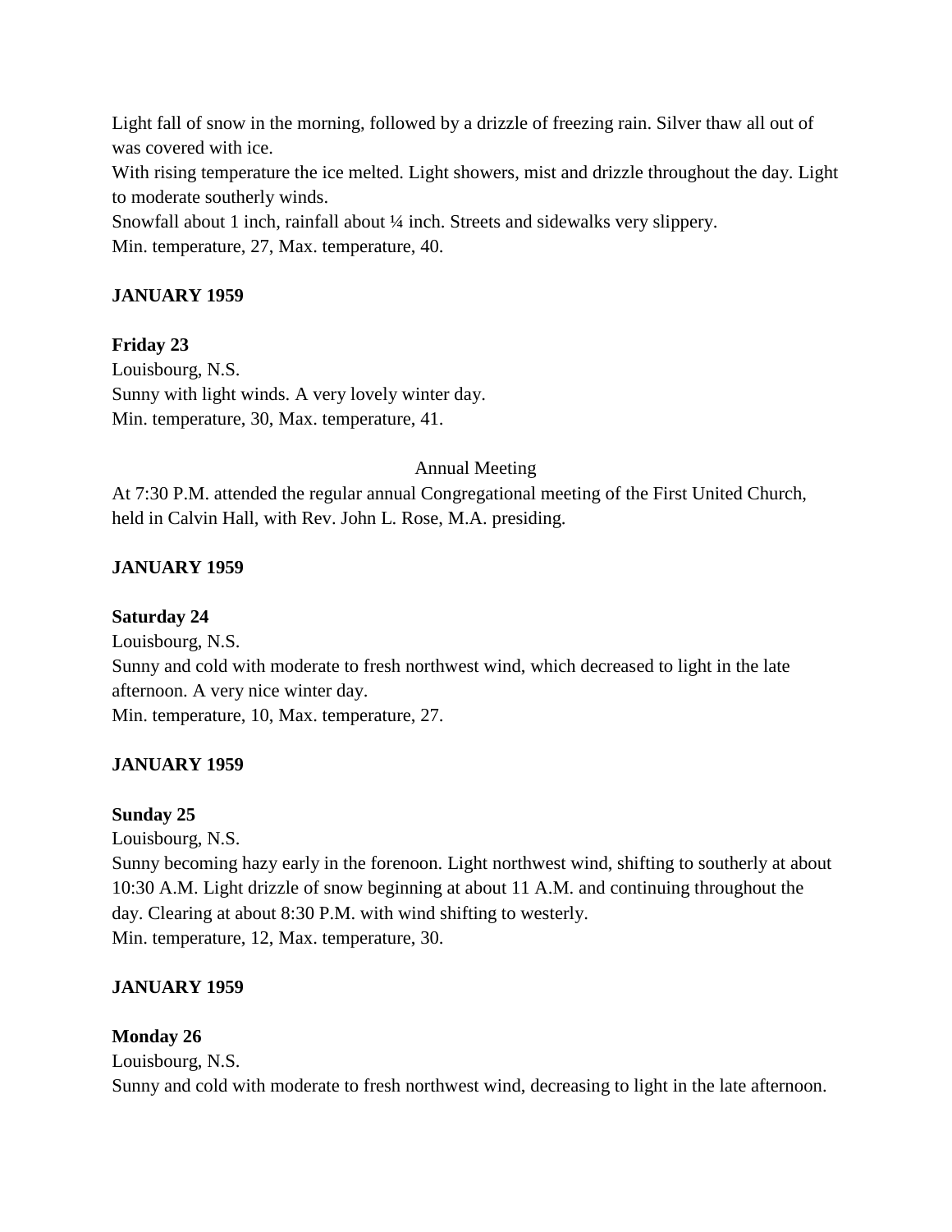Light fall of snow in the morning, followed by a drizzle of freezing rain. Silver thaw all out of was covered with ice.

With rising temperature the ice melted. Light showers, mist and drizzle throughout the day. Light to moderate southerly winds.

Snowfall about 1 inch, rainfall about ¼ inch. Streets and sidewalks very slippery.

Min. temperature, 27, Max. temperature, 40.

**JANUARY 1959**

**Friday 23**

Louisbourg, N.S.

Sunny with light winds. A very lovely winter day.

Min. temperature, 30, Max. temperature, 41.

Annual Meeting

At 7:30 P.M. attended the regular annual Congregational meeting of the First United Church, held in Calvin Hall, with Rev. John L. Rose, M.A. presiding.

**JANUARY 1959**

**Saturday 24**

Louisbourg, N.S.

Sunny and cold with moderate to fresh northwest wind, which decreased to light in the late afternoon. A very nice winter day.

Min. temperature, 10, Max. temperature, 27.

**JANUARY 1959**

**Sunday 25**

Louisbourg, N.S.

Sunny becoming hazy early in the forenoon. Light northwest wind, shifting to southerly at about 10:30 A.M. Light drizzle of snow beginning at about 11 A.M. and continuing throughout the day. Clearing at about 8:30 P.M. with wind shifting to westerly.

Min. temperature, 12, Max. temperature, 30.

**JANUARY 1959**

**Monday 26**

Louisbourg, N.S.

Sunny and cold with moderate to fresh northwest wind, decreasing to light in the late afternoon.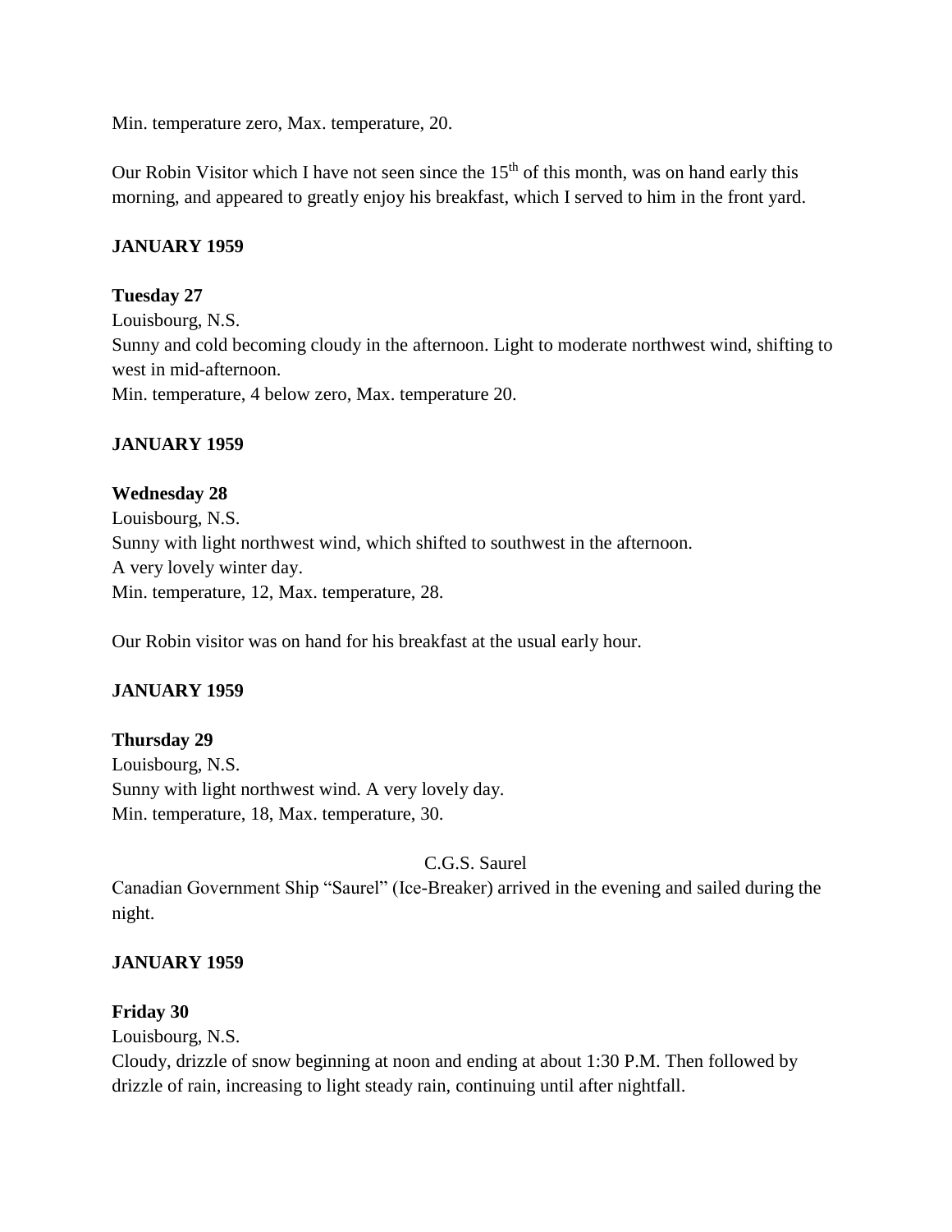Min. temperature zero, Max. temperature, 20.

Our Robin Visitor which I have not seen since the 15th of this month, was on hand early this morning, and appeared to greatly enjoy his breakfast, which I served to him in the front yard.

**JANUARY 1959**

**Tuesday 27**
Louisbourg, N.S.
Sunny and cold becoming cloudy in the afternoon. Light to moderate northwest wind, shifting to west in mid-afternoon.
Min. temperature, 4 below zero, Max. temperature 20.

**JANUARY 1959**

**Wednesday 28**
Louisbourg, N.S.
Sunny with light northwest wind, which shifted to southwest in the afternoon.
A very lovely winter day.
Min. temperature, 12, Max. temperature, 28.

Our Robin visitor was on hand for his breakfast at the usual early hour.

**JANUARY 1959**

**Thursday 29**
Louisbourg, N.S.
Sunny with light northwest wind. A very lovely day.
Min. temperature, 18, Max. temperature, 30.

C.G.S. Saurel

Canadian Government Ship "Saurel" (Ice-Breaker) arrived in the evening and sailed during the night.

**JANUARY 1959**

**Friday 30**
Louisbourg, N.S.
Cloudy, drizzle of snow beginning at noon and ending at about 1:30 P.M. Then followed by drizzle of rain, increasing to light steady rain, continuing until after nightfall.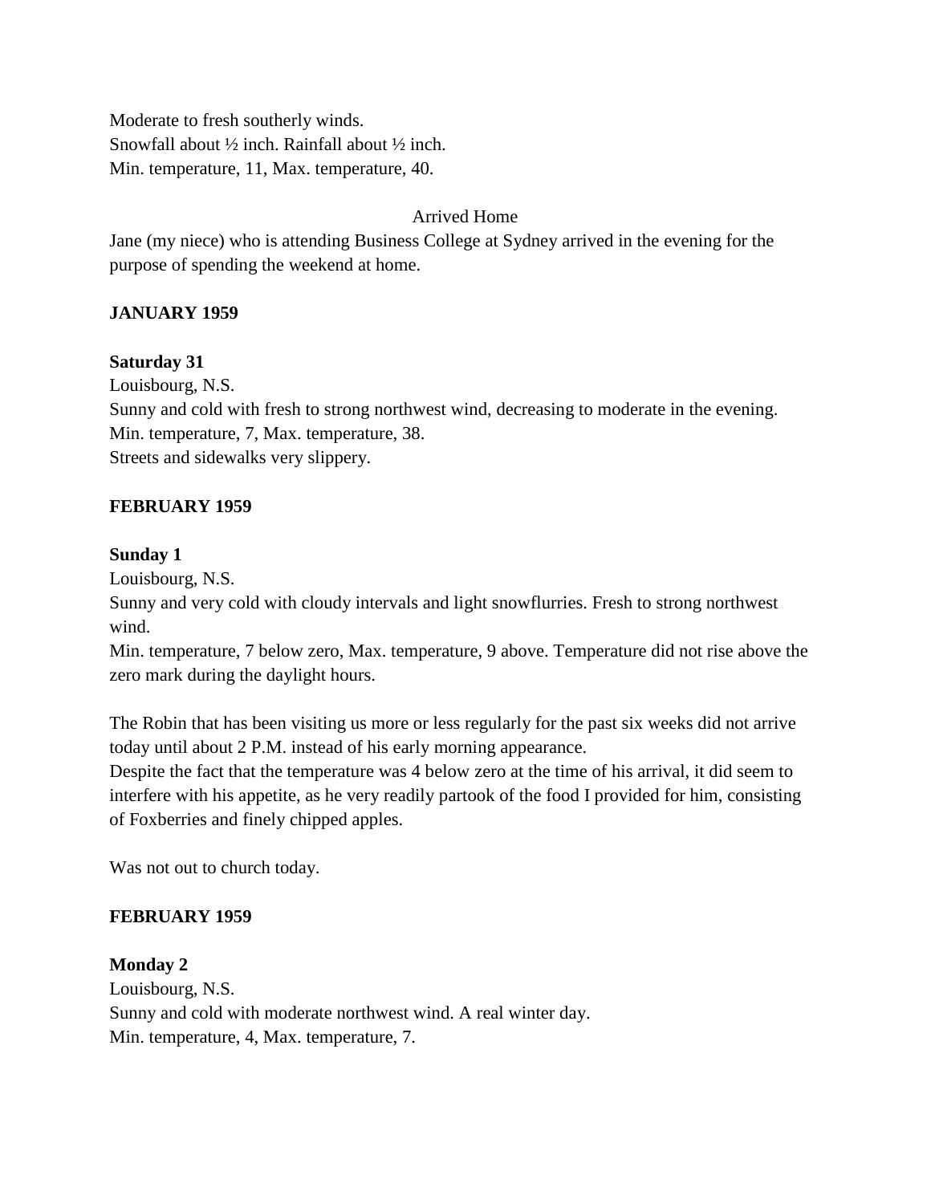Moderate to fresh southerly winds.
Snowfall about ½ inch. Rainfall about ½ inch.
Min. temperature, 11, Max. temperature, 40.

Arrived Home

Jane (my niece) who is attending Business College at Sydney arrived in the evening for the purpose of spending the weekend at home.

**JANUARY 1959**

**Saturday 31**
Louisbourg, N.S.
Sunny and cold with fresh to strong northwest wind, decreasing to moderate in the evening.
Min. temperature, 7, Max. temperature, 38.
Streets and sidewalks very slippery.

**FEBRUARY 1959**

**Sunday 1**
Louisbourg, N.S.
Sunny and very cold with cloudy intervals and light snowflurries. Fresh to strong northwest wind.
Min. temperature, 7 below zero, Max. temperature, 9 above. Temperature did not rise above the zero mark during the daylight hours.

The Robin that has been visiting us more or less regularly for the past six weeks did not arrive today until about 2 P.M. instead of his early morning appearance.
Despite the fact that the temperature was 4 below zero at the time of his arrival, it did seem to interfere with his appetite, as he very readily partook of the food I provided for him, consisting of Foxberries and finely chipped apples.

Was not out to church today.

**FEBRUARY 1959**

**Monday 2**
Louisbourg, N.S.
Sunny and cold with moderate northwest wind. A real winter day.
Min. temperature, 4, Max. temperature, 7.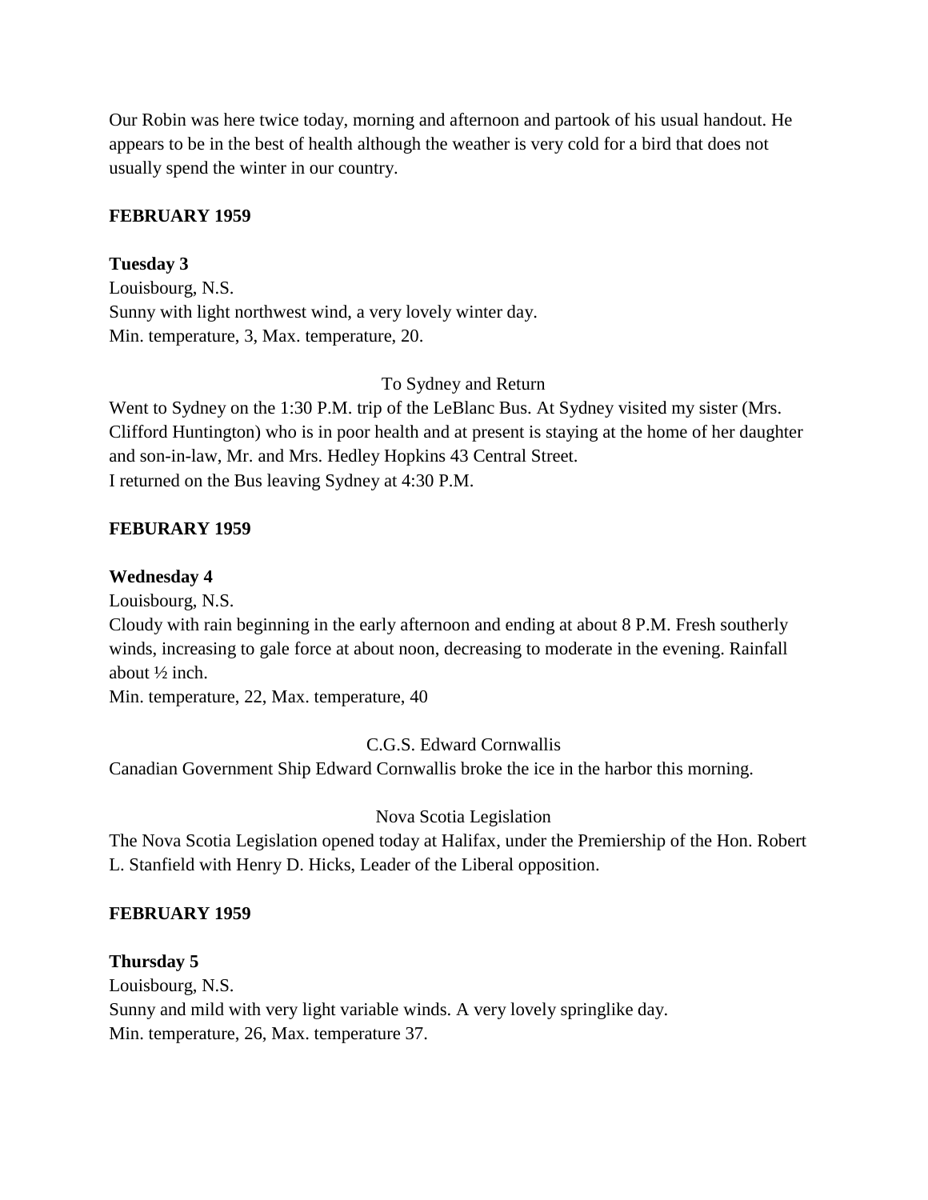Our Robin was here twice today, morning and afternoon and partook of his usual handout. He appears to be in the best of health although the weather is very cold for a bird that does not usually spend the winter in our country.

**FEBRUARY 1959**

**Tuesday 3**
Louisbourg, N.S.
Sunny with light northwest wind, a very lovely winter day.
Min. temperature, 3, Max. temperature, 20.

To Sydney and Return

Went to Sydney on the 1:30 P.M. trip of the LeBlanc Bus. At Sydney visited my sister (Mrs. Clifford Huntington) who is in poor health and at present is staying at the home of her daughter and son-in-law, Mr. and Mrs. Hedley Hopkins 43 Central Street.
I returned on the Bus leaving Sydney at 4:30 P.M.

**FEBURARY 1959**

**Wednesday 4**
Louisbourg, N.S.
Cloudy with rain beginning in the early afternoon and ending at about 8 P.M. Fresh southerly winds, increasing to gale force at about noon, decreasing to moderate in the evening. Rainfall about ½ inch.
Min. temperature, 22, Max. temperature, 40

C.G.S. Edward Cornwallis

Canadian Government Ship Edward Cornwallis broke the ice in the harbor this morning.

Nova Scotia Legislation

The Nova Scotia Legislation opened today at Halifax, under the Premiership of the Hon. Robert L. Stanfield with Henry D. Hicks, Leader of the Liberal opposition.

**FEBRUARY 1959**

**Thursday 5**
Louisbourg, N.S.
Sunny and mild with very light variable winds. A very lovely springlike day.
Min. temperature, 26, Max. temperature 37.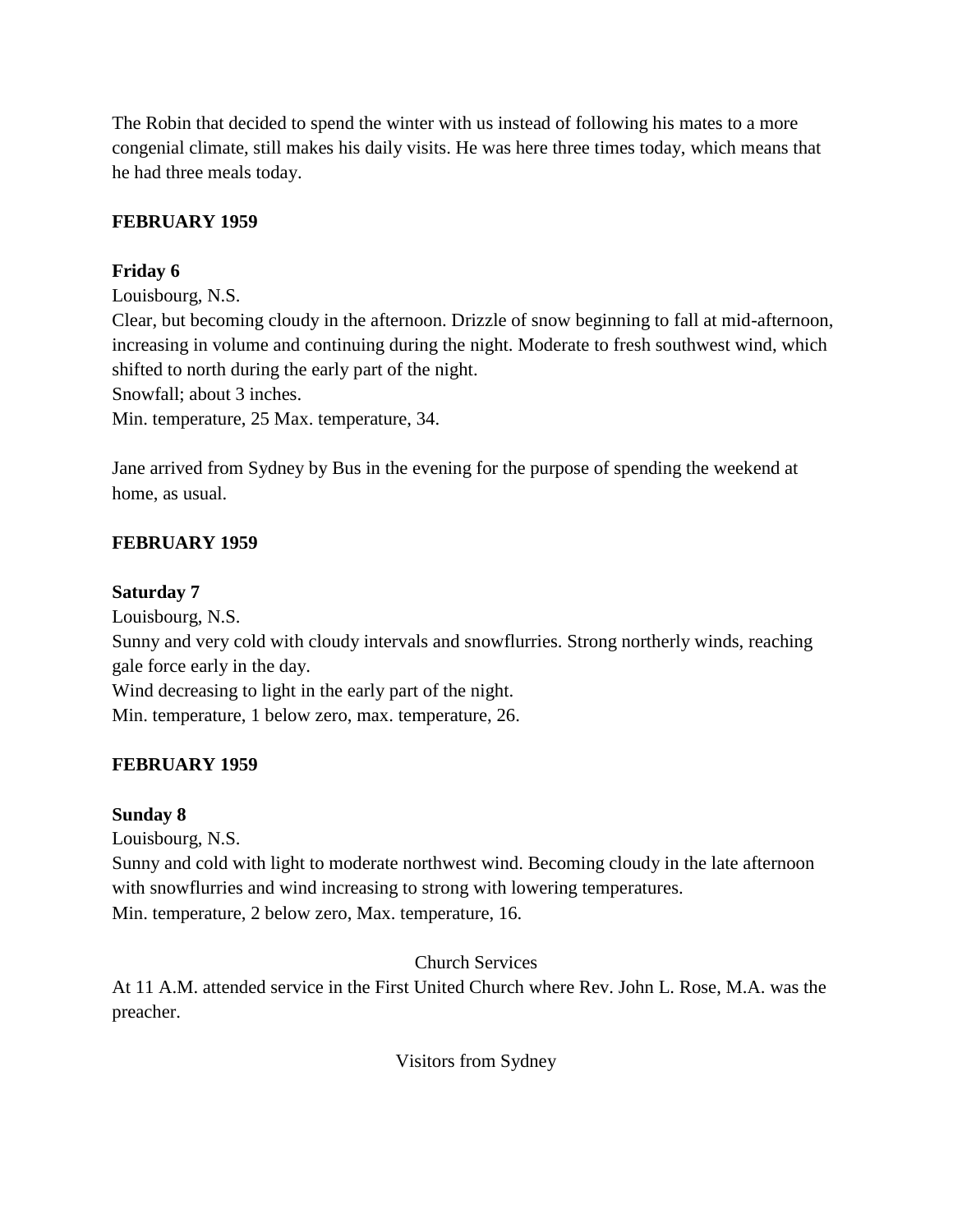The Robin that decided to spend the winter with us instead of following his mates to a more congenial climate, still makes his daily visits. He was here three times today, which means that he had three meals today.

**FEBRUARY 1959**

**Friday 6**

Louisbourg, N.S.

Clear, but becoming cloudy in the afternoon. Drizzle of snow beginning to fall at mid-afternoon, increasing in volume and continuing during the night. Moderate to fresh southwest wind, which shifted to north during the early part of the night.

Snowfall; about 3 inches.

Min. temperature, 25 Max. temperature, 34.

Jane arrived from Sydney by Bus in the evening for the purpose of spending the weekend at home, as usual.

**FEBRUARY 1959**

**Saturday 7**

Louisbourg, N.S.

Sunny and very cold with cloudy intervals and snowflurries. Strong northerly winds, reaching gale force early in the day.

Wind decreasing to light in the early part of the night.

Min. temperature, 1 below zero, max. temperature, 26.

**FEBRUARY 1959**

**Sunday 8**

Louisbourg, N.S.

Sunny and cold with light to moderate northwest wind. Becoming cloudy in the late afternoon with snowflurries and wind increasing to strong with lowering temperatures.

Min. temperature, 2 below zero, Max. temperature, 16.

Church Services

At 11 A.M. attended service in the First United Church where Rev. John L. Rose, M.A. was the preacher.

Visitors from Sydney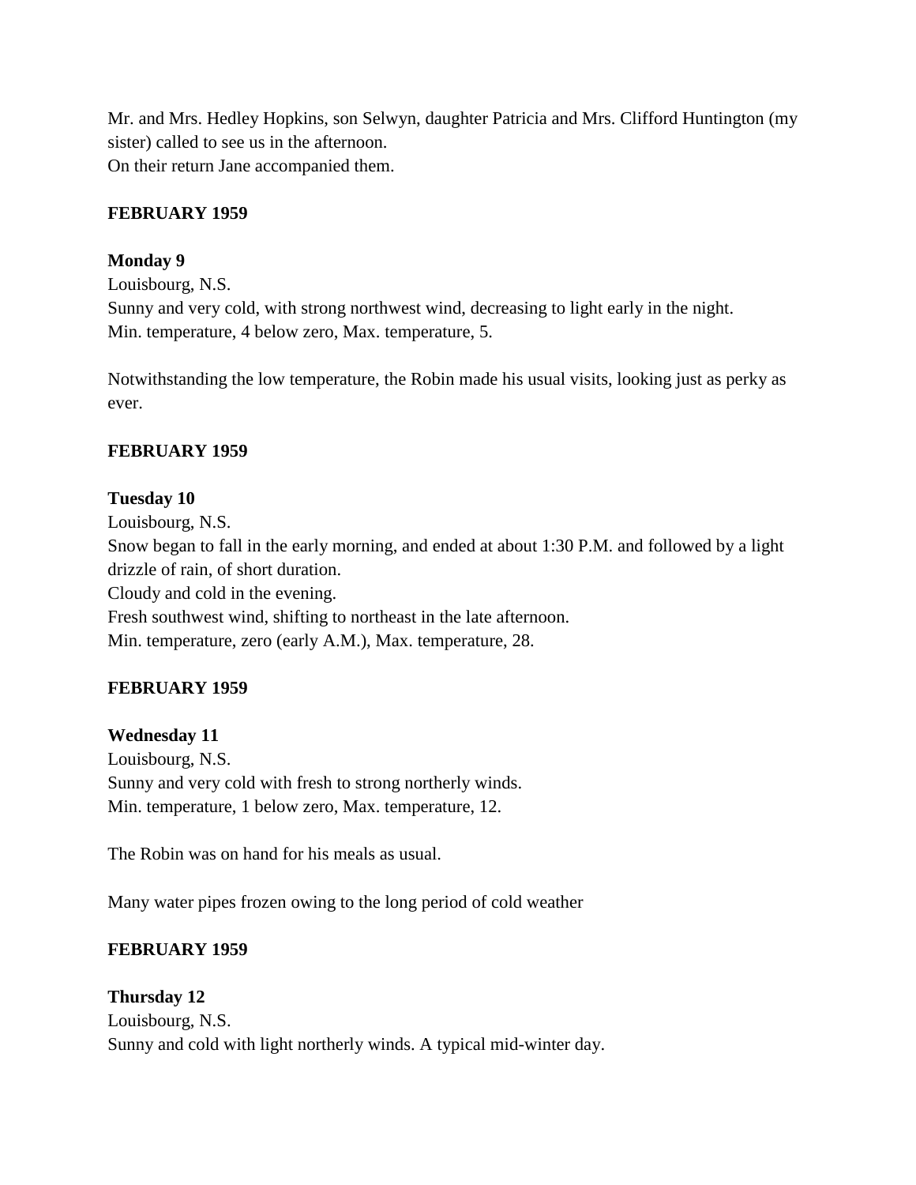Mr. and Mrs. Hedley Hopkins, son Selwyn, daughter Patricia and Mrs. Clifford Huntington (my sister) called to see us in the afternoon.
On their return Jane accompanied them.

**FEBRUARY 1959**

**Monday 9**
Louisbourg, N.S.
Sunny and very cold, with strong northwest wind, decreasing to light early in the night.
Min. temperature, 4 below zero, Max. temperature, 5.

Notwithstanding the low temperature, the Robin made his usual visits, looking just as perky as ever.

**FEBRUARY 1959**

**Tuesday 10**
Louisbourg, N.S.
Snow began to fall in the early morning, and ended at about 1:30 P.M. and followed by a light drizzle of rain, of short duration.
Cloudy and cold in the evening.
Fresh southwest wind, shifting to northeast in the late afternoon.
Min. temperature, zero (early A.M.), Max. temperature, 28.

**FEBRUARY 1959**

**Wednesday 11**
Louisbourg, N.S.
Sunny and very cold with fresh to strong northerly winds.
Min. temperature, 1 below zero, Max. temperature, 12.

The Robin was on hand for his meals as usual.

Many water pipes frozen owing to the long period of cold weather

**FEBRUARY 1959**

**Thursday 12**
Louisbourg, N.S.
Sunny and cold with light northerly winds. A typical mid-winter day.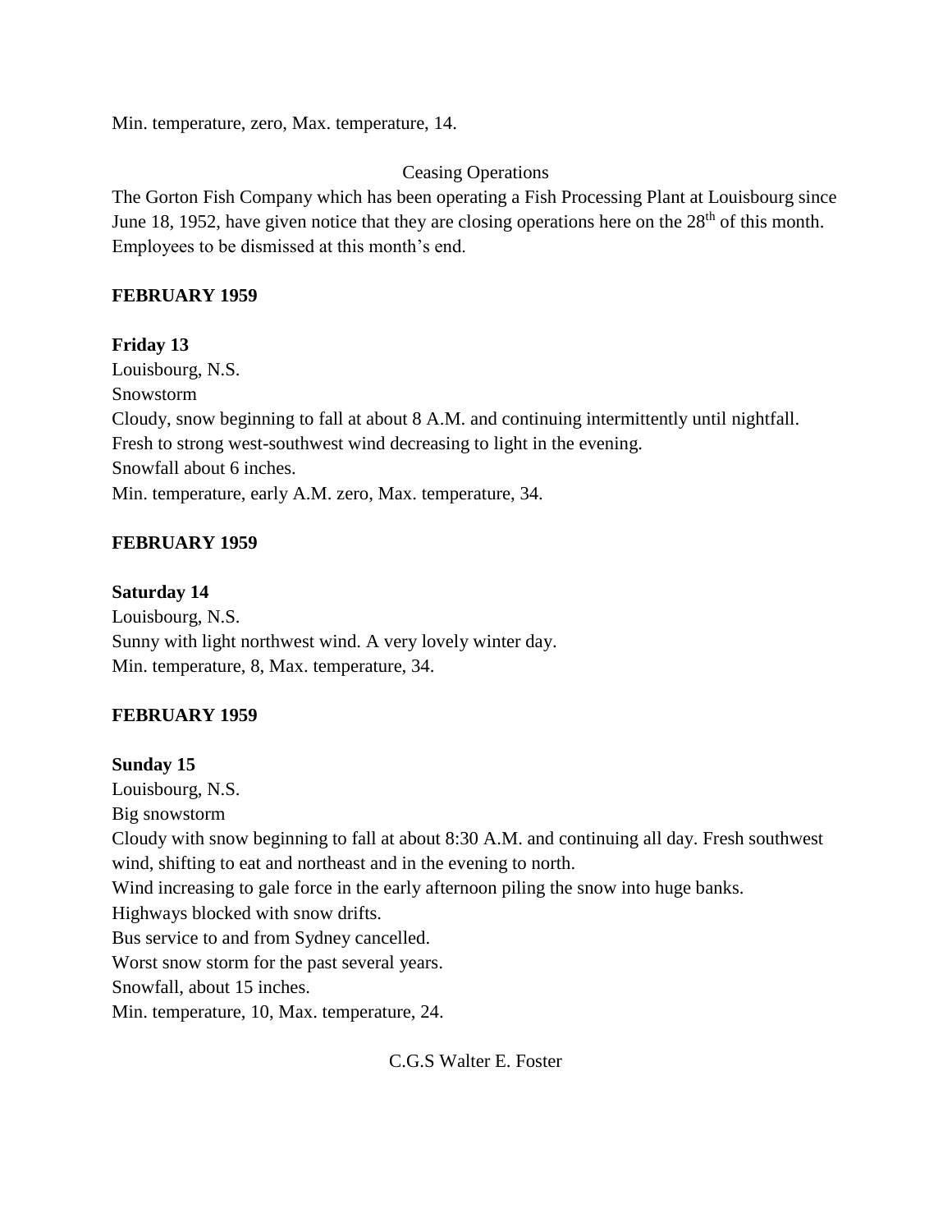Min. temperature, zero, Max. temperature, 14.

Ceasing Operations

The Gorton Fish Company which has been operating a Fish Processing Plant at Louisbourg since June 18, 1952, have given notice that they are closing operations here on the 28th of this month. Employees to be dismissed at this month's end.

**FEBRUARY 1959**

**Friday 13**
Louisbourg, N.S.
Snowstorm
Cloudy, snow beginning to fall at about 8 A.M. and continuing intermittently until nightfall.
Fresh to strong west-southwest wind decreasing to light in the evening.
Snowfall about 6 inches.
Min. temperature, early A.M. zero, Max. temperature, 34.

**FEBRUARY 1959**

**Saturday 14**
Louisbourg, N.S.
Sunny with light northwest wind. A very lovely winter day.
Min. temperature, 8, Max. temperature, 34.

**FEBRUARY 1959**

**Sunday 15**
Louisbourg, N.S.
Big snowstorm
Cloudy with snow beginning to fall at about 8:30 A.M. and continuing all day. Fresh southwest wind, shifting to eat and northeast and in the evening to north.
Wind increasing to gale force in the early afternoon piling the snow into huge banks.
Highways blocked with snow drifts.
Bus service to and from Sydney cancelled.
Worst snow storm for the past several years.
Snowfall, about 15 inches.
Min. temperature, 10, Max. temperature, 24.

C.G.S Walter E. Foster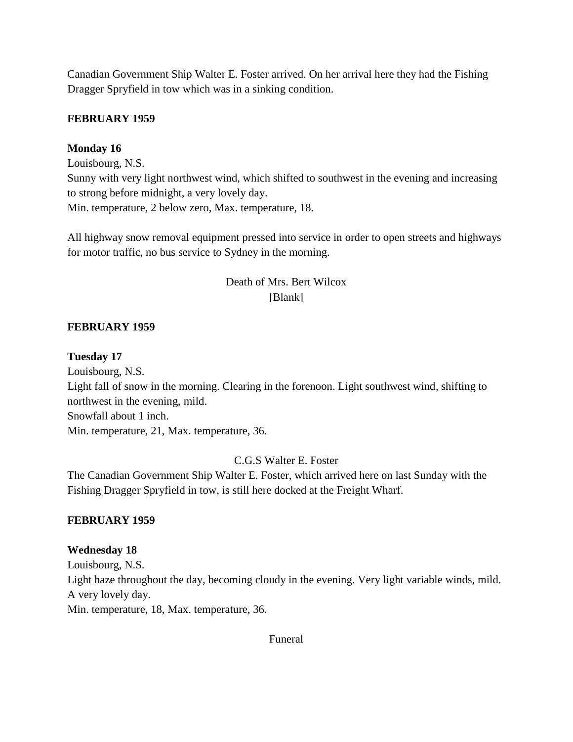Canadian Government Ship Walter E. Foster arrived. On her arrival here they had the Fishing Dragger Spryfield in tow which was in a sinking condition.

**FEBRUARY 1959**

**Monday 16**

Louisbourg, N.S.

Sunny with very light northwest wind, which shifted to southwest in the evening and increasing to strong before midnight, a very lovely day.

Min. temperature, 2 below zero, Max. temperature, 18.

All highway snow removal equipment pressed into service in order to open streets and highways for motor traffic, no bus service to Sydney in the morning.

Death of Mrs. Bert Wilcox

[Blank]

**FEBRUARY 1959**

**Tuesday 17**

Louisbourg, N.S.

Light fall of snow in the morning. Clearing in the forenoon. Light southwest wind, shifting to northwest in the evening, mild.

Snowfall about 1 inch.

Min. temperature, 21, Max. temperature, 36.

C.G.S Walter E. Foster

The Canadian Government Ship Walter E. Foster, which arrived here on last Sunday with the Fishing Dragger Spryfield in tow, is still here docked at the Freight Wharf.

**FEBRUARY 1959**

**Wednesday 18**

Louisbourg, N.S.

Light haze throughout the day, becoming cloudy in the evening. Very light variable winds, mild. A very lovely day.

Min. temperature, 18, Max. temperature, 36.

Funeral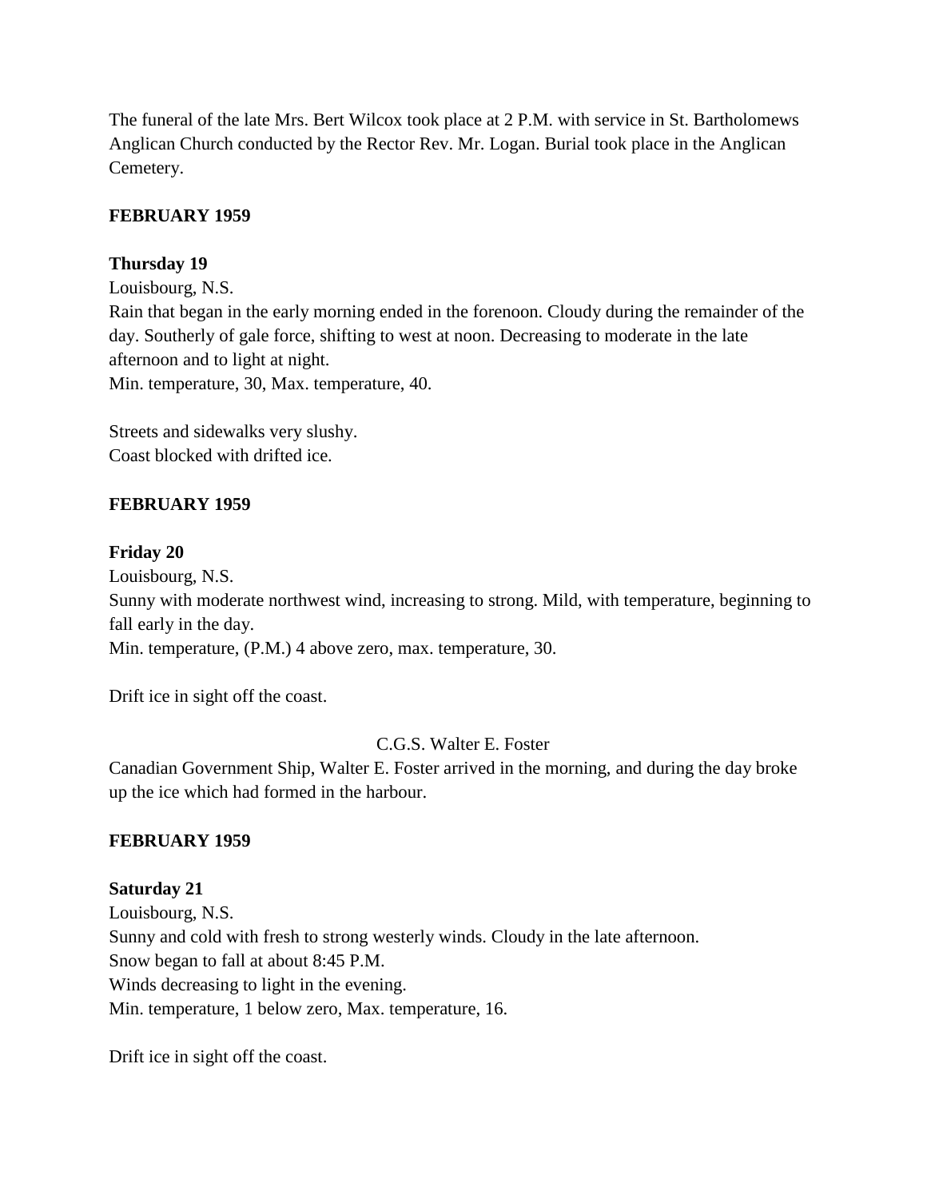The funeral of the late Mrs. Bert Wilcox took place at 2 P.M. with service in St. Bartholomews Anglican Church conducted by the Rector Rev. Mr. Logan. Burial took place in the Anglican Cemetery.

**FEBRUARY 1959**

**Thursday 19**
Louisbourg, N.S.
Rain that began in the early morning ended in the forenoon. Cloudy during the remainder of the day. Southerly of gale force, shifting to west at noon. Decreasing to moderate in the late afternoon and to light at night.
Min. temperature, 30, Max. temperature, 40.

Streets and sidewalks very slushy.
Coast blocked with drifted ice.

**FEBRUARY 1959**

**Friday 20**
Louisbourg, N.S.
Sunny with moderate northwest wind, increasing to strong. Mild, with temperature, beginning to fall early in the day.
Min. temperature, (P.M.) 4 above zero, max. temperature, 30.

Drift ice in sight off the coast.

C.G.S. Walter E. Foster

Canadian Government Ship, Walter E. Foster arrived in the morning, and during the day broke up the ice which had formed in the harbour.

**FEBRUARY 1959**

**Saturday 21**
Louisbourg, N.S.
Sunny and cold with fresh to strong westerly winds. Cloudy in the late afternoon.
Snow began to fall at about 8:45 P.M.
Winds decreasing to light in the evening.
Min. temperature, 1 below zero, Max. temperature, 16.

Drift ice in sight off the coast.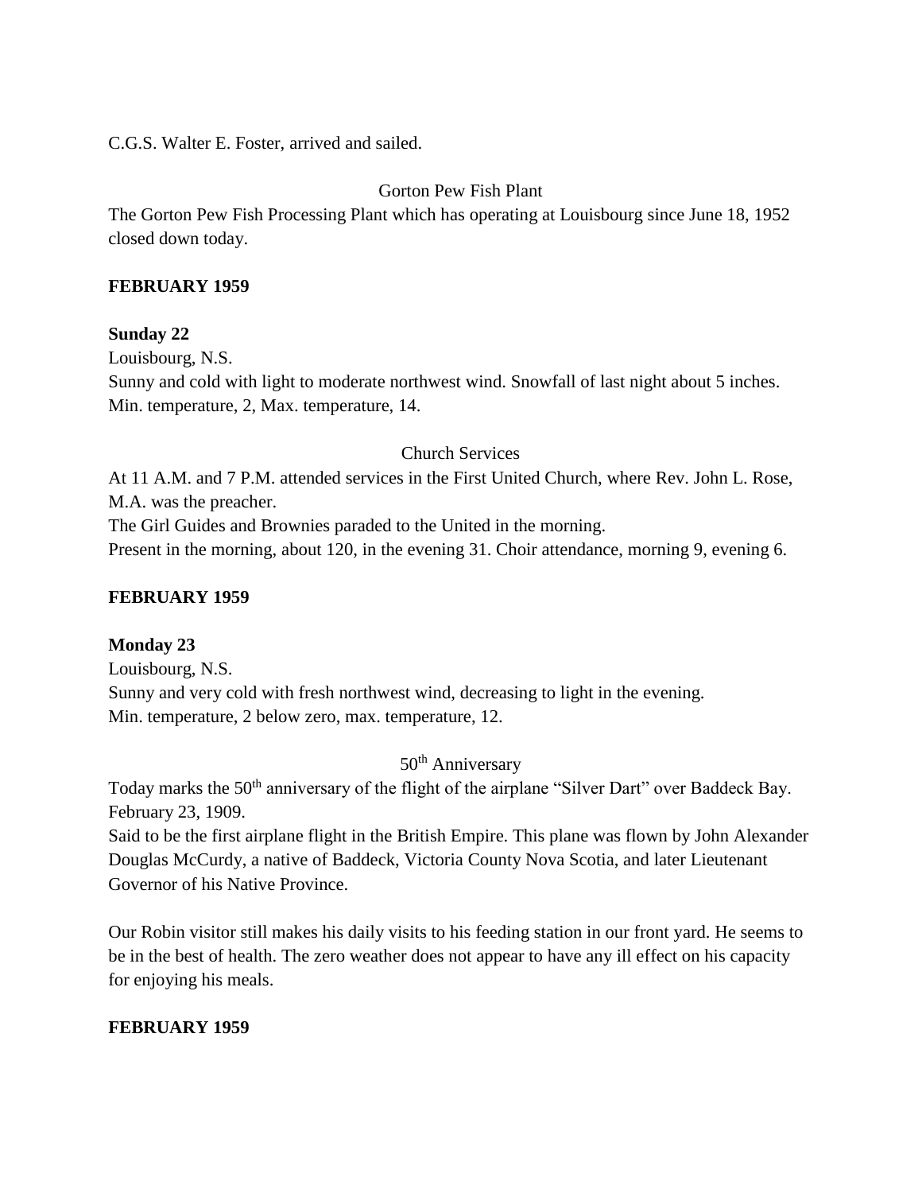C.G.S. Walter E. Foster, arrived and sailed.

Gorton Pew Fish Plant

The Gorton Pew Fish Processing Plant which has operating at Louisbourg since June 18, 1952 closed down today.

**FEBRUARY 1959**

**Sunday 22**

Louisbourg, N.S.

Sunny and cold with light to moderate northwest wind. Snowfall of last night about 5 inches.
Min. temperature, 2, Max. temperature, 14.

Church Services

At 11 A.M. and 7 P.M. attended services in the First United Church, where Rev. John L. Rose, M.A. was the preacher.

The Girl Guides and Brownies paraded to the United in the morning.

Present in the morning, about 120, in the evening 31. Choir attendance, morning 9, evening 6.

**FEBRUARY 1959**

**Monday 23**

Louisbourg, N.S.

Sunny and very cold with fresh northwest wind, decreasing to light in the evening.
Min. temperature, 2 below zero, max. temperature, 12.

50th Anniversary

Today marks the 50th anniversary of the flight of the airplane "Silver Dart" over Baddeck Bay. February 23, 1909.

Said to be the first airplane flight in the British Empire. This plane was flown by John Alexander Douglas McCurdy, a native of Baddeck, Victoria County Nova Scotia, and later Lieutenant Governor of his Native Province.

Our Robin visitor still makes his daily visits to his feeding station in our front yard. He seems to be in the best of health. The zero weather does not appear to have any ill effect on his capacity for enjoying his meals.

**FEBRUARY 1959**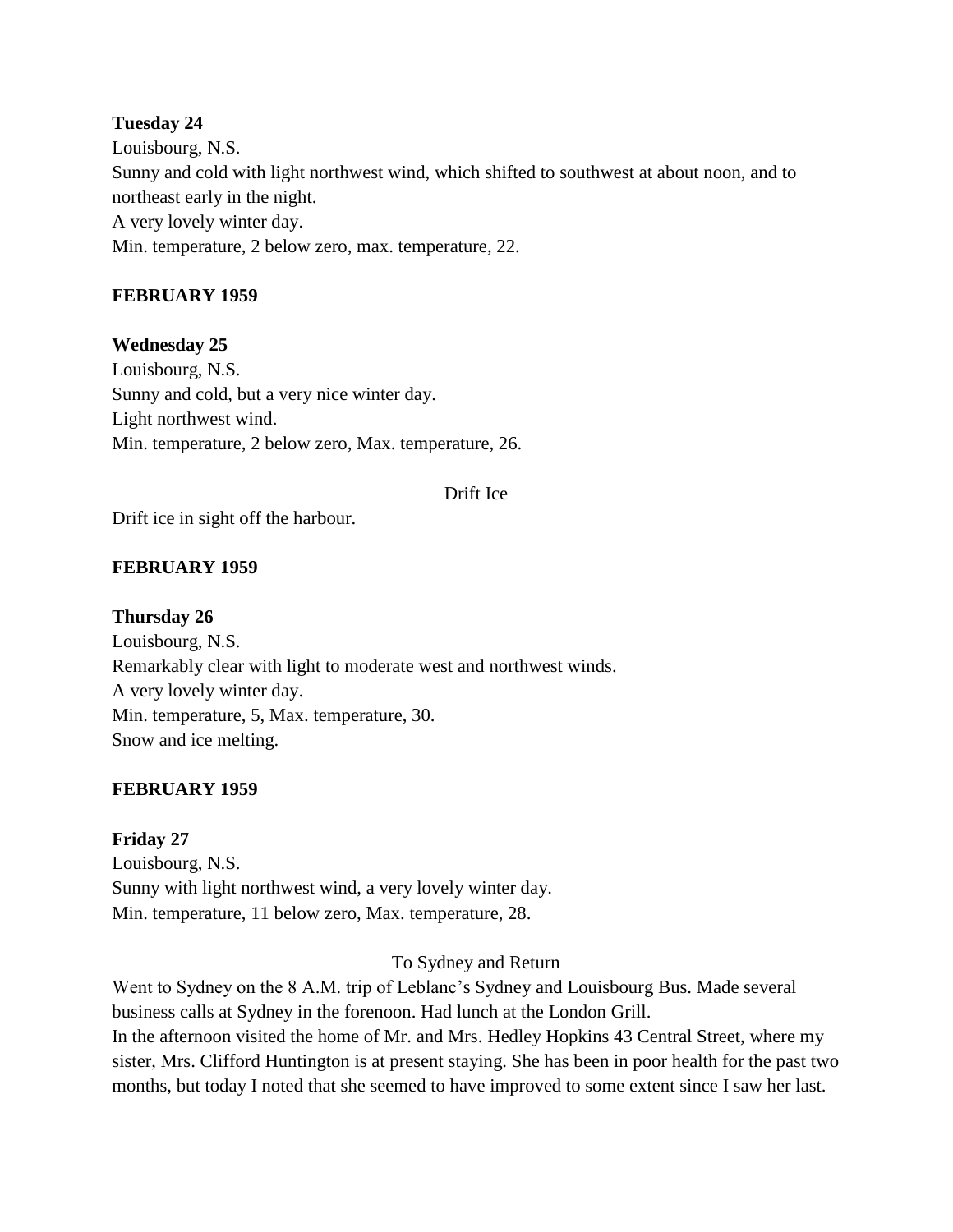**Tuesday 24**

Louisbourg, N.S.

Sunny and cold with light northwest wind, which shifted to southwest at about noon, and to northeast early in the night.

A very lovely winter day.

Min. temperature, 2 below zero, max. temperature, 22.

**FEBRUARY 1959**

**Wednesday 25**

Louisbourg, N.S.

Sunny and cold, but a very nice winter day.

Light northwest wind.

Min. temperature, 2 below zero, Max. temperature, 26.

Drift Ice

Drift ice in sight off the harbour.

**FEBRUARY 1959**

**Thursday 26**

Louisbourg, N.S.

Remarkably clear with light to moderate west and northwest winds.

A very lovely winter day.

Min. temperature, 5, Max. temperature, 30.

Snow and ice melting.

**FEBRUARY 1959**

**Friday 27**

Louisbourg, N.S.

Sunny with light northwest wind, a very lovely winter day.

Min. temperature, 11 below zero, Max. temperature, 28.

To Sydney and Return

Went to Sydney on the 8 A.M. trip of Leblanc's Sydney and Louisbourg Bus. Made several business calls at Sydney in the forenoon. Had lunch at the London Grill.

In the afternoon visited the home of Mr. and Mrs. Hedley Hopkins 43 Central Street, where my sister, Mrs. Clifford Huntington is at present staying. She has been in poor health for the past two months, but today I noted that she seemed to have improved to some extent since I saw her last.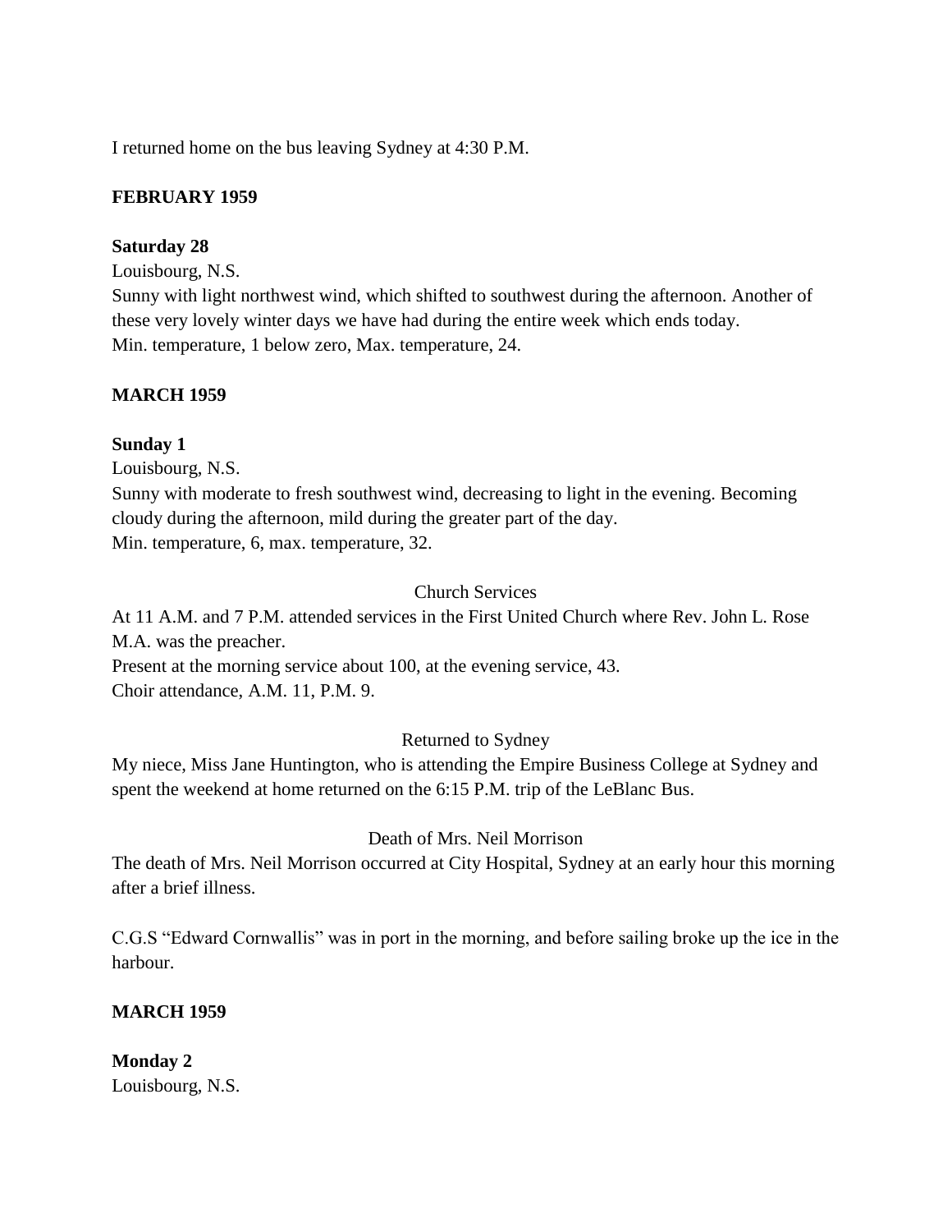I returned home on the bus leaving Sydney at 4:30 P.M.

**FEBRUARY 1959**

**Saturday 28**

Louisbourg, N.S.

Sunny with light northwest wind, which shifted to southwest during the afternoon. Another of these very lovely winter days we have had during the entire week which ends today.

Min. temperature, 1 below zero, Max. temperature, 24.

**MARCH 1959**

**Sunday 1**

Louisbourg, N.S.

Sunny with moderate to fresh southwest wind, decreasing to light in the evening. Becoming cloudy during the afternoon, mild during the greater part of the day.

Min. temperature, 6, max. temperature, 32.

Church Services

At 11 A.M. and 7 P.M. attended services in the First United Church where Rev. John L. Rose M.A. was the preacher.

Present at the morning service about 100, at the evening service, 43.

Choir attendance, A.M. 11, P.M. 9.

Returned to Sydney

My niece, Miss Jane Huntington, who is attending the Empire Business College at Sydney and spent the weekend at home returned on the 6:15 P.M. trip of the LeBlanc Bus.

Death of Mrs. Neil Morrison

The death of Mrs. Neil Morrison occurred at City Hospital, Sydney at an early hour this morning after a brief illness.

C.G.S "Edward Cornwallis" was in port in the morning, and before sailing broke up the ice in the harbour.

**MARCH 1959**

**Monday 2**

Louisbourg, N.S.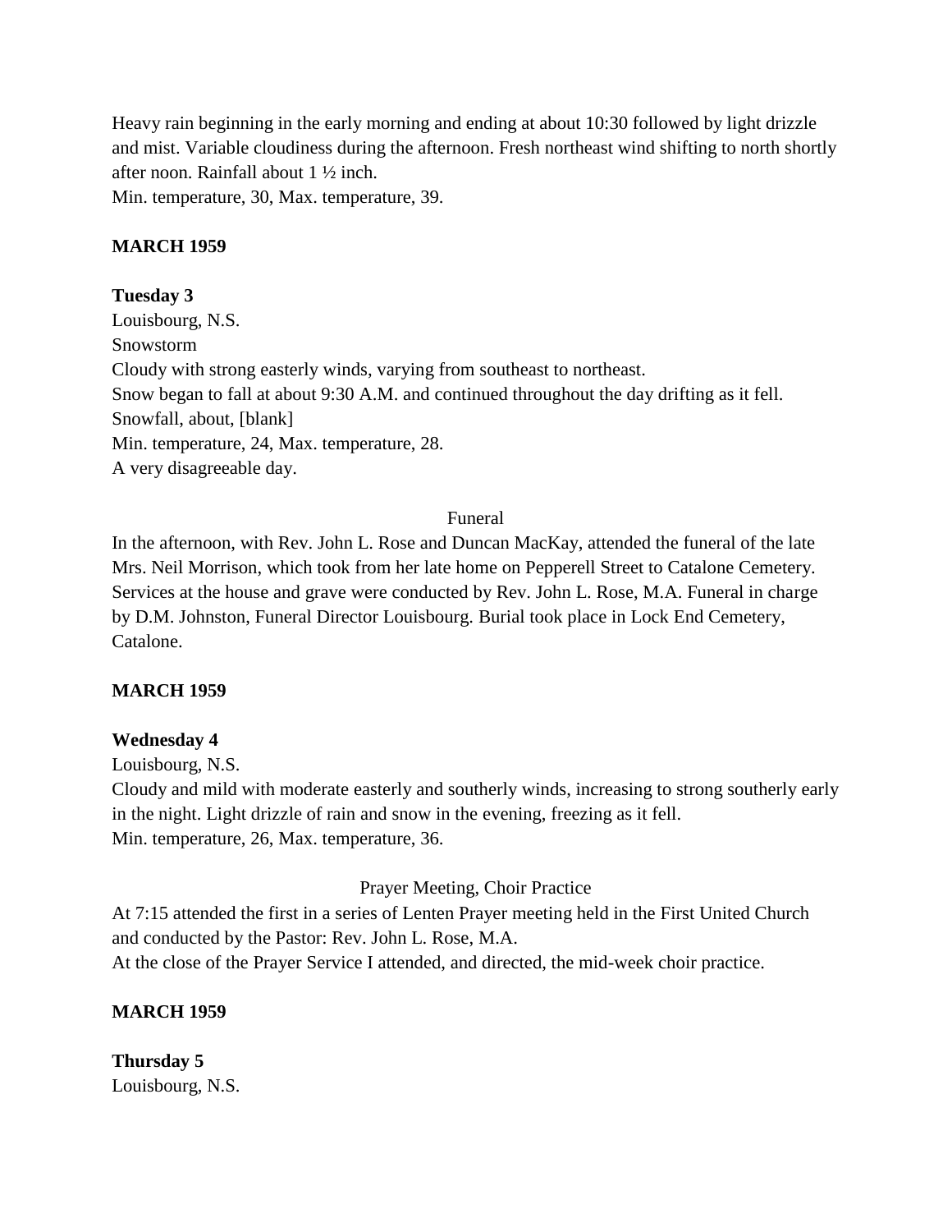Heavy rain beginning in the early morning and ending at about 10:30 followed by light drizzle and mist. Variable cloudiness during the afternoon. Fresh northeast wind shifting to north shortly after noon. Rainfall about 1 ½ inch.
Min. temperature, 30, Max. temperature, 39.

**MARCH 1959**

**Tuesday 3**
Louisbourg, N.S.
Snowstorm
Cloudy with strong easterly winds, varying from southeast to northeast.
Snow began to fall at about 9:30 A.M. and continued throughout the day drifting as it fell.
Snowfall, about, [blank]
Min. temperature, 24, Max. temperature, 28.
A very disagreeable day.

Funeral

In the afternoon, with Rev. John L. Rose and Duncan MacKay, attended the funeral of the late Mrs. Neil Morrison, which took from her late home on Pepperell Street to Catalone Cemetery. Services at the house and grave were conducted by Rev. John L. Rose, M.A. Funeral in charge by D.M. Johnston, Funeral Director Louisbourg. Burial took place in Lock End Cemetery, Catalone.

**MARCH 1959**

**Wednesday 4**
Louisbourg, N.S.
Cloudy and mild with moderate easterly and southerly winds, increasing to strong southerly early in the night. Light drizzle of rain and snow in the evening, freezing as it fell.
Min. temperature, 26, Max. temperature, 36.

Prayer Meeting, Choir Practice

At 7:15 attended the first in a series of Lenten Prayer meeting held in the First United Church and conducted by the Pastor: Rev. John L. Rose, M.A.
At the close of the Prayer Service I attended, and directed, the mid-week choir practice.

**MARCH 1959**

**Thursday 5**
Louisbourg, N.S.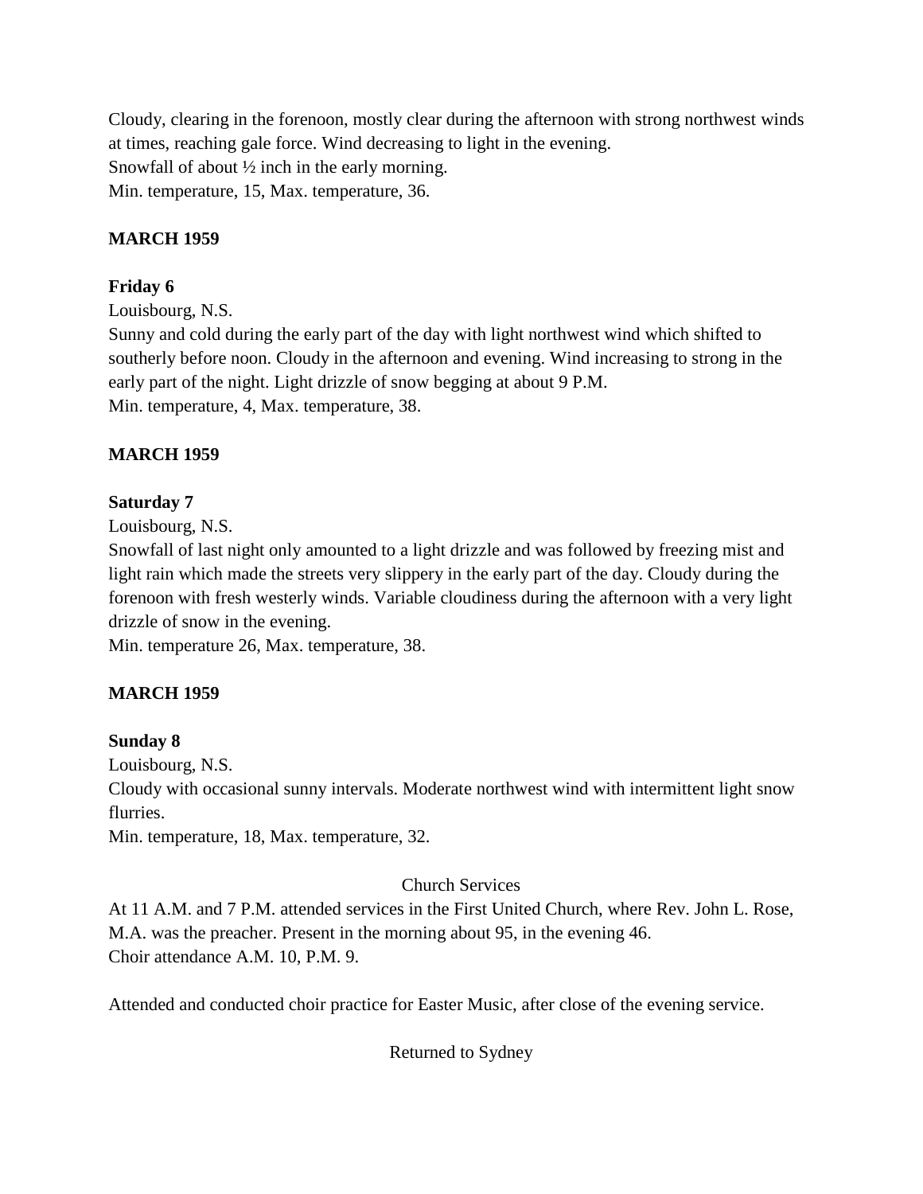Cloudy, clearing in the forenoon, mostly clear during the afternoon with strong northwest winds at times, reaching gale force. Wind decreasing to light in the evening.
Snowfall of about ½ inch in the early morning.
Min. temperature, 15, Max. temperature, 36.

**MARCH 1959**

**Friday 6**
Louisbourg, N.S.
Sunny and cold during the early part of the day with light northwest wind which shifted to southerly before noon. Cloudy in the afternoon and evening. Wind increasing to strong in the early part of the night. Light drizzle of snow begging at about 9 P.M.
Min. temperature, 4, Max. temperature, 38.

**MARCH 1959**

**Saturday 7**
Louisbourg, N.S.
Snowfall of last night only amounted to a light drizzle and was followed by freezing mist and light rain which made the streets very slippery in the early part of the day. Cloudy during the forenoon with fresh westerly winds. Variable cloudiness during the afternoon with a very light drizzle of snow in the evening.
Min. temperature 26, Max. temperature, 38.

**MARCH 1959**

**Sunday 8**
Louisbourg, N.S.
Cloudy with occasional sunny intervals. Moderate northwest wind with intermittent light snow flurries.
Min. temperature, 18, Max. temperature, 32.

Church Services

At 11 A.M. and 7 P.M. attended services in the First United Church, where Rev. John L. Rose, M.A. was the preacher. Present in the morning about 95, in the evening 46.
Choir attendance A.M. 10, P.M. 9.

Attended and conducted choir practice for Easter Music, after close of the evening service.

Returned to Sydney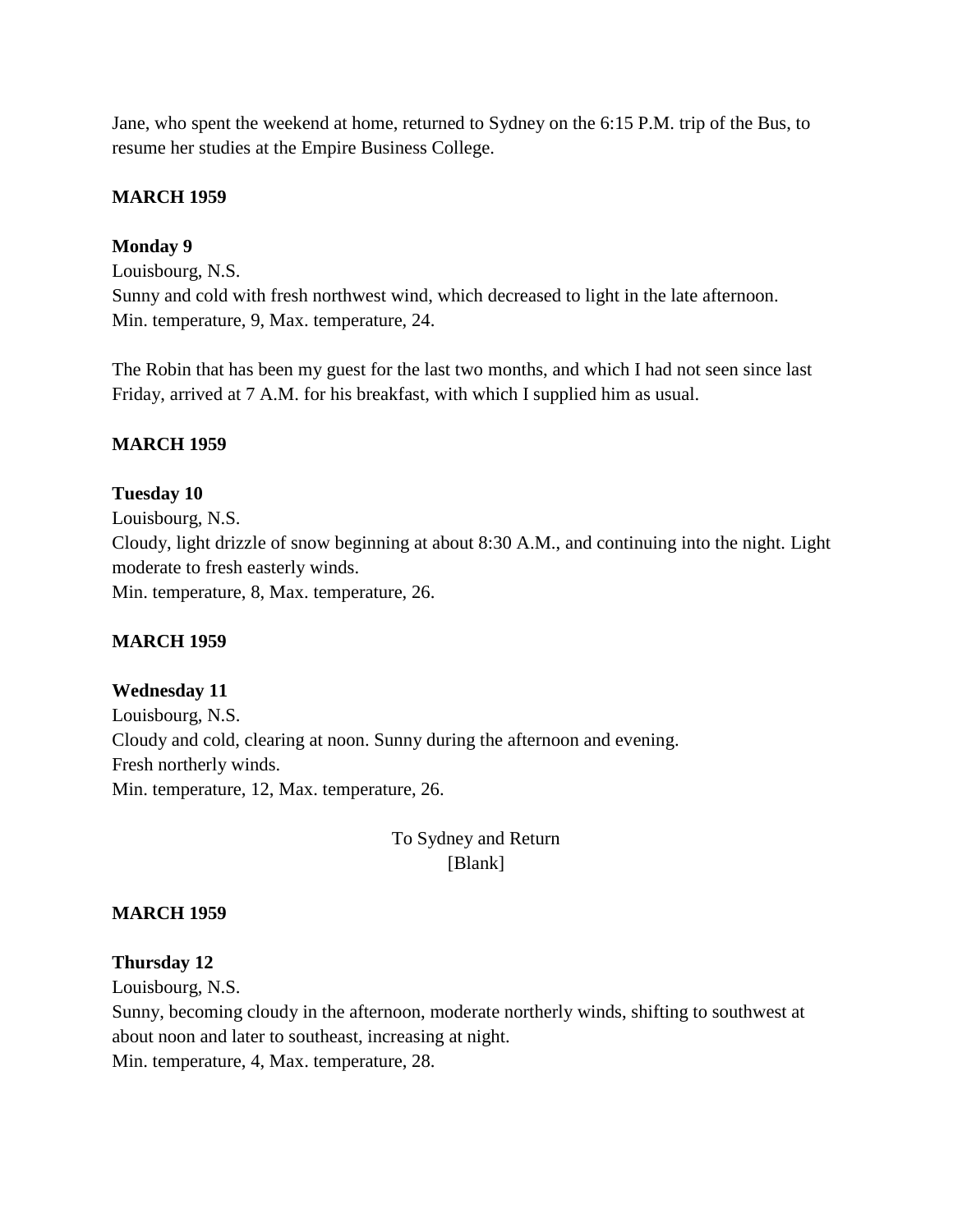Jane, who spent the weekend at home, returned to Sydney on the 6:15 P.M. trip of the Bus, to resume her studies at the Empire Business College.

**MARCH 1959**

**Monday 9**
Louisbourg, N.S.
Sunny and cold with fresh northwest wind, which decreased to light in the late afternoon.
Min. temperature, 9, Max. temperature, 24.

The Robin that has been my guest for the last two months, and which I had not seen since last Friday, arrived at 7 A.M. for his breakfast, with which I supplied him as usual.

**MARCH 1959**

**Tuesday 10**
Louisbourg, N.S.
Cloudy, light drizzle of snow beginning at about 8:30 A.M., and continuing into the night. Light moderate to fresh easterly winds.
Min. temperature, 8, Max. temperature, 26.

**MARCH 1959**

**Wednesday 11**
Louisbourg, N.S.
Cloudy and cold, clearing at noon. Sunny during the afternoon and evening.
Fresh northerly winds.
Min. temperature, 12, Max. temperature, 26.

To Sydney and Return
[Blank]

**MARCH 1959**

**Thursday 12**
Louisbourg, N.S.
Sunny, becoming cloudy in the afternoon, moderate northerly winds, shifting to southwest at about noon and later to southeast, increasing at night.
Min. temperature, 4, Max. temperature, 28.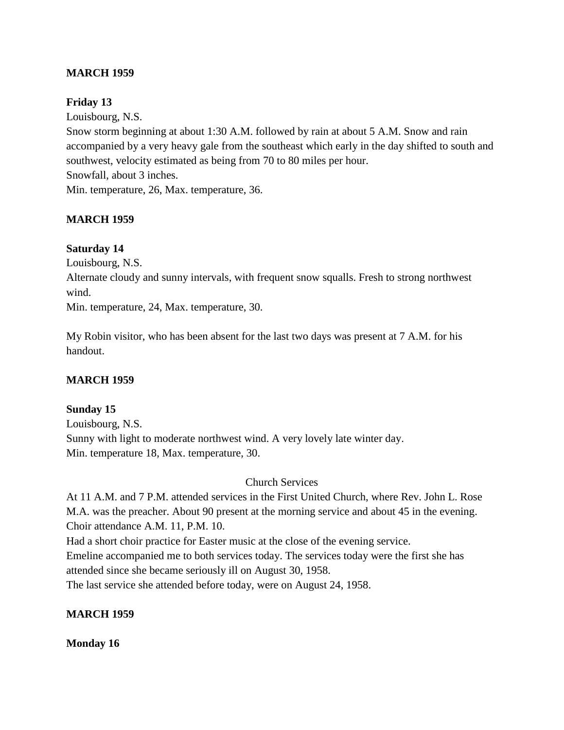**MARCH 1959**

**Friday 13**

Louisbourg, N.S.

Snow storm beginning at about 1:30 A.M. followed by rain at about 5 A.M. Snow and rain accompanied by a very heavy gale from the southeast which early in the day shifted to south and southwest, velocity estimated as being from 70 to 80 miles per hour.

Snowfall, about 3 inches.

Min. temperature, 26, Max. temperature, 36.

**MARCH 1959**

**Saturday 14**

Louisbourg, N.S.

Alternate cloudy and sunny intervals, with frequent snow squalls. Fresh to strong northwest wind.

Min. temperature, 24, Max. temperature, 30.

My Robin visitor, who has been absent for the last two days was present at 7 A.M. for his handout.

**MARCH 1959**

**Sunday 15**

Louisbourg, N.S.

Sunny with light to moderate northwest wind. A very lovely late winter day.

Min. temperature 18, Max. temperature, 30.

Church Services

At 11 A.M. and 7 P.M. attended services in the First United Church, where Rev. John L. Rose M.A. was the preacher. About 90 present at the morning service and about 45 in the evening. Choir attendance A.M. 11, P.M. 10.

Had a short choir practice for Easter music at the close of the evening service.

Emeline accompanied me to both services today. The services today were the first she has attended since she became seriously ill on August 30, 1958.

The last service she attended before today, were on August 24, 1958.

**MARCH 1959**

**Monday 16**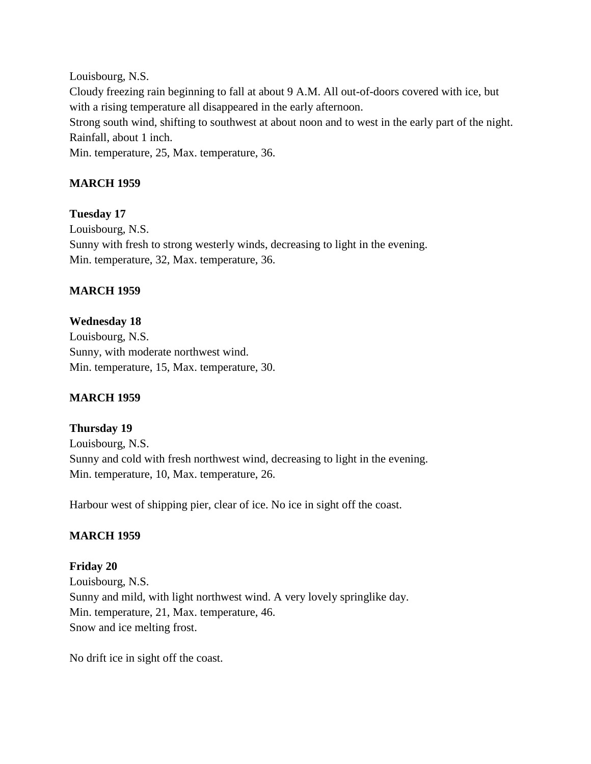Louisbourg, N.S.
Cloudy freezing rain beginning to fall at about 9 A.M. All out-of-doors covered with ice, but with a rising temperature all disappeared in the early afternoon.
Strong south wind, shifting to southwest at about noon and to west in the early part of the night.
Rainfall, about 1 inch.
Min. temperature, 25, Max. temperature, 36.

**MARCH 1959**

**Tuesday 17**
Louisbourg, N.S.
Sunny with fresh to strong westerly winds, decreasing to light in the evening.
Min. temperature, 32, Max. temperature, 36.

**MARCH 1959**

**Wednesday 18**
Louisbourg, N.S.
Sunny, with moderate northwest wind.
Min. temperature, 15, Max. temperature, 30.

**MARCH 1959**

**Thursday 19**
Louisbourg, N.S.
Sunny and cold with fresh northwest wind, decreasing to light in the evening.
Min. temperature, 10, Max. temperature, 26.

Harbour west of shipping pier, clear of ice. No ice in sight off the coast.

**MARCH 1959**

**Friday 20**
Louisbourg, N.S.
Sunny and mild, with light northwest wind. A very lovely springlike day.
Min. temperature, 21, Max. temperature, 46.
Snow and ice melting frost.

No drift ice in sight off the coast.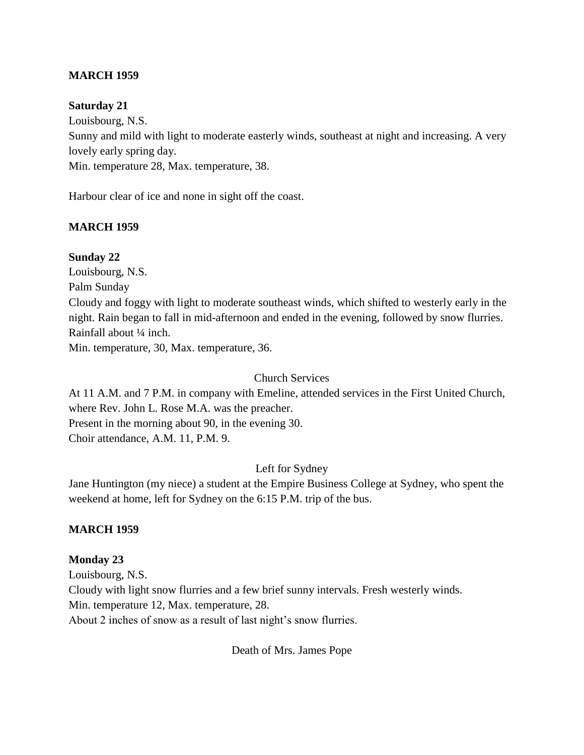**MARCH 1959**

**Saturday 21**

Louisbourg, N.S.

Sunny and mild with light to moderate easterly winds, southeast at night and increasing. A very lovely early spring day.

Min. temperature 28, Max. temperature, 38.

Harbour clear of ice and none in sight off the coast.

**MARCH 1959**

**Sunday 22**

Louisbourg, N.S.

Palm Sunday

Cloudy and foggy with light to moderate southeast winds, which shifted to westerly early in the night. Rain began to fall in mid-afternoon and ended in the evening, followed by snow flurries. Rainfall about ¼ inch.

Min. temperature, 30, Max. temperature, 36.

Church Services

At 11 A.M. and 7 P.M. in company with Emeline, attended services in the First United Church, where Rev. John L. Rose M.A. was the preacher.

Present in the morning about 90, in the evening 30.

Choir attendance, A.M. 11, P.M. 9.

Left for Sydney

Jane Huntington (my niece) a student at the Empire Business College at Sydney, who spent the weekend at home, left for Sydney on the 6:15 P.M. trip of the bus.

**MARCH 1959**

**Monday 23**

Louisbourg, N.S.

Cloudy with light snow flurries and a few brief sunny intervals. Fresh westerly winds.

Min. temperature 12, Max. temperature, 28.

About 2 inches of snow as a result of last night's snow flurries.

Death of Mrs. James Pope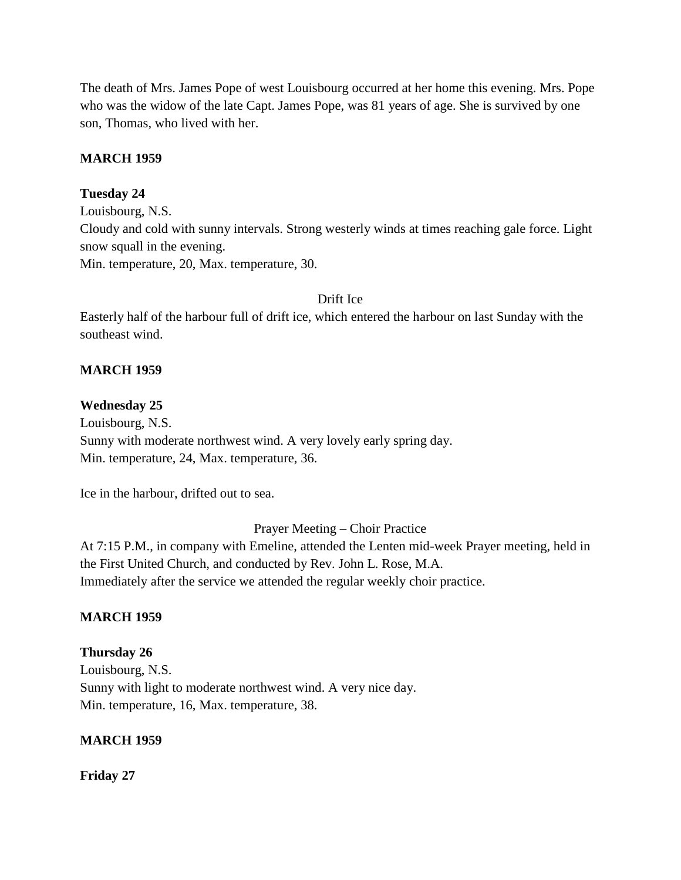The death of Mrs. James Pope of west Louisbourg occurred at her home this evening. Mrs. Pope who was the widow of the late Capt. James Pope, was 81 years of age. She is survived by one son, Thomas, who lived with her.

**MARCH 1959**

**Tuesday 24**

Louisbourg, N.S.

Cloudy and cold with sunny intervals. Strong westerly winds at times reaching gale force. Light snow squall in the evening.

Min. temperature, 20, Max. temperature, 30.

Drift Ice

Easterly half of the harbour full of drift ice, which entered the harbour on last Sunday with the southeast wind.

**MARCH 1959**

**Wednesday 25**

Louisbourg, N.S.

Sunny with moderate northwest wind. A very lovely early spring day.

Min. temperature, 24, Max. temperature, 36.

Ice in the harbour, drifted out to sea.

Prayer Meeting – Choir Practice

At 7:15 P.M., in company with Emeline, attended the Lenten mid-week Prayer meeting, held in the First United Church, and conducted by Rev. John L. Rose, M.A.

Immediately after the service we attended the regular weekly choir practice.

**MARCH 1959**

**Thursday 26**

Louisbourg, N.S.

Sunny with light to moderate northwest wind. A very nice day.

Min. temperature, 16, Max. temperature, 38.

**MARCH 1959**

**Friday 27**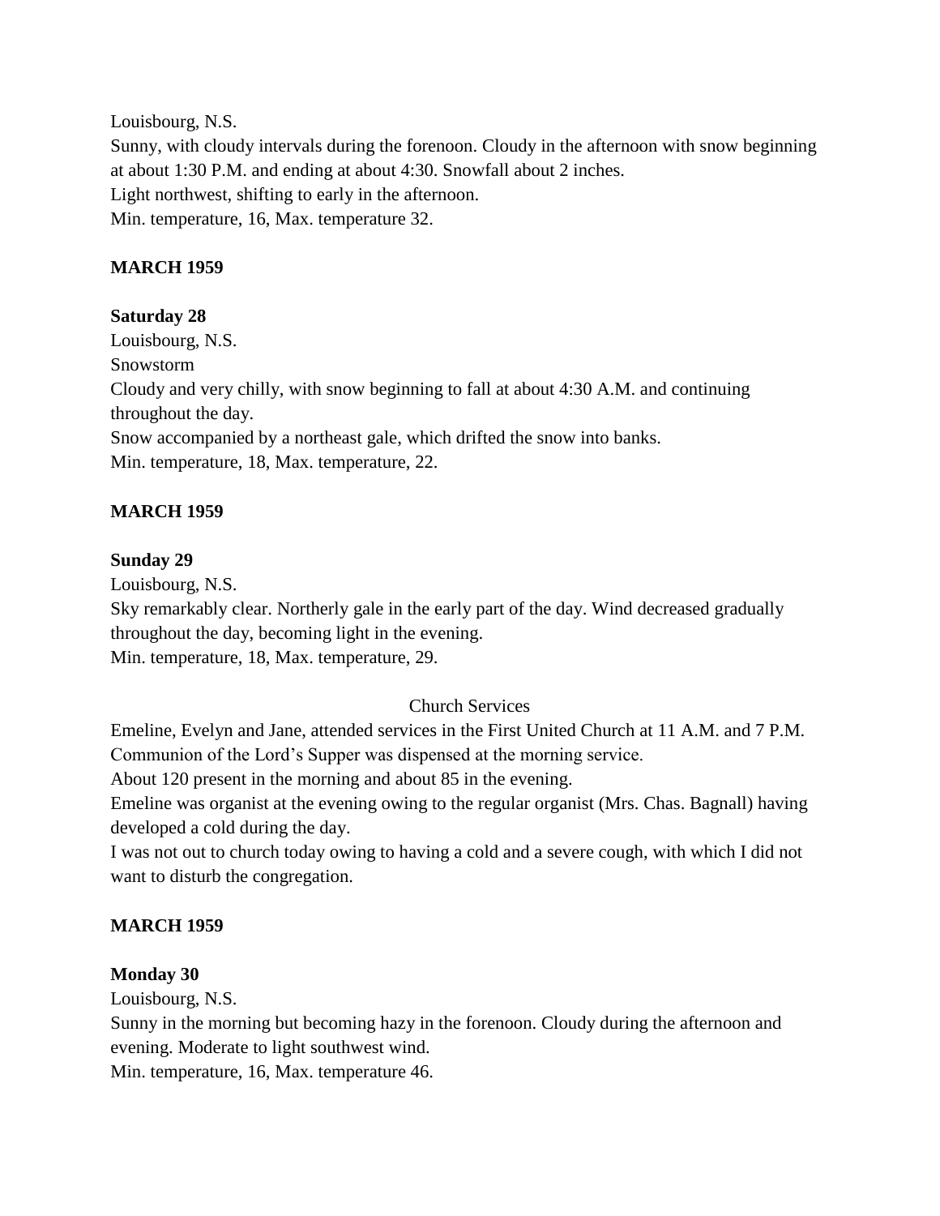Louisbourg, N.S.
Sunny, with cloudy intervals during the forenoon. Cloudy in the afternoon with snow beginning at about 1:30 P.M. and ending at about 4:30. Snowfall about 2 inches.
Light northwest, shifting to early in the afternoon.
Min. temperature, 16, Max. temperature 32.

**MARCH 1959**

**Saturday 28**
Louisbourg, N.S.
Snowstorm
Cloudy and very chilly, with snow beginning to fall at about 4:30 A.M. and continuing throughout the day.
Snow accompanied by a northeast gale, which drifted the snow into banks.
Min. temperature, 18, Max. temperature, 22.

**MARCH 1959**

**Sunday 29**
Louisbourg, N.S.
Sky remarkably clear. Northerly gale in the early part of the day. Wind decreased gradually throughout the day, becoming light in the evening.
Min. temperature, 18, Max. temperature, 29.

Church Services

Emeline, Evelyn and Jane, attended services in the First United Church at 11 A.M. and 7 P.M. Communion of the Lord's Supper was dispensed at the morning service.
About 120 present in the morning and about 85 in the evening.
Emeline was organist at the evening owing to the regular organist (Mrs. Chas. Bagnall) having developed a cold during the day.
I was not out to church today owing to having a cold and a severe cough, with which I did not want to disturb the congregation.

**MARCH 1959**

**Monday 30**
Louisbourg, N.S.
Sunny in the morning but becoming hazy in the forenoon. Cloudy during the afternoon and evening. Moderate to light southwest wind.
Min. temperature, 16, Max. temperature 46.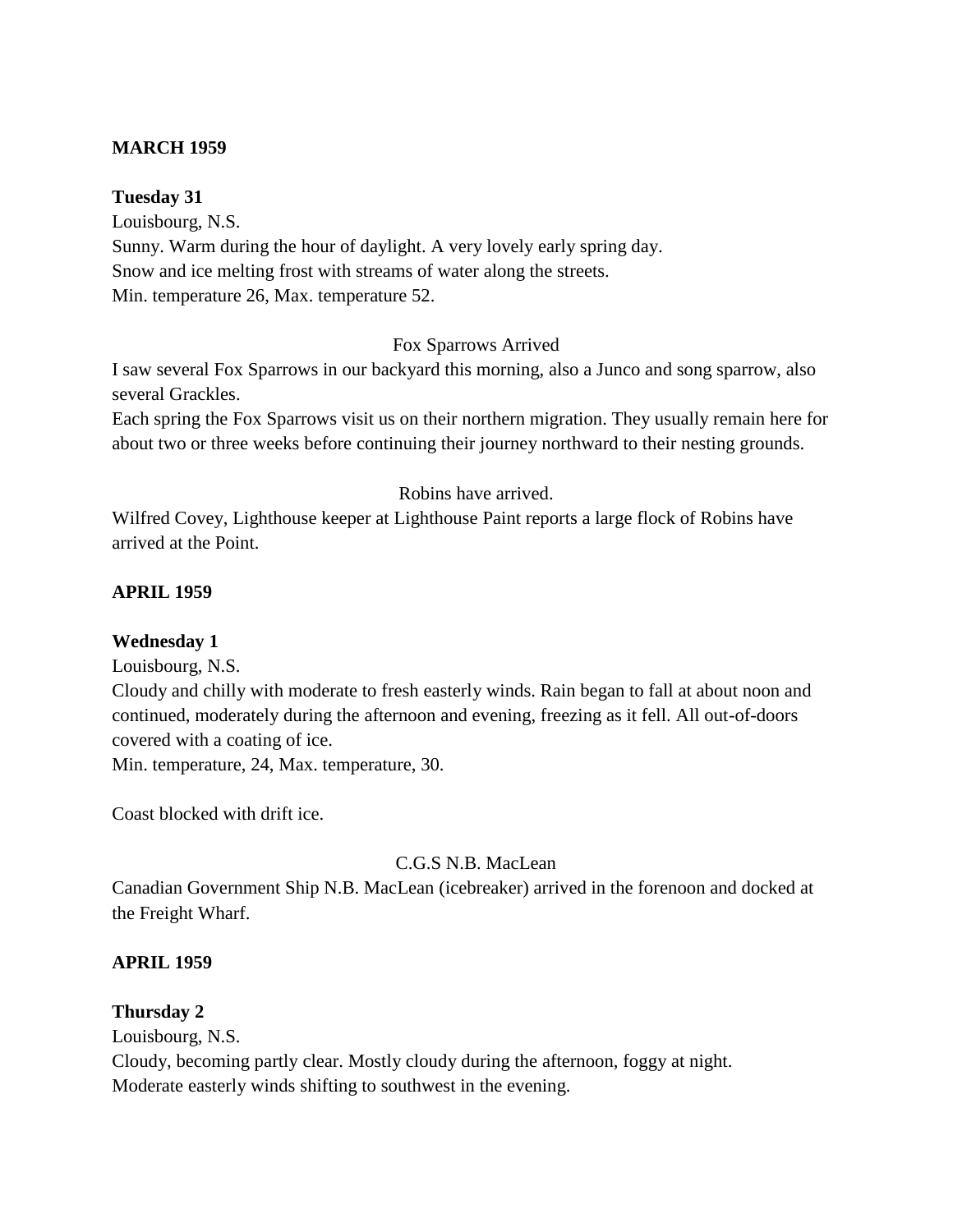**MARCH 1959**

**Tuesday 31**

Louisbourg, N.S.

Sunny. Warm during the hour of daylight. A very lovely early spring day.
Snow and ice melting frost with streams of water along the streets.
Min. temperature 26, Max. temperature 52.

Fox Sparrows Arrived

I saw several Fox Sparrows in our backyard this morning, also a Junco and song sparrow, also several Grackles.

Each spring the Fox Sparrows visit us on their northern migration. They usually remain here for about two or three weeks before continuing their journey northward to their nesting grounds.

Robins have arrived.

Wilfred Covey, Lighthouse keeper at Lighthouse Paint reports a large flock of Robins have arrived at the Point.

**APRIL 1959**

**Wednesday 1**

Louisbourg, N.S.

Cloudy and chilly with moderate to fresh easterly winds. Rain began to fall at about noon and continued, moderately during the afternoon and evening, freezing as it fell. All out-of-doors covered with a coating of ice.
Min. temperature, 24, Max. temperature, 30.

Coast blocked with drift ice.

C.G.S N.B. MacLean

Canadian Government Ship N.B. MacLean (icebreaker) arrived in the forenoon and docked at the Freight Wharf.

**APRIL 1959**

**Thursday 2**

Louisbourg, N.S.

Cloudy, becoming partly clear. Mostly cloudy during the afternoon, foggy at night.
Moderate easterly winds shifting to southwest in the evening.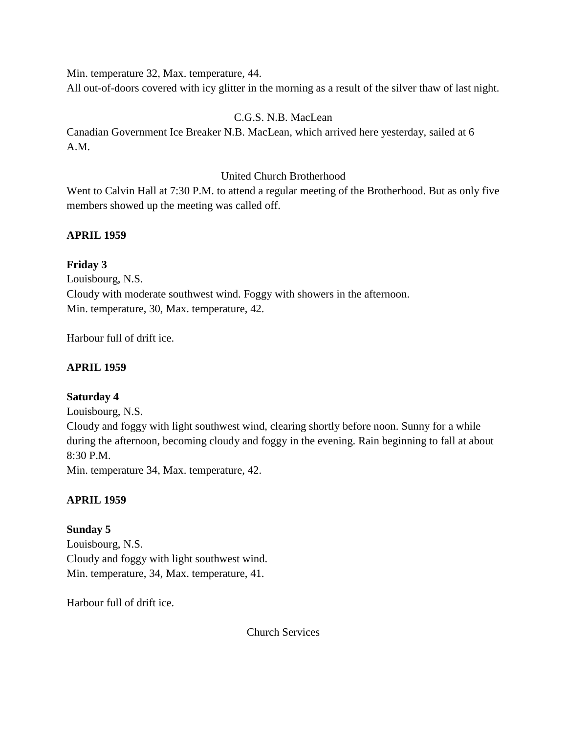Min. temperature 32, Max. temperature, 44.
All out-of-doors covered with icy glitter in the morning as a result of the silver thaw of last night.

C.G.S. N.B. MacLean

Canadian Government Ice Breaker N.B. MacLean, which arrived here yesterday, sailed at 6 A.M.

United Church Brotherhood

Went to Calvin Hall at 7:30 P.M. to attend a regular meeting of the Brotherhood. But as only five members showed up the meeting was called off.

**APRIL 1959**

**Friday 3**
Louisbourg, N.S.
Cloudy with moderate southwest wind. Foggy with showers in the afternoon.
Min. temperature, 30, Max. temperature, 42.

Harbour full of drift ice.

**APRIL 1959**

**Saturday 4**
Louisbourg, N.S.
Cloudy and foggy with light southwest wind, clearing shortly before noon. Sunny for a while during the afternoon, becoming cloudy and foggy in the evening. Rain beginning to fall at about 8:30 P.M.
Min. temperature 34, Max. temperature, 42.

**APRIL 1959**

**Sunday 5**
Louisbourg, N.S.
Cloudy and foggy with light southwest wind.
Min. temperature, 34, Max. temperature, 41.

Harbour full of drift ice.

Church Services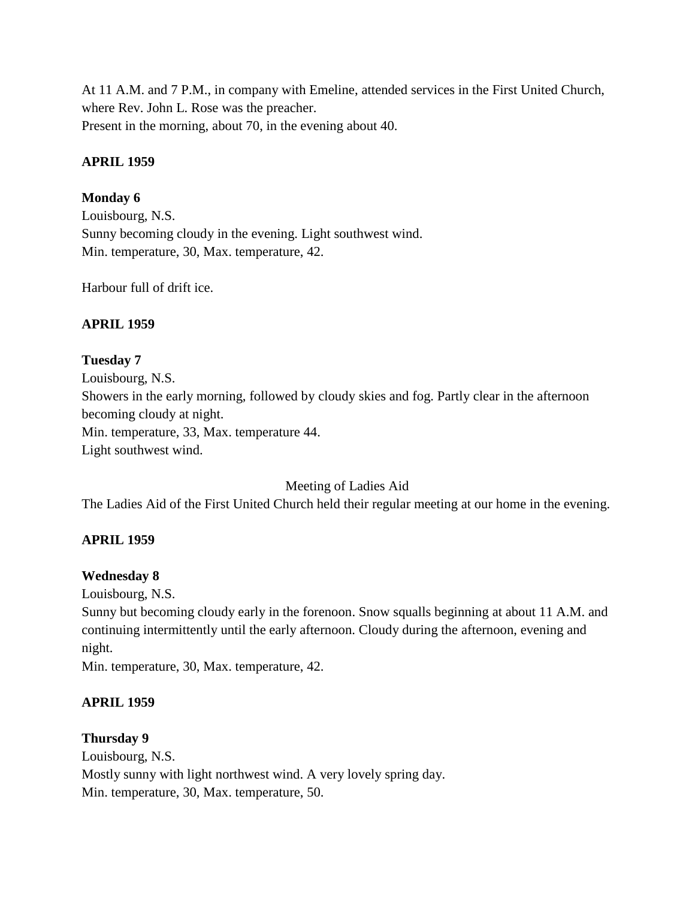At 11 A.M. and 7 P.M., in company with Emeline, attended services in the First United Church, where Rev. John L. Rose was the preacher.
Present in the morning, about 70, in the evening about 40.

**APRIL 1959**

**Monday 6**
Louisbourg, N.S.
Sunny becoming cloudy in the evening. Light southwest wind.
Min. temperature, 30, Max. temperature, 42.

Harbour full of drift ice.

**APRIL 1959**

**Tuesday 7**
Louisbourg, N.S.
Showers in the early morning, followed by cloudy skies and fog. Partly clear in the afternoon becoming cloudy at night.
Min. temperature, 33, Max. temperature 44.
Light southwest wind.

Meeting of Ladies Aid

The Ladies Aid of the First United Church held their regular meeting at our home in the evening.

**APRIL 1959**

**Wednesday 8**
Louisbourg, N.S.
Sunny but becoming cloudy early in the forenoon. Snow squalls beginning at about 11 A.M. and continuing intermittently until the early afternoon. Cloudy during the afternoon, evening and night.
Min. temperature, 30, Max. temperature, 42.

**APRIL 1959**

**Thursday 9**
Louisbourg, N.S.
Mostly sunny with light northwest wind. A very lovely spring day.
Min. temperature, 30, Max. temperature, 50.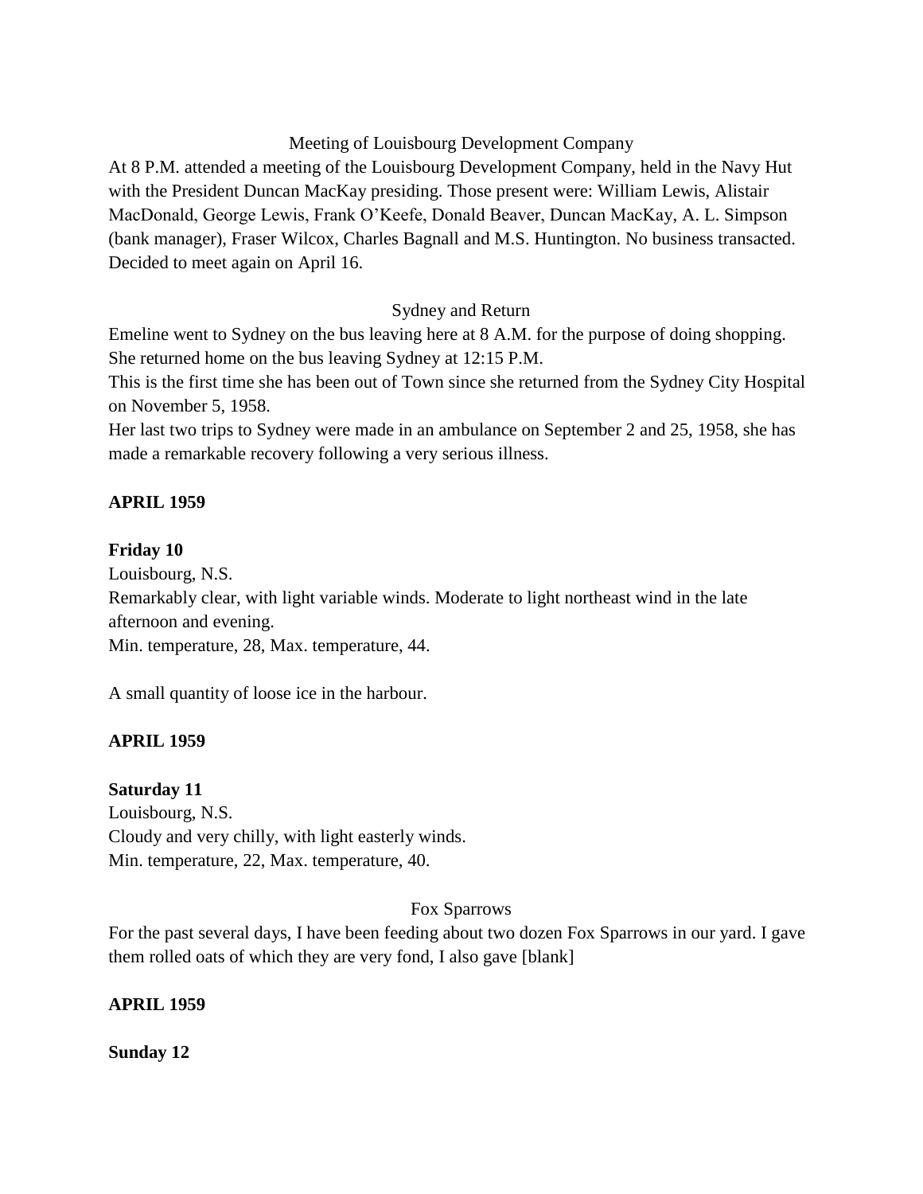Meeting of Louisbourg Development Company

At 8 P.M. attended a meeting of the Louisbourg Development Company, held in the Navy Hut with the President Duncan MacKay presiding. Those present were: William Lewis, Alistair MacDonald, George Lewis, Frank O'Keefe, Donald Beaver, Duncan MacKay, A. L. Simpson (bank manager), Fraser Wilcox, Charles Bagnall and M.S. Huntington. No business transacted. Decided to meet again on April 16.

Sydney and Return

Emeline went to Sydney on the bus leaving here at 8 A.M. for the purpose of doing shopping. She returned home on the bus leaving Sydney at 12:15 P.M.

This is the first time she has been out of Town since she returned from the Sydney City Hospital on November 5, 1958.

Her last two trips to Sydney were made in an ambulance on September 2 and 25, 1958, she has made a remarkable recovery following a very serious illness.

**APRIL 1959**

**Friday 10**

Louisbourg, N.S.

Remarkably clear, with light variable winds. Moderate to light northeast wind in the late afternoon and evening.

Min. temperature, 28, Max. temperature, 44.

A small quantity of loose ice in the harbour.

**APRIL 1959**

**Saturday 11**

Louisbourg, N.S.

Cloudy and very chilly, with light easterly winds.

Min. temperature, 22, Max. temperature, 40.

Fox Sparrows

For the past several days, I have been feeding about two dozen Fox Sparrows in our yard. I gave them rolled oats of which they are very fond, I also gave [blank]

**APRIL 1959**

**Sunday 12**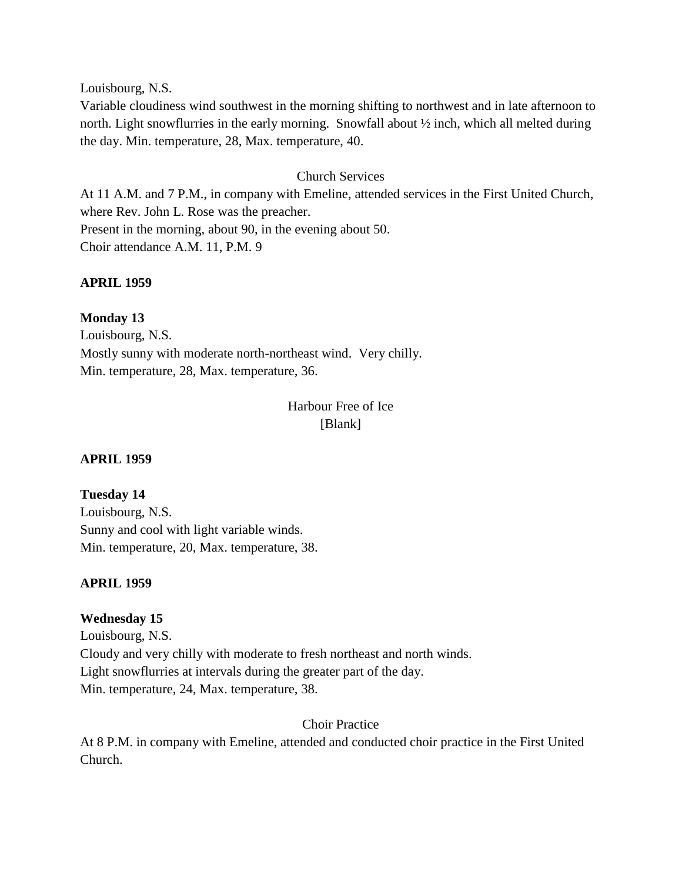Louisbourg, N.S.
Variable cloudiness wind southwest in the morning shifting to northwest and in late afternoon to north. Light snowflurries in the early morning. Snowfall about ½ inch, which all melted during the day. Min. temperature, 28, Max. temperature, 40.

Church Services

At 11 A.M. and 7 P.M., in company with Emeline, attended services in the First United Church, where Rev. John L. Rose was the preacher.
Present in the morning, about 90, in the evening about 50.
Choir attendance A.M. 11, P.M. 9

**APRIL 1959**

**Monday 13**
Louisbourg, N.S.
Mostly sunny with moderate north-northeast wind. Very chilly.
Min. temperature, 28, Max. temperature, 36.

Harbour Free of Ice
[Blank]

**APRIL 1959**

**Tuesday 14**
Louisbourg, N.S.
Sunny and cool with light variable winds.
Min. temperature, 20, Max. temperature, 38.

**APRIL 1959**

**Wednesday 15**
Louisbourg, N.S.
Cloudy and very chilly with moderate to fresh northeast and north winds.
Light snowflurries at intervals during the greater part of the day.
Min. temperature, 24, Max. temperature, 38.

Choir Practice

At 8 P.M. in company with Emeline, attended and conducted choir practice in the First United Church.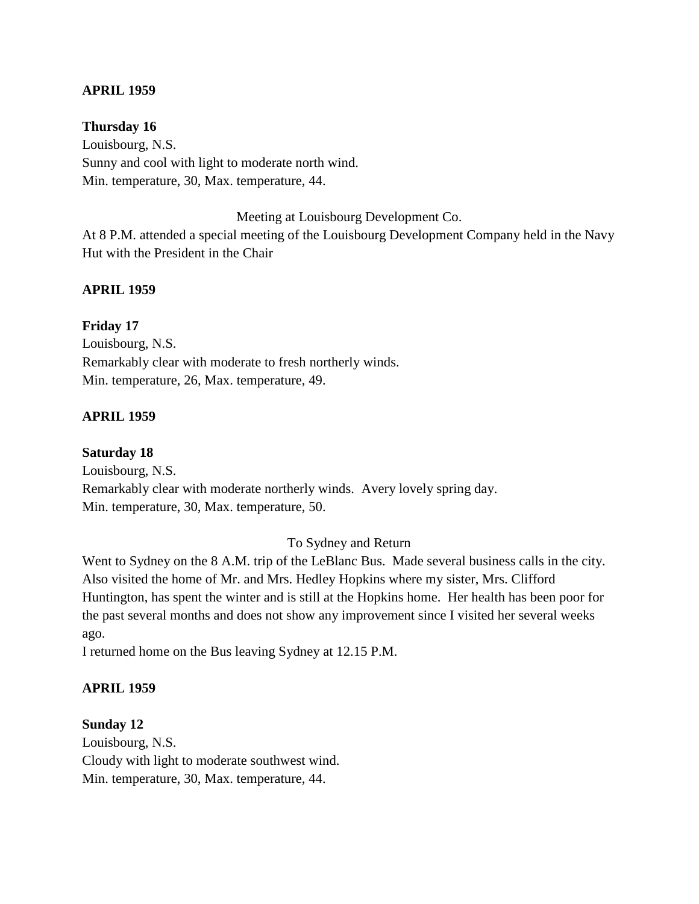**APRIL 1959**

**Thursday 16**
Louisbourg, N.S.
Sunny and cool with light to moderate north wind.
Min. temperature, 30, Max. temperature, 44.

Meeting at Louisbourg Development Co.

At 8 P.M. attended a special meeting of the Louisbourg Development Company held in the Navy Hut with the President in the Chair

**APRIL 1959**

**Friday 17**
Louisbourg, N.S.
Remarkably clear with moderate to fresh northerly winds.
Min. temperature, 26, Max. temperature, 49.

**APRIL 1959**

**Saturday 18**
Louisbourg, N.S.
Remarkably clear with moderate northerly winds. Avery lovely spring day.
Min. temperature, 30, Max. temperature, 50.

To Sydney and Return

Went to Sydney on the 8 A.M. trip of the LeBlanc Bus. Made several business calls in the city. Also visited the home of Mr. and Mrs. Hedley Hopkins where my sister, Mrs. Clifford Huntington, has spent the winter and is still at the Hopkins home. Her health has been poor for the past several months and does not show any improvement since I visited her several weeks ago.
I returned home on the Bus leaving Sydney at 12.15 P.M.

**APRIL 1959**

**Sunday 12**
Louisbourg, N.S.
Cloudy with light to moderate southwest wind.
Min. temperature, 30, Max. temperature, 44.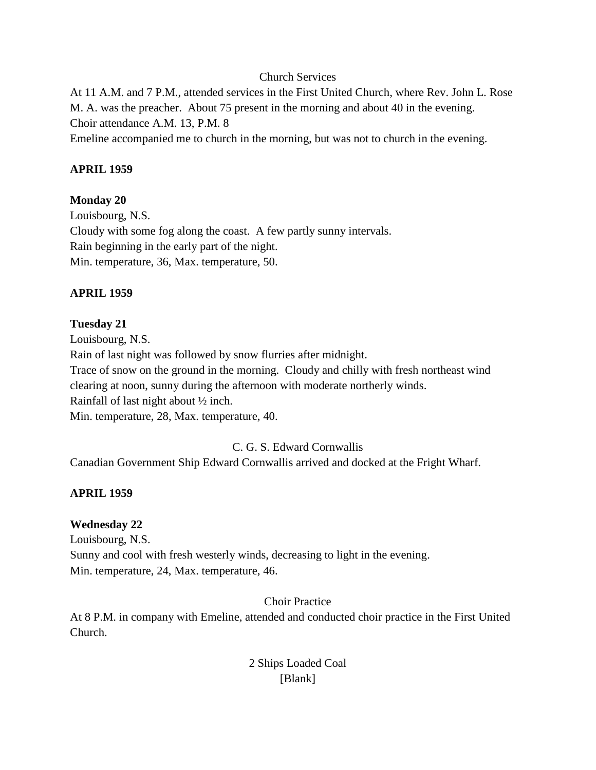Church Services

At 11 A.M. and 7 P.M., attended services in the First United Church, where Rev. John L. Rose M. A. was the preacher. About 75 present in the morning and about 40 in the evening.
Choir attendance A.M. 13, P.M. 8
Emeline accompanied me to church in the morning, but was not to church in the evening.

**APRIL 1959**

**Monday 20**
Louisbourg, N.S.
Cloudy with some fog along the coast. A few partly sunny intervals.
Rain beginning in the early part of the night.
Min. temperature, 36, Max. temperature, 50.

**APRIL 1959**

**Tuesday 21**
Louisbourg, N.S.
Rain of last night was followed by snow flurries after midnight.
Trace of snow on the ground in the morning. Cloudy and chilly with fresh northeast wind clearing at noon, sunny during the afternoon with moderate northerly winds.
Rainfall of last night about ½ inch.
Min. temperature, 28, Max. temperature, 40.

C. G. S. Edward Cornwallis

Canadian Government Ship Edward Cornwallis arrived and docked at the Fright Wharf.

**APRIL 1959**

**Wednesday 22**
Louisbourg, N.S.
Sunny and cool with fresh westerly winds, decreasing to light in the evening.
Min. temperature, 24, Max. temperature, 46.

Choir Practice

At 8 P.M. in company with Emeline, attended and conducted choir practice in the First United Church.

2 Ships Loaded Coal
[Blank]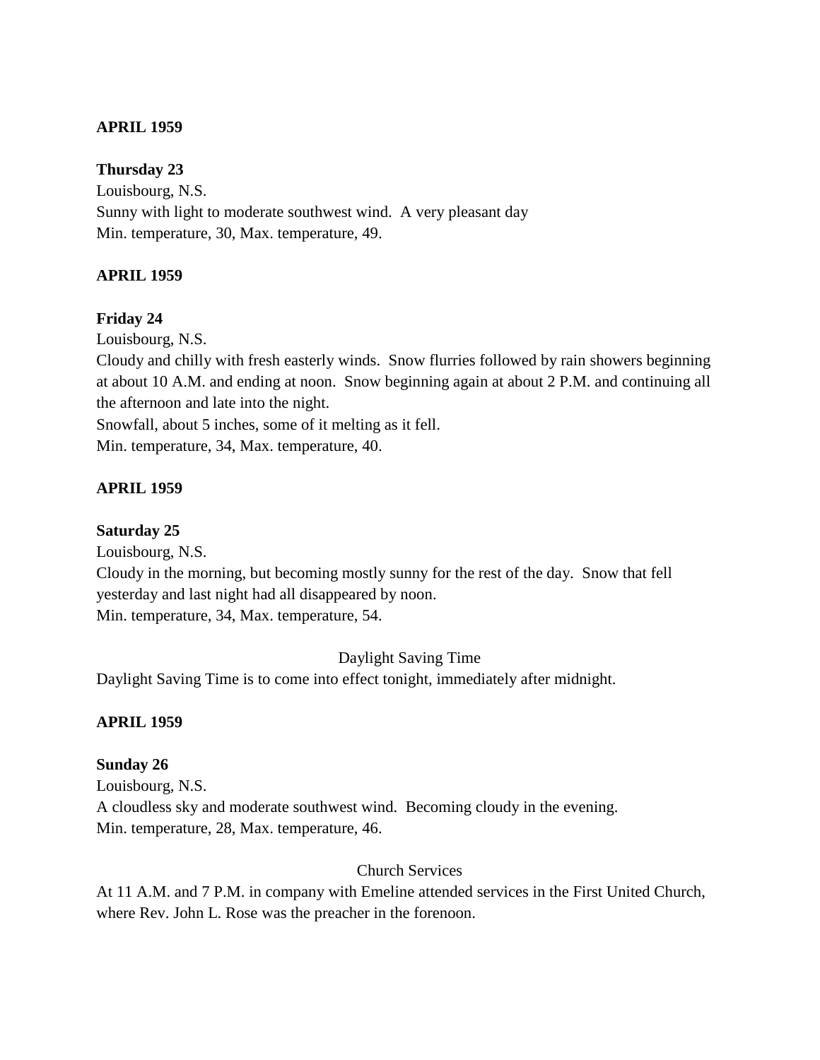**APRIL 1959**

**Thursday 23**
Louisbourg, N.S.
Sunny with light to moderate southwest wind. A very pleasant day
Min. temperature, 30, Max. temperature, 49.

**APRIL 1959**

**Friday 24**
Louisbourg, N.S.
Cloudy and chilly with fresh easterly winds. Snow flurries followed by rain showers beginning at about 10 A.M. and ending at noon. Snow beginning again at about 2 P.M. and continuing all the afternoon and late into the night.
Snowfall, about 5 inches, some of it melting as it fell.
Min. temperature, 34, Max. temperature, 40.

**APRIL 1959**

**Saturday 25**
Louisbourg, N.S.
Cloudy in the morning, but becoming mostly sunny for the rest of the day. Snow that fell yesterday and last night had all disappeared by noon.
Min. temperature, 34, Max. temperature, 54.

Daylight Saving Time

Daylight Saving Time is to come into effect tonight, immediately after midnight.

**APRIL 1959**

**Sunday 26**
Louisbourg, N.S.
A cloudless sky and moderate southwest wind. Becoming cloudy in the evening.
Min. temperature, 28, Max. temperature, 46.

Church Services

At 11 A.M. and 7 P.M. in company with Emeline attended services in the First United Church, where Rev. John L. Rose was the preacher in the forenoon.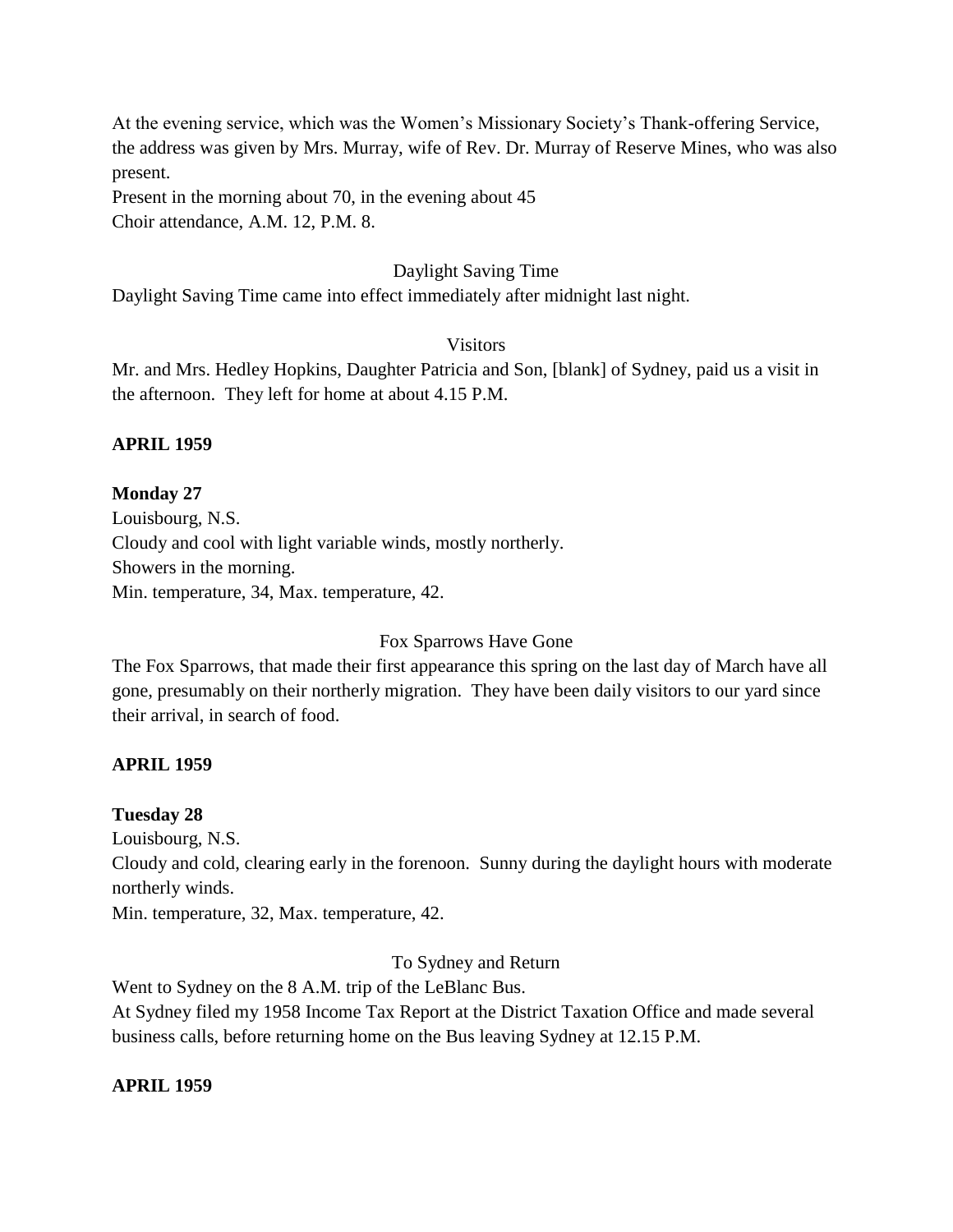At the evening service, which was the Women's Missionary Society's Thank-offering Service, the address was given by Mrs. Murray, wife of Rev. Dr. Murray of Reserve Mines, who was also present.
Present in the morning about 70, in the evening about 45
Choir attendance, A.M. 12, P.M. 8.

Daylight Saving Time

Daylight Saving Time came into effect immediately after midnight last night.

Visitors

Mr. and Mrs. Hedley Hopkins, Daughter Patricia and Son, [blank] of Sydney, paid us a visit in the afternoon. They left for home at about 4.15 P.M.

**APRIL 1959**

**Monday 27**
Louisbourg, N.S.
Cloudy and cool with light variable winds, mostly northerly.
Showers in the morning.
Min. temperature, 34, Max. temperature, 42.

Fox Sparrows Have Gone

The Fox Sparrows, that made their first appearance this spring on the last day of March have all gone, presumably on their northerly migration. They have been daily visitors to our yard since their arrival, in search of food.

**APRIL 1959**

**Tuesday 28**
Louisbourg, N.S.
Cloudy and cold, clearing early in the forenoon. Sunny during the daylight hours with moderate northerly winds.
Min. temperature, 32, Max. temperature, 42.

To Sydney and Return

Went to Sydney on the 8 A.M. trip of the LeBlanc Bus.
At Sydney filed my 1958 Income Tax Report at the District Taxation Office and made several business calls, before returning home on the Bus leaving Sydney at 12.15 P.M.

**APRIL 1959**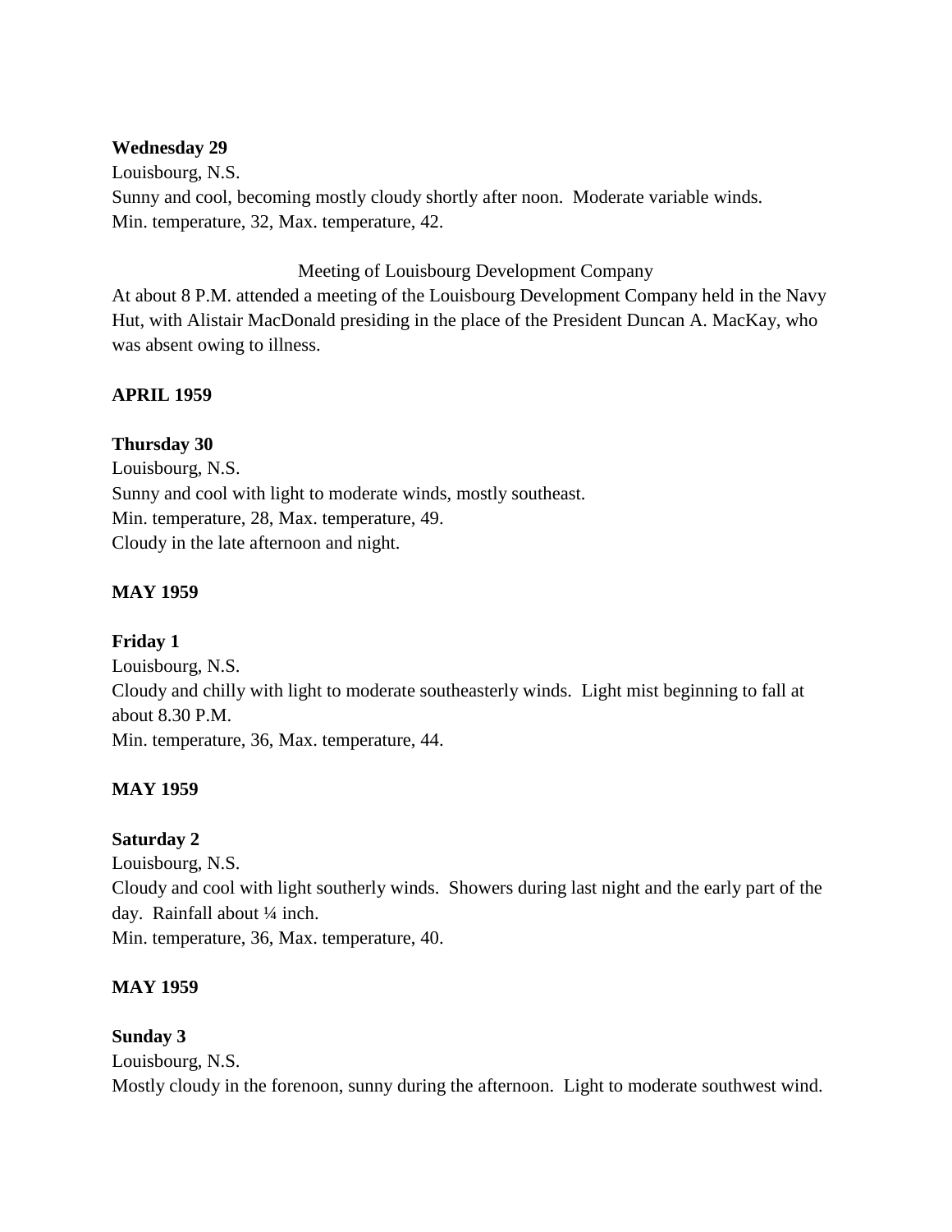**Wednesday 29**
Louisbourg, N.S.
Sunny and cool, becoming mostly cloudy shortly after noon. Moderate variable winds.
Min. temperature, 32, Max. temperature, 42.

Meeting of Louisbourg Development Company

At about 8 P.M. attended a meeting of the Louisbourg Development Company held in the Navy Hut, with Alistair MacDonald presiding in the place of the President Duncan A. MacKay, who was absent owing to illness.

**APRIL 1959**

**Thursday 30**
Louisbourg, N.S.
Sunny and cool with light to moderate winds, mostly southeast.
Min. temperature, 28, Max. temperature, 49.
Cloudy in the late afternoon and night.

**MAY 1959**

**Friday 1**
Louisbourg, N.S.
Cloudy and chilly with light to moderate southeasterly winds. Light mist beginning to fall at about 8.30 P.M.
Min. temperature, 36, Max. temperature, 44.

**MAY 1959**

**Saturday 2**
Louisbourg, N.S.
Cloudy and cool with light southerly winds. Showers during last night and the early part of the day. Rainfall about ¼ inch.
Min. temperature, 36, Max. temperature, 40.

**MAY 1959**

**Sunday 3**
Louisbourg, N.S.
Mostly cloudy in the forenoon, sunny during the afternoon. Light to moderate southwest wind.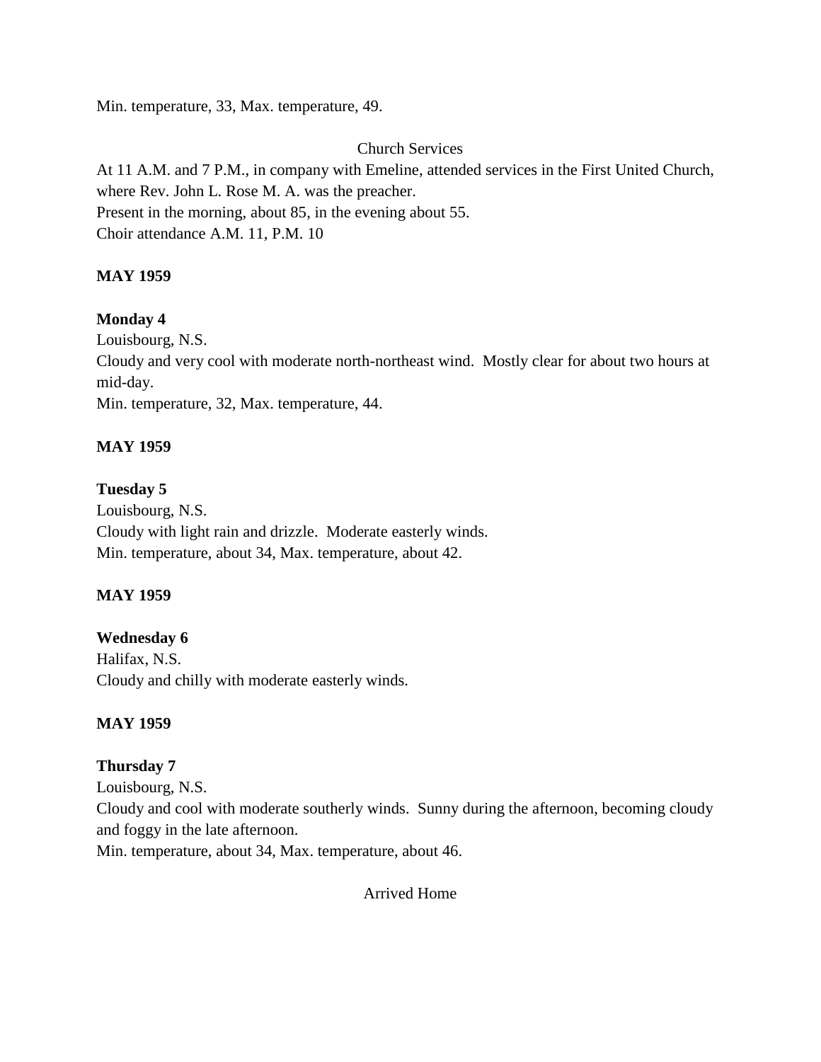Min. temperature, 33, Max. temperature, 49.

Church Services

At 11 A.M. and 7 P.M., in company with Emeline, attended services in the First United Church, where Rev. John L. Rose M. A. was the preacher.
Present in the morning, about 85, in the evening about 55.
Choir attendance A.M. 11, P.M. 10

**MAY 1959**

**Monday 4**
Louisbourg, N.S.
Cloudy and very cool with moderate north-northeast wind. Mostly clear for about two hours at mid-day.
Min. temperature, 32, Max. temperature, 44.

**MAY 1959**

**Tuesday 5**
Louisbourg, N.S.
Cloudy with light rain and drizzle. Moderate easterly winds.
Min. temperature, about 34, Max. temperature, about 42.

**MAY 1959**

**Wednesday 6**
Halifax, N.S.
Cloudy and chilly with moderate easterly winds.

**MAY 1959**

**Thursday 7**
Louisbourg, N.S.
Cloudy and cool with moderate southerly winds. Sunny during the afternoon, becoming cloudy and foggy in the late afternoon.
Min. temperature, about 34, Max. temperature, about 46.

Arrived Home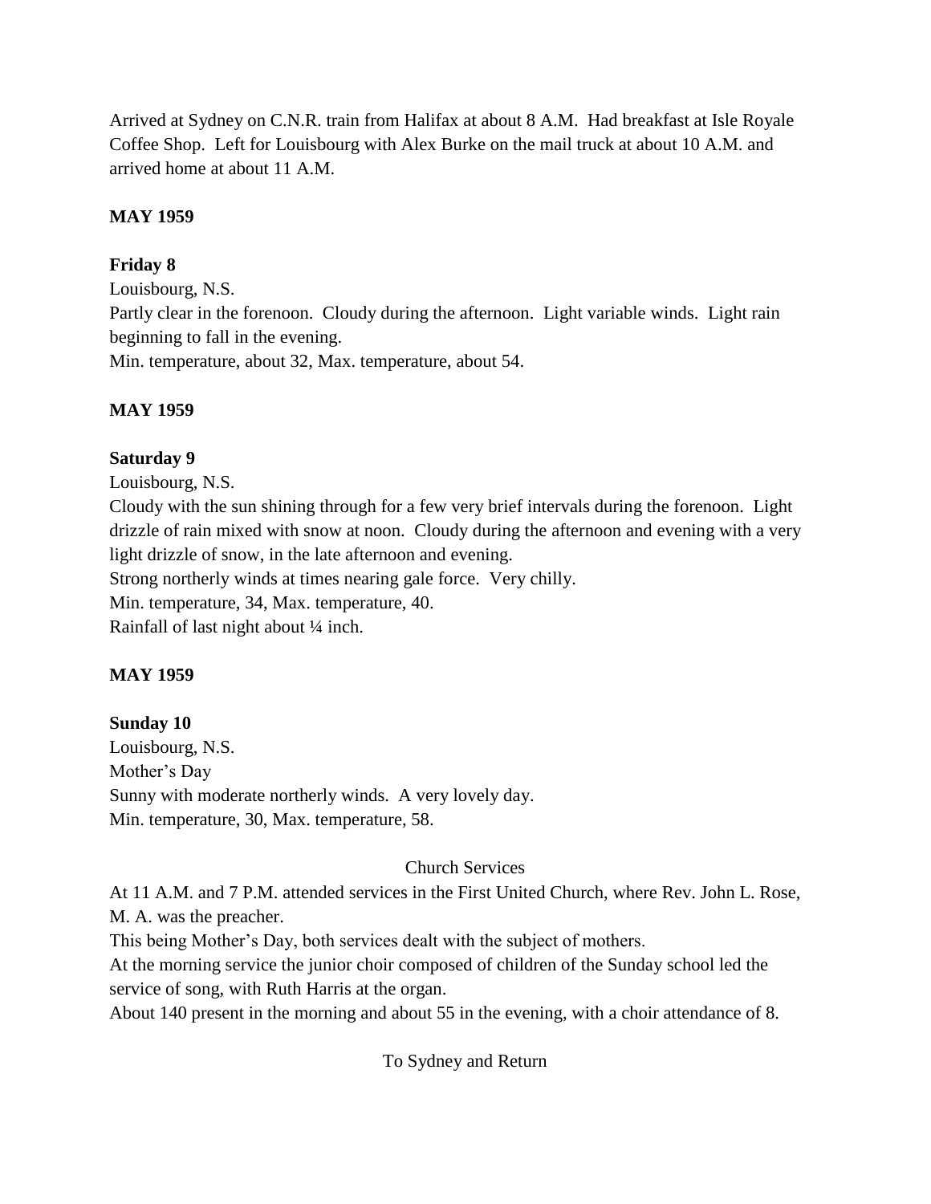Arrived at Sydney on C.N.R. train from Halifax at about 8 A.M. Had breakfast at Isle Royale Coffee Shop. Left for Louisbourg with Alex Burke on the mail truck at about 10 A.M. and arrived home at about 11 A.M.

**MAY 1959**

**Friday 8**

Louisbourg, N.S.

Partly clear in the forenoon. Cloudy during the afternoon. Light variable winds. Light rain beginning to fall in the evening.

Min. temperature, about 32, Max. temperature, about 54.

**MAY 1959**

**Saturday 9**

Louisbourg, N.S.

Cloudy with the sun shining through for a few very brief intervals during the forenoon. Light drizzle of rain mixed with snow at noon. Cloudy during the afternoon and evening with a very light drizzle of snow, in the late afternoon and evening.

Strong northerly winds at times nearing gale force. Very chilly.

Min. temperature, 34, Max. temperature, 40.

Rainfall of last night about ¼ inch.

**MAY 1959**

**Sunday 10**

Louisbourg, N.S.

Mother's Day

Sunny with moderate northerly winds. A very lovely day.

Min. temperature, 30, Max. temperature, 58.

Church Services

At 11 A.M. and 7 P.M. attended services in the First United Church, where Rev. John L. Rose, M. A. was the preacher.

This being Mother's Day, both services dealt with the subject of mothers.

At the morning service the junior choir composed of children of the Sunday school led the service of song, with Ruth Harris at the organ.

About 140 present in the morning and about 55 in the evening, with a choir attendance of 8.

To Sydney and Return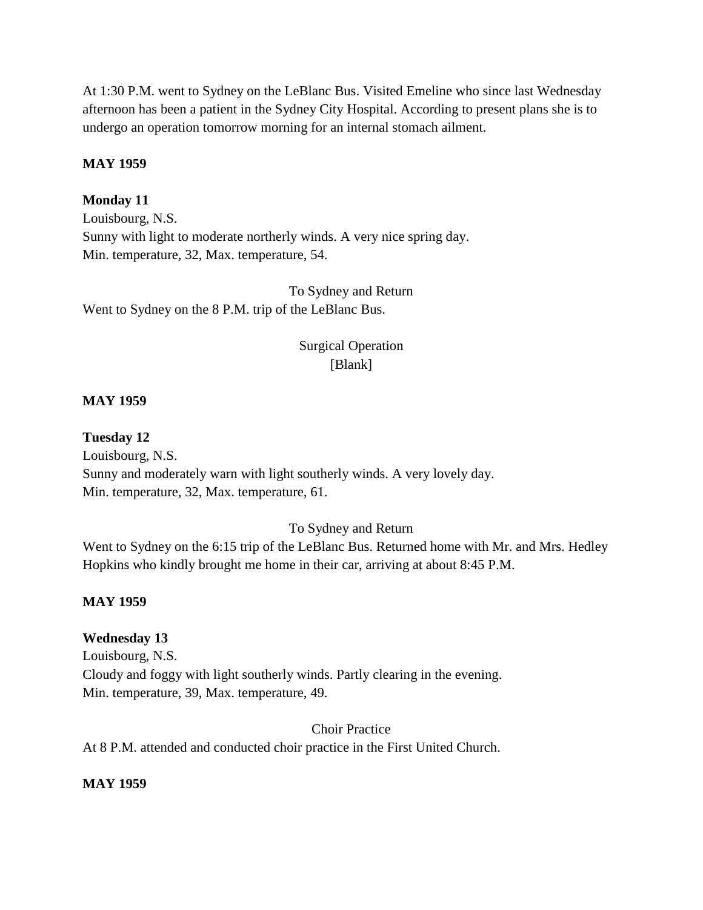At 1:30 P.M. went to Sydney on the LeBlanc Bus. Visited Emeline who since last Wednesday afternoon has been a patient in the Sydney City Hospital. According to present plans she is to undergo an operation tomorrow morning for an internal stomach ailment.

**MAY 1959**

**Monday 11**
Louisbourg, N.S.
Sunny with light to moderate northerly winds. A very nice spring day.
Min. temperature, 32, Max. temperature, 54.

To Sydney and Return

Went to Sydney on the 8 P.M. trip of the LeBlanc Bus.

Surgical Operation
[Blank]

**MAY 1959**

**Tuesday 12**
Louisbourg, N.S.
Sunny and moderately warn with light southerly winds. A very lovely day.
Min. temperature, 32, Max. temperature, 61.

To Sydney and Return

Went to Sydney on the 6:15 trip of the LeBlanc Bus. Returned home with Mr. and Mrs. Hedley Hopkins who kindly brought me home in their car, arriving at about 8:45 P.M.

**MAY 1959**

**Wednesday 13**
Louisbourg, N.S.
Cloudy and foggy with light southerly winds. Partly clearing in the evening.
Min. temperature, 39, Max. temperature, 49.

Choir Practice

At 8 P.M. attended and conducted choir practice in the First United Church.

**MAY 1959**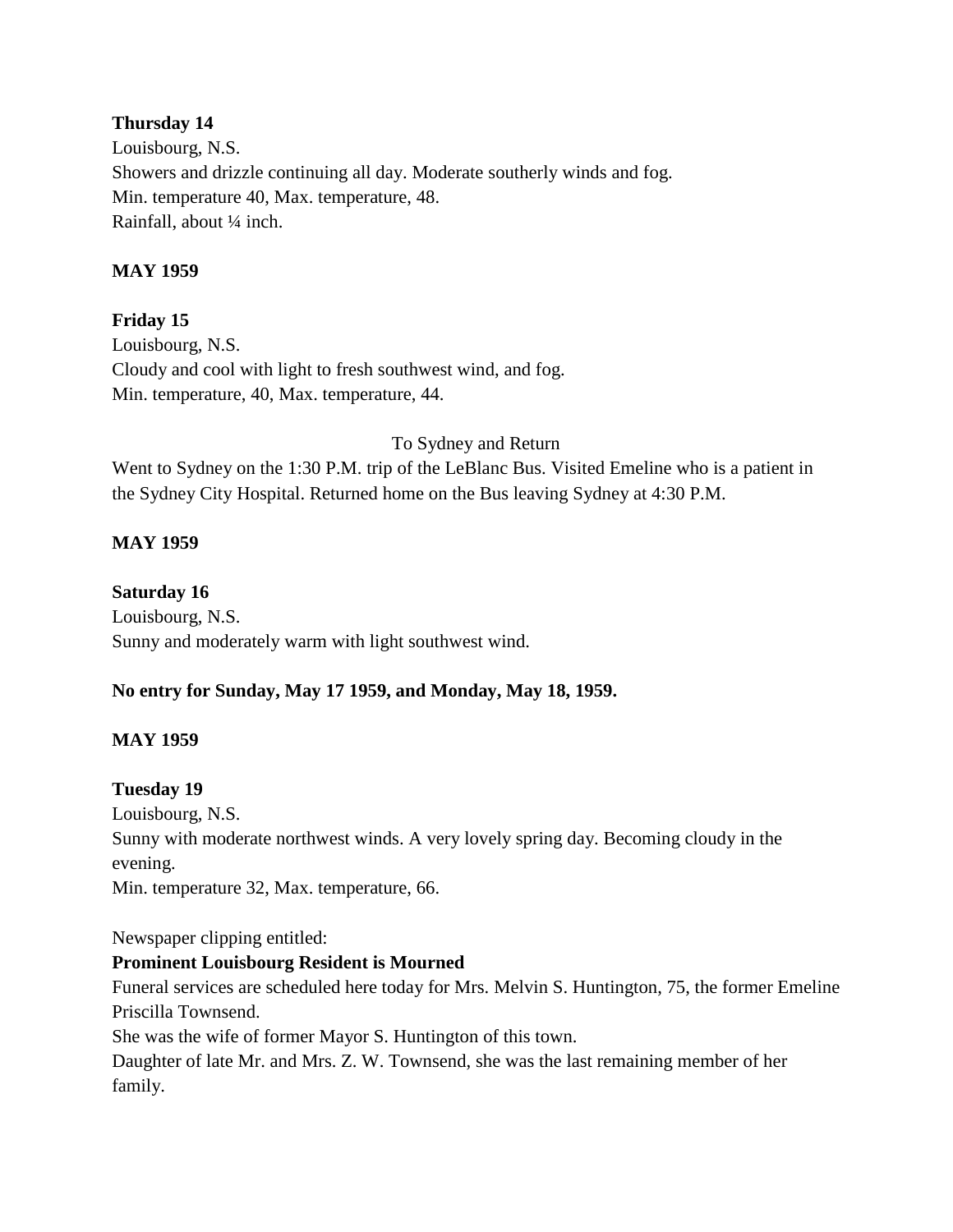**Thursday 14**
Louisbourg, N.S.
Showers and drizzle continuing all day. Moderate southerly winds and fog.
Min. temperature 40, Max. temperature, 48.
Rainfall, about ¼ inch.

**MAY 1959**

**Friday 15**
Louisbourg, N.S.
Cloudy and cool with light to fresh southwest wind, and fog.
Min. temperature, 40, Max. temperature, 44.

To Sydney and Return

Went to Sydney on the 1:30 P.M. trip of the LeBlanc Bus. Visited Emeline who is a patient in the Sydney City Hospital. Returned home on the Bus leaving Sydney at 4:30 P.M.

**MAY 1959**

**Saturday 16**
Louisbourg, N.S.
Sunny and moderately warm with light southwest wind.

**No entry for Sunday, May 17 1959, and Monday, May 18, 1959.**

**MAY 1959**

**Tuesday 19**
Louisbourg, N.S.
Sunny with moderate northwest winds. A very lovely spring day. Becoming cloudy in the evening.
Min. temperature 32, Max. temperature, 66.

Newspaper clipping entitled:
**Prominent Louisbourg Resident is Mourned**
Funeral services are scheduled here today for Mrs. Melvin S. Huntington, 75, the former Emeline Priscilla Townsend.
She was the wife of former Mayor S. Huntington of this town.
Daughter of late Mr. and Mrs. Z. W. Townsend, she was the last remaining member of her family.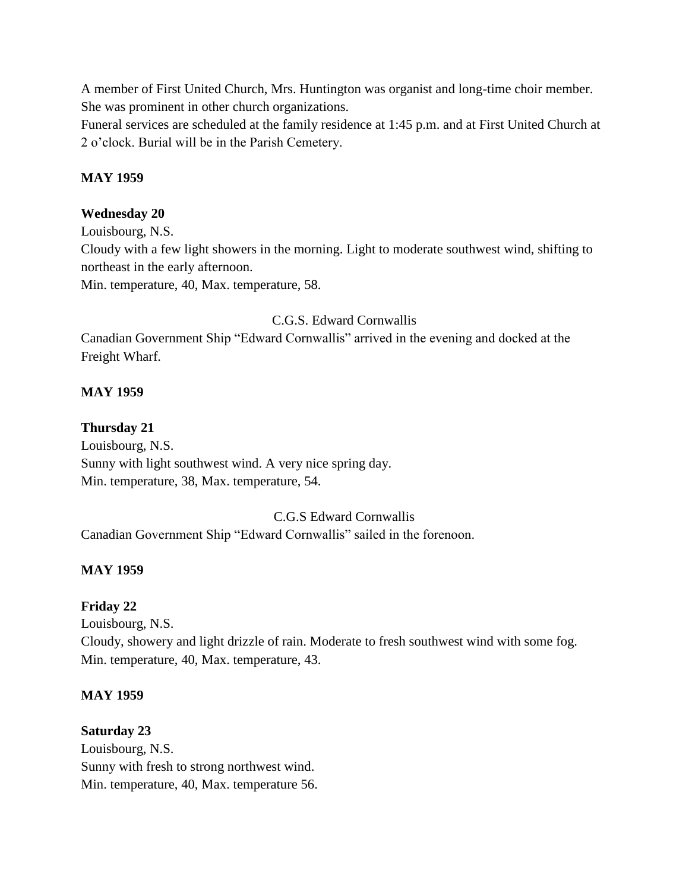A member of First United Church, Mrs. Huntington was organist and long-time choir member. She was prominent in other church organizations.
Funeral services are scheduled at the family residence at 1:45 p.m. and at First United Church at 2 o'clock. Burial will be in the Parish Cemetery.

**MAY 1959**

**Wednesday 20**
Louisbourg, N.S.
Cloudy with a few light showers in the morning. Light to moderate southwest wind, shifting to northeast in the early afternoon.
Min. temperature, 40, Max. temperature, 58.

C.G.S. Edward Cornwallis

Canadian Government Ship "Edward Cornwallis" arrived in the evening and docked at the Freight Wharf.

**MAY 1959**

**Thursday 21**
Louisbourg, N.S.
Sunny with light southwest wind. A very nice spring day.
Min. temperature, 38, Max. temperature, 54.

C.G.S Edward Cornwallis

Canadian Government Ship "Edward Cornwallis" sailed in the forenoon.

**MAY 1959**

**Friday 22**
Louisbourg, N.S.
Cloudy, showery and light drizzle of rain. Moderate to fresh southwest wind with some fog.
Min. temperature, 40, Max. temperature, 43.

**MAY 1959**

**Saturday 23**
Louisbourg, N.S.
Sunny with fresh to strong northwest wind.
Min. temperature, 40, Max. temperature 56.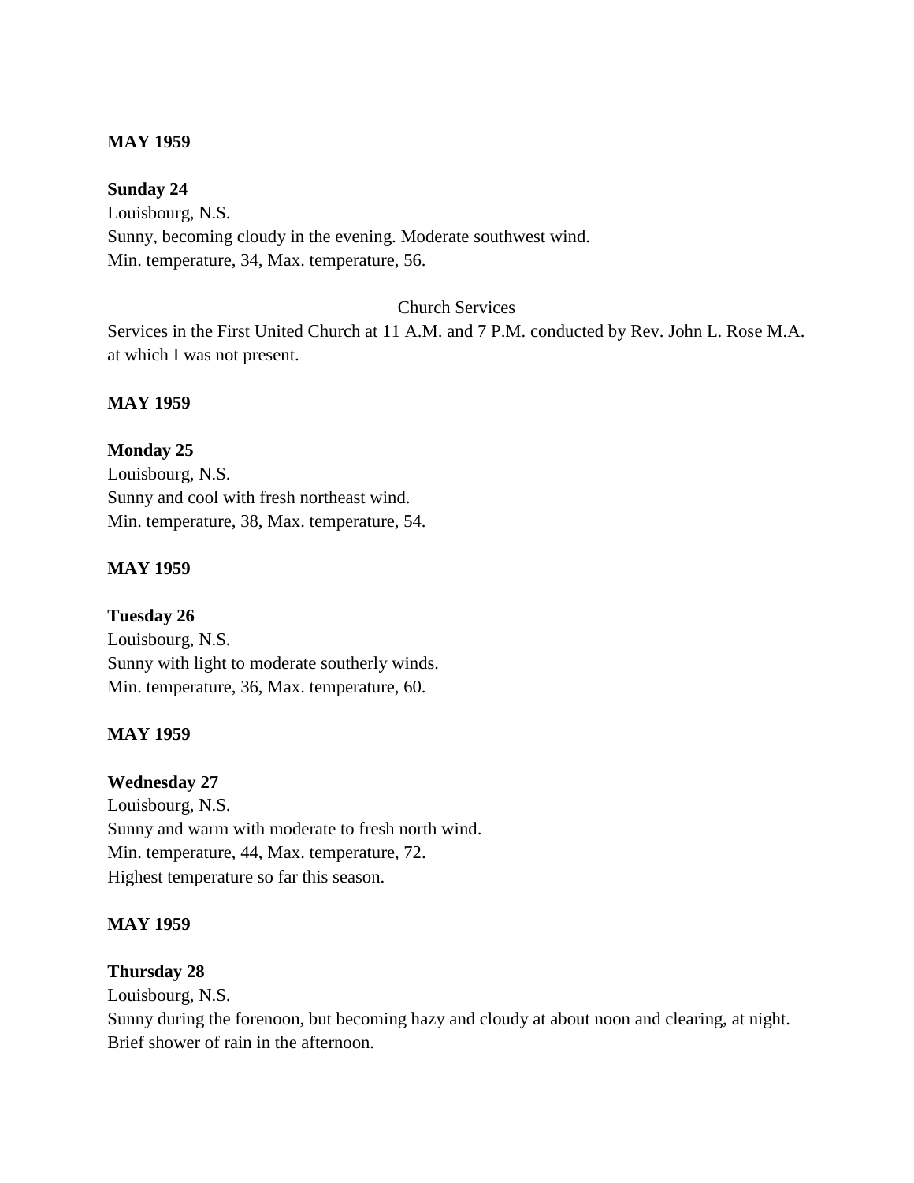**MAY 1959**

**Sunday 24**
Louisbourg, N.S.
Sunny, becoming cloudy in the evening. Moderate southwest wind.
Min. temperature, 34, Max. temperature, 56.

Church Services

Services in the First United Church at 11 A.M. and 7 P.M. conducted by Rev. John L. Rose M.A. at which I was not present.

**MAY 1959**

**Monday 25**
Louisbourg, N.S.
Sunny and cool with fresh northeast wind.
Min. temperature, 38, Max. temperature, 54.

**MAY 1959**

**Tuesday 26**
Louisbourg, N.S.
Sunny with light to moderate southerly winds.
Min. temperature, 36, Max. temperature, 60.

**MAY 1959**

**Wednesday 27**
Louisbourg, N.S.
Sunny and warm with moderate to fresh north wind.
Min. temperature, 44, Max. temperature, 72.
Highest temperature so far this season.

**MAY 1959**

**Thursday 28**
Louisbourg, N.S.
Sunny during the forenoon, but becoming hazy and cloudy at about noon and clearing, at night.
Brief shower of rain in the afternoon.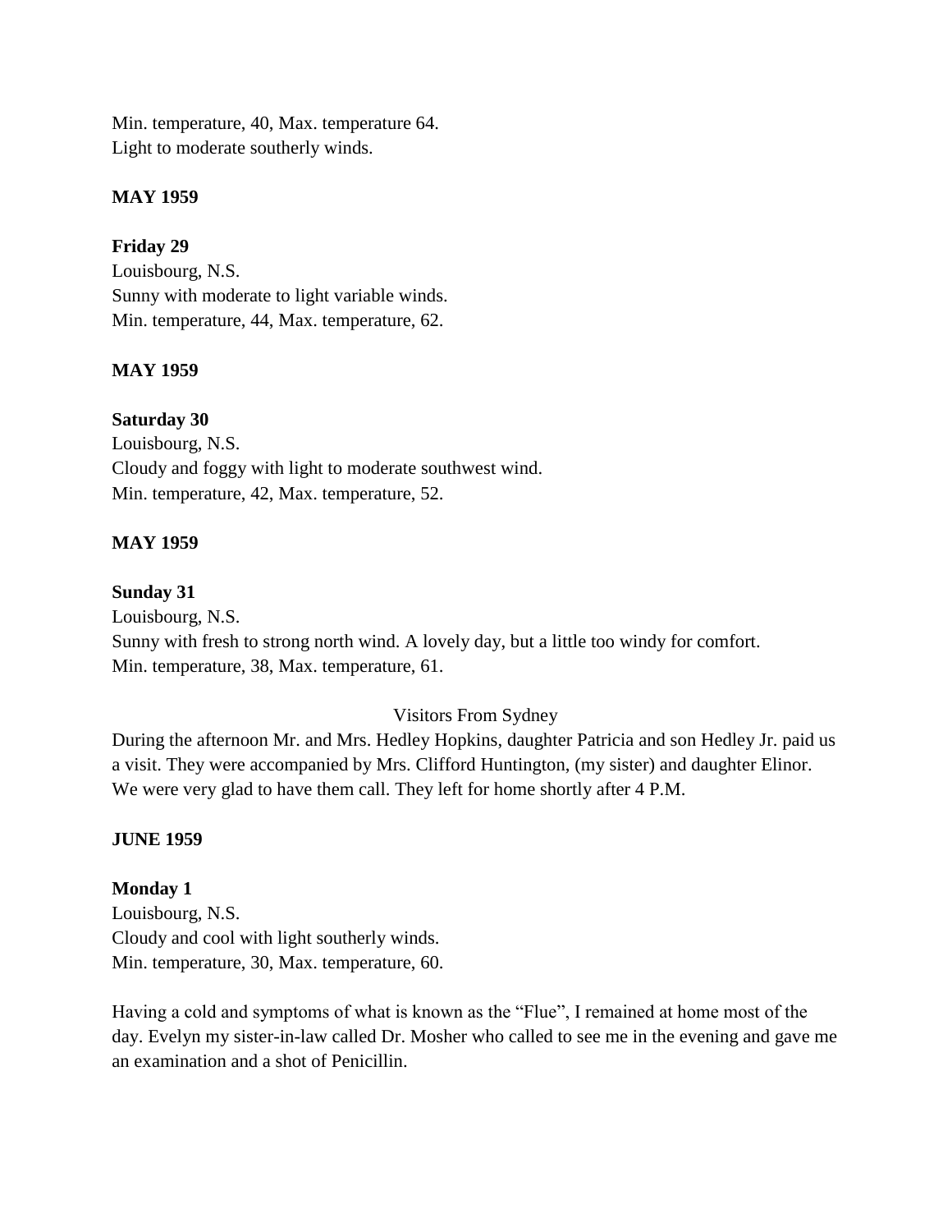Min. temperature, 40, Max. temperature 64.
Light to moderate southerly winds.

**MAY 1959**

**Friday 29**
Louisbourg, N.S.
Sunny with moderate to light variable winds.
Min. temperature, 44, Max. temperature, 62.

**MAY 1959**

**Saturday 30**
Louisbourg, N.S.
Cloudy and foggy with light to moderate southwest wind.
Min. temperature, 42, Max. temperature, 52.

**MAY 1959**

**Sunday 31**
Louisbourg, N.S.
Sunny with fresh to strong north wind. A lovely day, but a little too windy for comfort.
Min. temperature, 38, Max. temperature, 61.

Visitors From Sydney

During the afternoon Mr. and Mrs. Hedley Hopkins, daughter Patricia and son Hedley Jr. paid us a visit. They were accompanied by Mrs. Clifford Huntington, (my sister) and daughter Elinor. We were very glad to have them call. They left for home shortly after 4 P.M.

**JUNE 1959**

**Monday 1**
Louisbourg, N.S.
Cloudy and cool with light southerly winds.
Min. temperature, 30, Max. temperature, 60.

Having a cold and symptoms of what is known as the "Flue", I remained at home most of the day. Evelyn my sister-in-law called Dr. Mosher who called to see me in the evening and gave me an examination and a shot of Penicillin.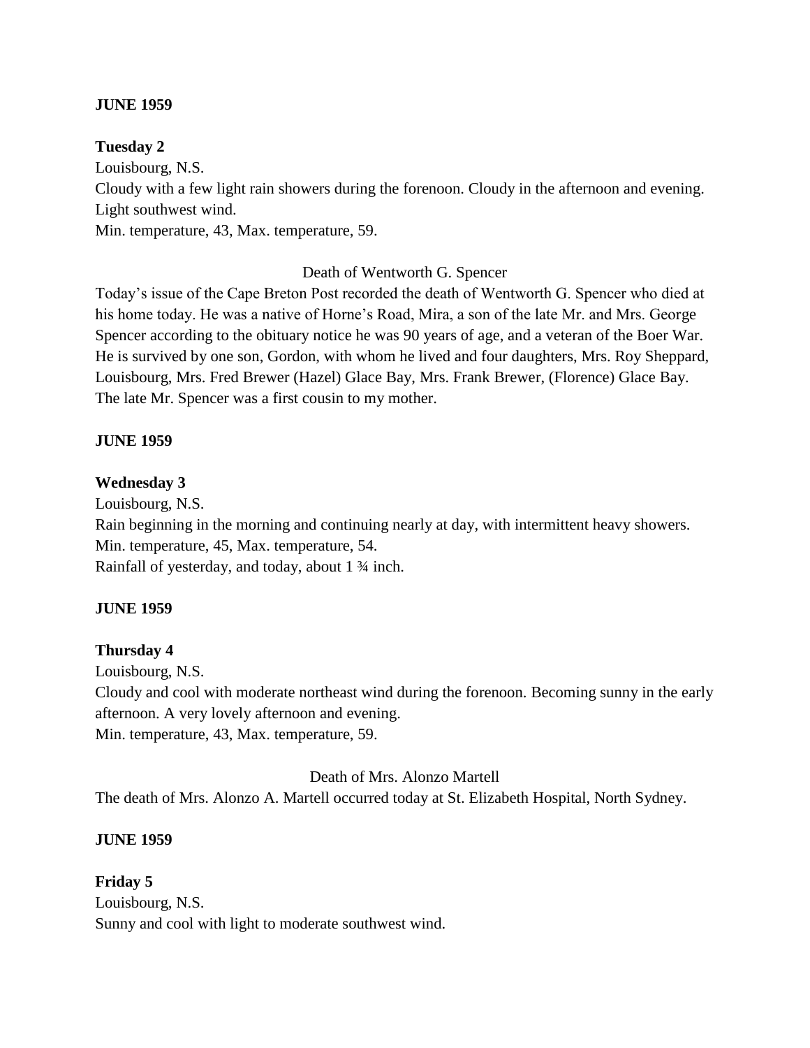**JUNE 1959**

**Tuesday 2**

Louisbourg, N.S.

Cloudy with a few light rain showers during the forenoon. Cloudy in the afternoon and evening. Light southwest wind.

Min. temperature, 43, Max. temperature, 59.

Death of Wentworth G. Spencer

Today's issue of the Cape Breton Post recorded the death of Wentworth G. Spencer who died at his home today. He was a native of Horne's Road, Mira, a son of the late Mr. and Mrs. George Spencer according to the obituary notice he was 90 years of age, and a veteran of the Boer War. He is survived by one son, Gordon, with whom he lived and four daughters, Mrs. Roy Sheppard, Louisbourg, Mrs. Fred Brewer (Hazel) Glace Bay, Mrs. Frank Brewer, (Florence) Glace Bay. The late Mr. Spencer was a first cousin to my mother.

**JUNE 1959**

**Wednesday 3**

Louisbourg, N.S.

Rain beginning in the morning and continuing nearly at day, with intermittent heavy showers.

Min. temperature, 45, Max. temperature, 54.

Rainfall of yesterday, and today, about 1 ¾ inch.

**JUNE 1959**

**Thursday 4**

Louisbourg, N.S.

Cloudy and cool with moderate northeast wind during the forenoon. Becoming sunny in the early afternoon. A very lovely afternoon and evening.

Min. temperature, 43, Max. temperature, 59.

Death of Mrs. Alonzo Martell

The death of Mrs. Alonzo A. Martell occurred today at St. Elizabeth Hospital, North Sydney.

**JUNE 1959**

**Friday 5**

Louisbourg, N.S.

Sunny and cool with light to moderate southwest wind.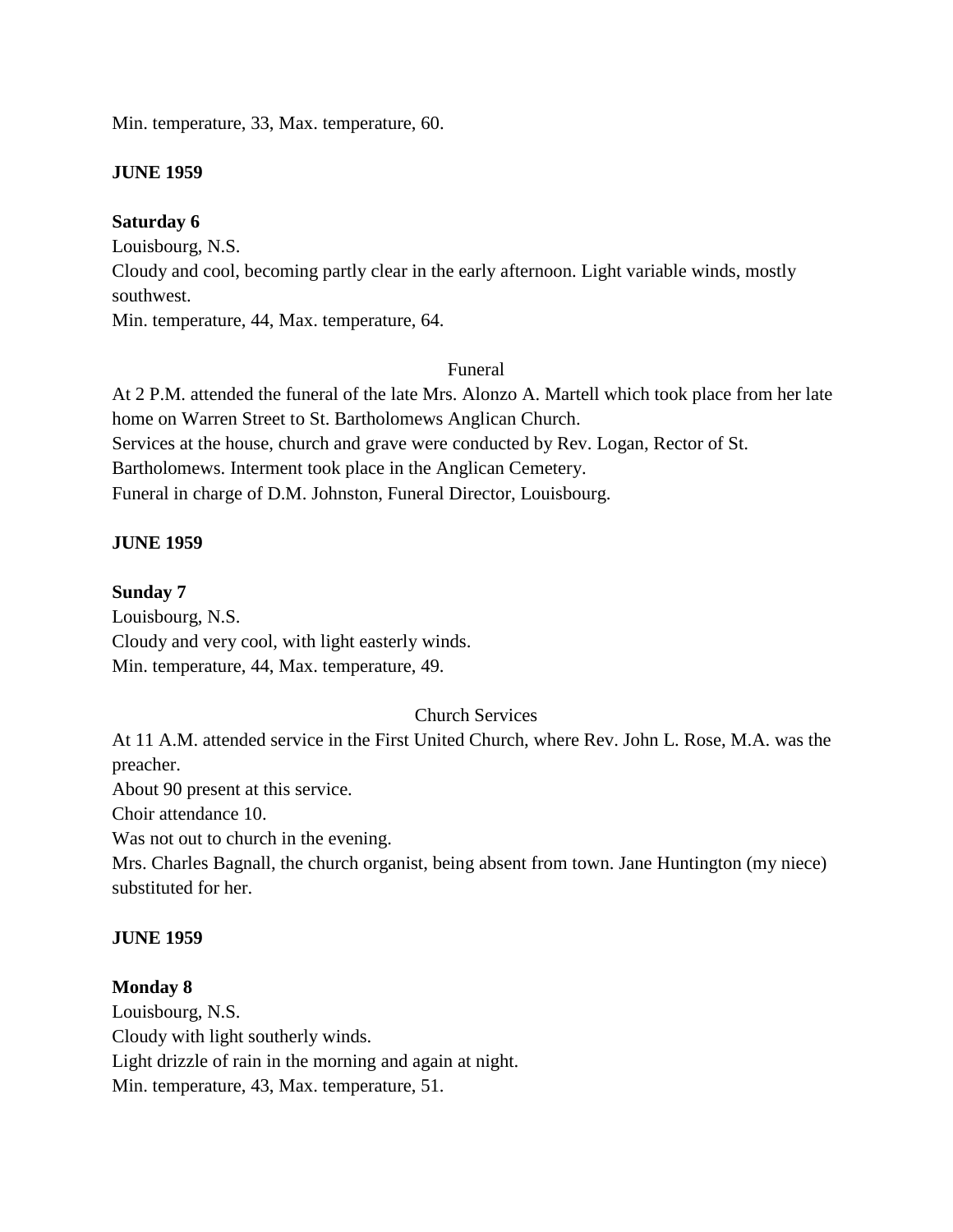Min. temperature, 33, Max. temperature, 60.

**JUNE 1959**

**Saturday 6**

Louisbourg, N.S.
Cloudy and cool, becoming partly clear in the early afternoon. Light variable winds, mostly southwest.
Min. temperature, 44, Max. temperature, 64.

Funeral

At 2 P.M. attended the funeral of the late Mrs. Alonzo A. Martell which took place from her late home on Warren Street to St. Bartholomews Anglican Church.
Services at the house, church and grave were conducted by Rev. Logan, Rector of St. Bartholomews. Interment took place in the Anglican Cemetery.
Funeral in charge of D.M. Johnston, Funeral Director, Louisbourg.

**JUNE 1959**

**Sunday 7**

Louisbourg, N.S.
Cloudy and very cool, with light easterly winds.
Min. temperature, 44, Max. temperature, 49.

Church Services

At 11 A.M. attended service in the First United Church, where Rev. John L. Rose, M.A. was the preacher.
About 90 present at this service.
Choir attendance 10.
Was not out to church in the evening.
Mrs. Charles Bagnall, the church organist, being absent from town. Jane Huntington (my niece) substituted for her.

**JUNE 1959**

**Monday 8**

Louisbourg, N.S.
Cloudy with light southerly winds.
Light drizzle of rain in the morning and again at night.
Min. temperature, 43, Max. temperature, 51.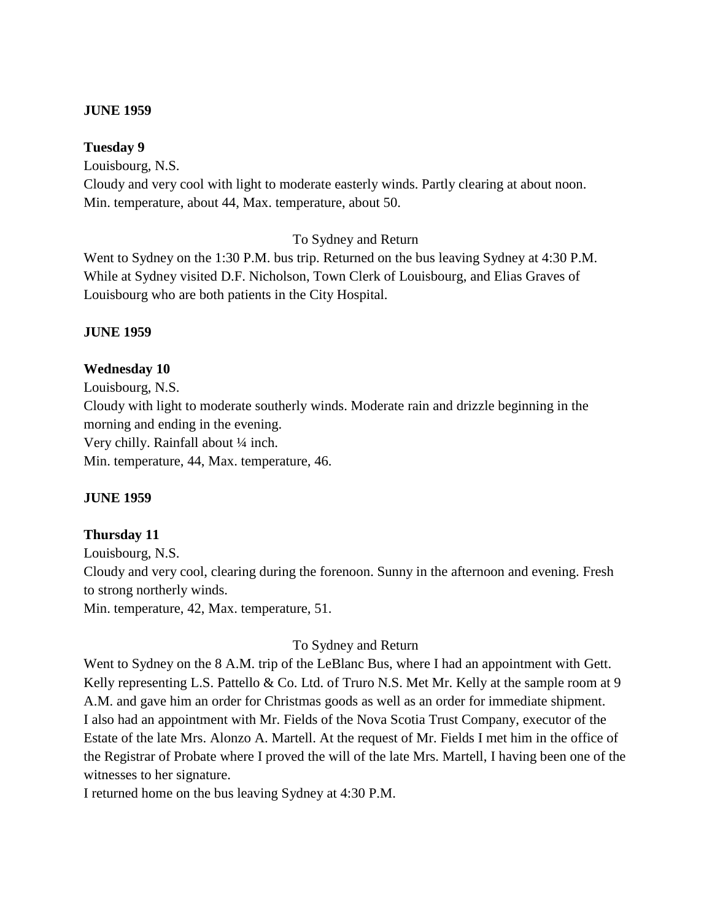**JUNE 1959**

**Tuesday 9**

Louisbourg, N.S.

Cloudy and very cool with light to moderate easterly winds. Partly clearing at about noon. Min. temperature, about 44, Max. temperature, about 50.

To Sydney and Return

Went to Sydney on the 1:30 P.M. bus trip. Returned on the bus leaving Sydney at 4:30 P.M. While at Sydney visited D.F. Nicholson, Town Clerk of Louisbourg, and Elias Graves of Louisbourg who are both patients in the City Hospital.

**JUNE 1959**

**Wednesday 10**

Louisbourg, N.S.

Cloudy with light to moderate southerly winds. Moderate rain and drizzle beginning in the morning and ending in the evening.

Very chilly. Rainfall about ¼ inch.

Min. temperature, 44, Max. temperature, 46.

**JUNE 1959**

**Thursday 11**

Louisbourg, N.S.

Cloudy and very cool, clearing during the forenoon. Sunny in the afternoon and evening. Fresh to strong northerly winds.

Min. temperature, 42, Max. temperature, 51.

To Sydney and Return

Went to Sydney on the 8 A.M. trip of the LeBlanc Bus, where I had an appointment with Gett. Kelly representing L.S. Pattello & Co. Ltd. of Truro N.S. Met Mr. Kelly at the sample room at 9 A.M. and gave him an order for Christmas goods as well as an order for immediate shipment. I also had an appointment with Mr. Fields of the Nova Scotia Trust Company, executor of the Estate of the late Mrs. Alonzo A. Martell. At the request of Mr. Fields I met him in the office of the Registrar of Probate where I proved the will of the late Mrs. Martell, I having been one of the witnesses to her signature.

I returned home on the bus leaving Sydney at 4:30 P.M.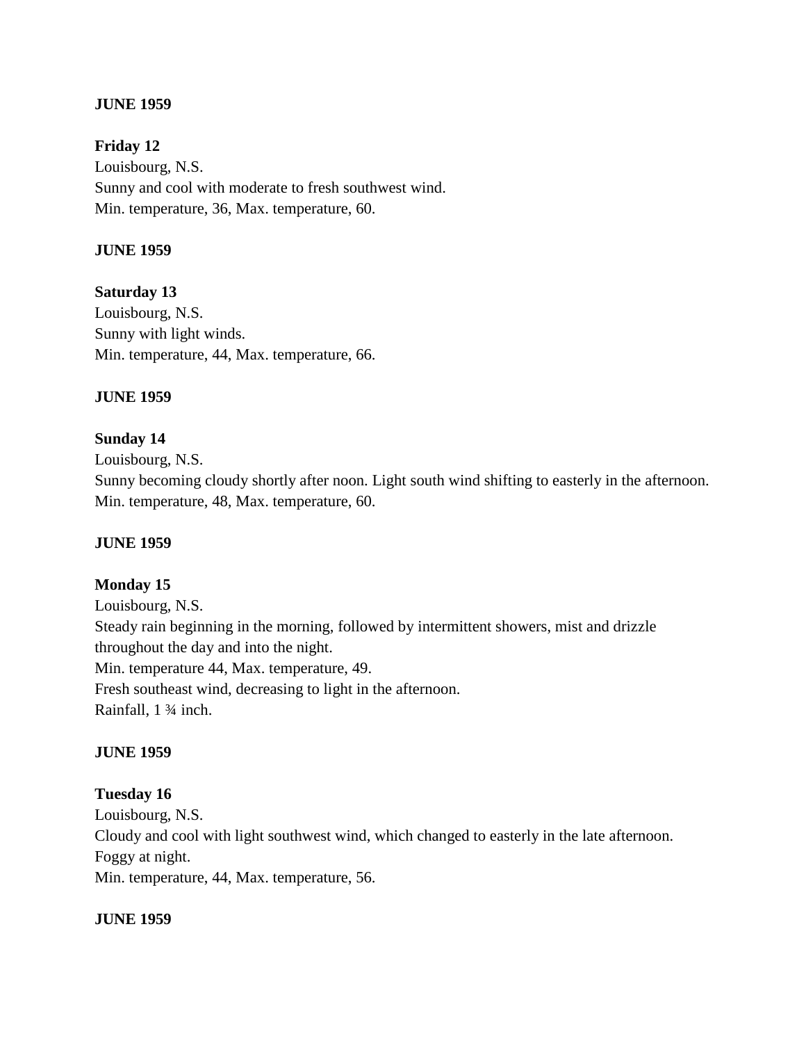**JUNE 1959**

**Friday 12**
Louisbourg, N.S.
Sunny and cool with moderate to fresh southwest wind.
Min. temperature, 36, Max. temperature, 60.

**JUNE 1959**

**Saturday 13**
Louisbourg, N.S.
Sunny with light winds.
Min. temperature, 44, Max. temperature, 66.

**JUNE 1959**

**Sunday 14**
Louisbourg, N.S.
Sunny becoming cloudy shortly after noon. Light south wind shifting to easterly in the afternoon.
Min. temperature, 48, Max. temperature, 60.

**JUNE 1959**

**Monday 15**
Louisbourg, N.S.
Steady rain beginning in the morning, followed by intermittent showers, mist and drizzle throughout the day and into the night.
Min. temperature 44, Max. temperature, 49.
Fresh southeast wind, decreasing to light in the afternoon.
Rainfall, 1 ¾ inch.

**JUNE 1959**

**Tuesday 16**
Louisbourg, N.S.
Cloudy and cool with light southwest wind, which changed to easterly in the late afternoon.
Foggy at night.
Min. temperature, 44, Max. temperature, 56.

**JUNE 1959**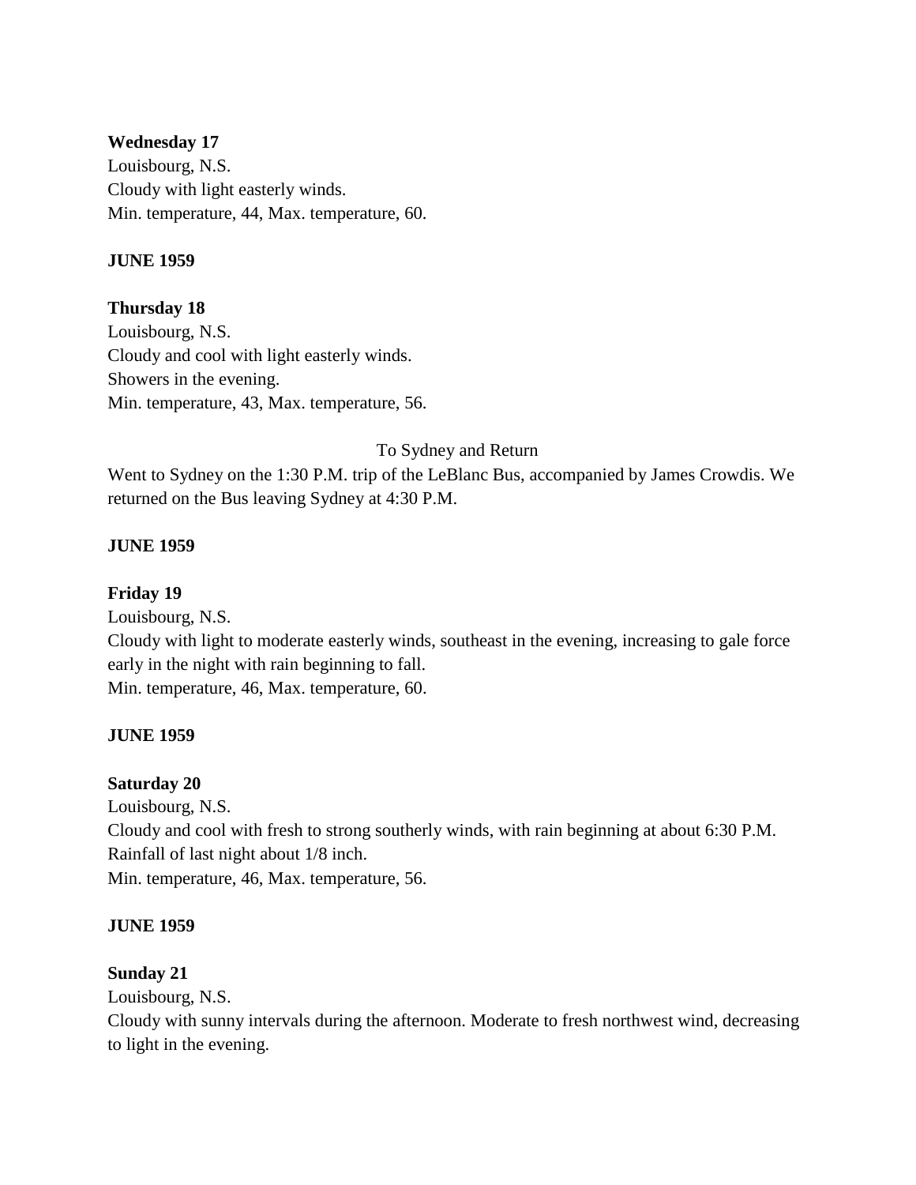**Wednesday 17**
Louisbourg, N.S.
Cloudy with light easterly winds.
Min. temperature, 44, Max. temperature, 60.

**JUNE 1959**

**Thursday 18**
Louisbourg, N.S.
Cloudy and cool with light easterly winds.
Showers in the evening.
Min. temperature, 43, Max. temperature, 56.

To Sydney and Return

Went to Sydney on the 1:30 P.M. trip of the LeBlanc Bus, accompanied by James Crowdis. We returned on the Bus leaving Sydney at 4:30 P.M.

**JUNE 1959**

**Friday 19**
Louisbourg, N.S.
Cloudy with light to moderate easterly winds, southeast in the evening, increasing to gale force early in the night with rain beginning to fall.
Min. temperature, 46, Max. temperature, 60.

**JUNE 1959**

**Saturday 20**
Louisbourg, N.S.
Cloudy and cool with fresh to strong southerly winds, with rain beginning at about 6:30 P.M.
Rainfall of last night about 1/8 inch.
Min. temperature, 46, Max. temperature, 56.

**JUNE 1959**

**Sunday 21**
Louisbourg, N.S.
Cloudy with sunny intervals during the afternoon. Moderate to fresh northwest wind, decreasing to light in the evening.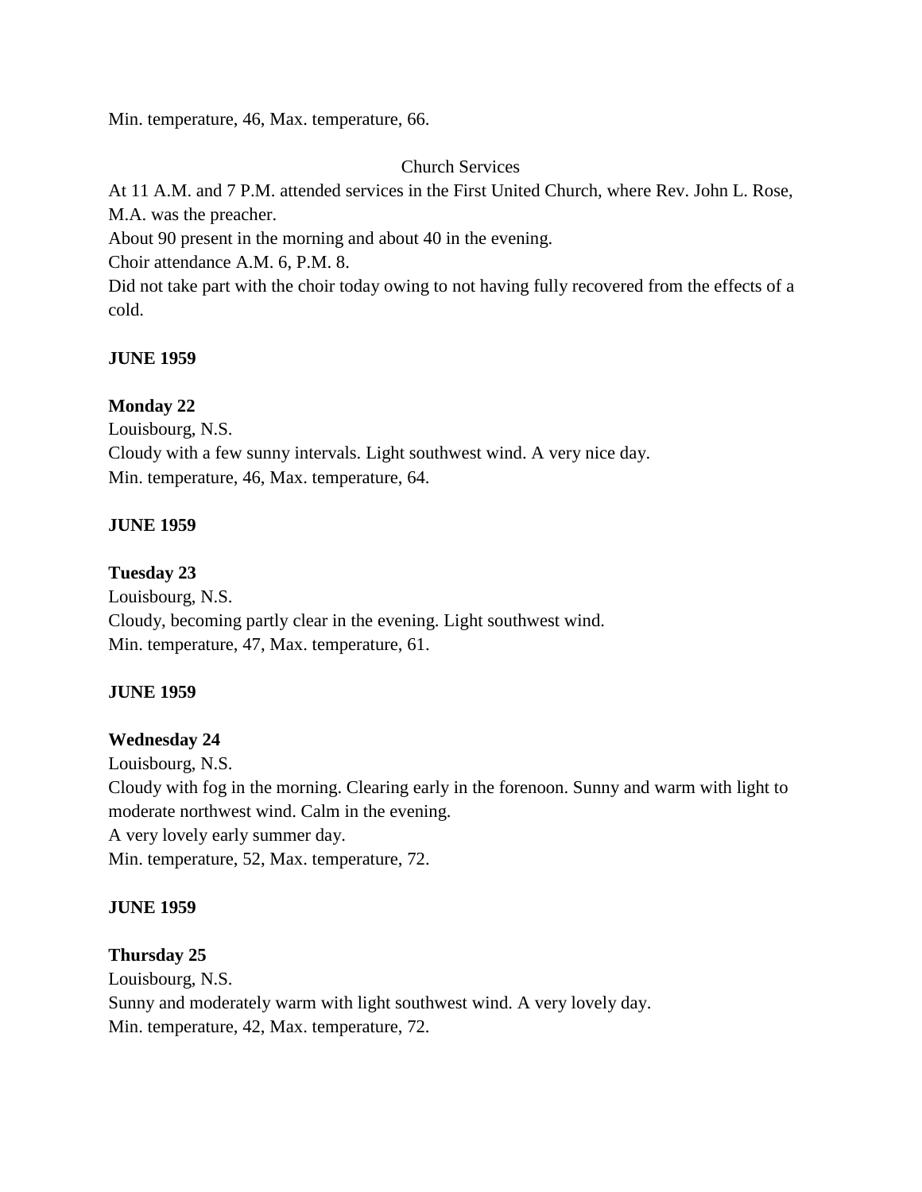Min. temperature, 46, Max. temperature, 66.

Church Services

At 11 A.M. and 7 P.M. attended services in the First United Church, where Rev. John L. Rose, M.A. was the preacher.

About 90 present in the morning and about 40 in the evening.

Choir attendance A.M. 6, P.M. 8.

Did not take part with the choir today owing to not having fully recovered from the effects of a cold.

**JUNE 1959**

**Monday 22**

Louisbourg, N.S.

Cloudy with a few sunny intervals. Light southwest wind. A very nice day.

Min. temperature, 46, Max. temperature, 64.

**JUNE 1959**

**Tuesday 23**

Louisbourg, N.S.

Cloudy, becoming partly clear in the evening. Light southwest wind.

Min. temperature, 47, Max. temperature, 61.

**JUNE 1959**

**Wednesday 24**

Louisbourg, N.S.

Cloudy with fog in the morning. Clearing early in the forenoon. Sunny and warm with light to moderate northwest wind. Calm in the evening.

A very lovely early summer day.

Min. temperature, 52, Max. temperature, 72.

**JUNE 1959**

**Thursday 25**

Louisbourg, N.S.

Sunny and moderately warm with light southwest wind. A very lovely day.

Min. temperature, 42, Max. temperature, 72.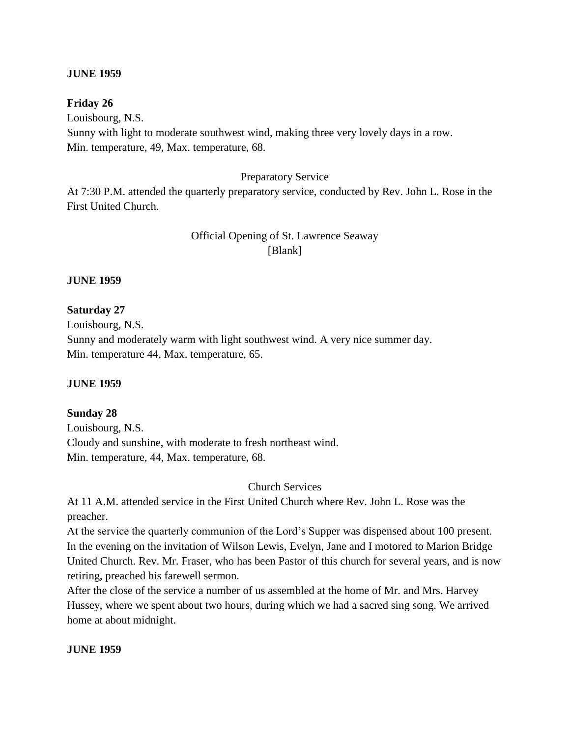**JUNE 1959**

**Friday 26**

Louisbourg, N.S.
Sunny with light to moderate southwest wind, making three very lovely days in a row.
Min. temperature, 49, Max. temperature, 68.

Preparatory Service

At 7:30 P.M. attended the quarterly preparatory service, conducted by Rev. John L. Rose in the First United Church.

Official Opening of St. Lawrence Seaway
[Blank]

**JUNE 1959**

**Saturday 27**

Louisbourg, N.S.
Sunny and moderately warm with light southwest wind. A very nice summer day.
Min. temperature 44, Max. temperature, 65.

**JUNE 1959**

**Sunday 28**

Louisbourg, N.S.
Cloudy and sunshine, with moderate to fresh northeast wind.
Min. temperature, 44, Max. temperature, 68.

Church Services

At 11 A.M. attended service in the First United Church where Rev. John L. Rose was the preacher.
At the service the quarterly communion of the Lord's Supper was dispensed about 100 present.
In the evening on the invitation of Wilson Lewis, Evelyn, Jane and I motored to Marion Bridge United Church. Rev. Mr. Fraser, who has been Pastor of this church for several years, and is now retiring, preached his farewell sermon.
After the close of the service a number of us assembled at the home of Mr. and Mrs. Harvey Hussey, where we spent about two hours, during which we had a sacred sing song. We arrived home at about midnight.

**JUNE 1959**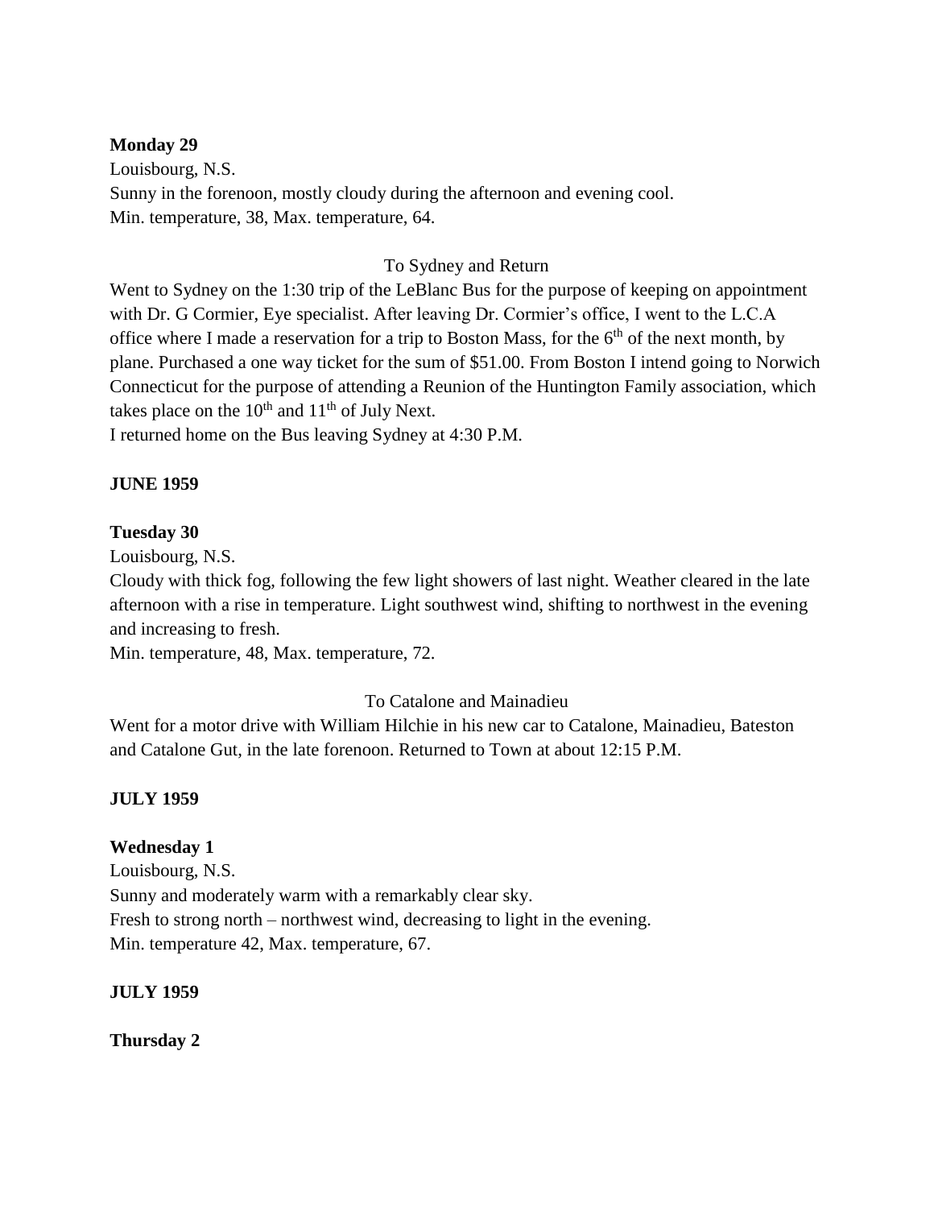**Monday 29**

Louisbourg, N.S.

Sunny in the forenoon, mostly cloudy during the afternoon and evening cool.

Min. temperature, 38, Max. temperature, 64.

To Sydney and Return

Went to Sydney on the 1:30 trip of the LeBlanc Bus for the purpose of keeping on appointment with Dr. G Cormier, Eye specialist. After leaving Dr. Cormier's office, I went to the L.C.A office where I made a reservation for a trip to Boston Mass, for the 6th of the next month, by plane. Purchased a one way ticket for the sum of $51.00. From Boston I intend going to Norwich Connecticut for the purpose of attending a Reunion of the Huntington Family association, which takes place on the 10th and 11th of July Next.

I returned home on the Bus leaving Sydney at 4:30 P.M.

**JUNE 1959**

**Tuesday 30**

Louisbourg, N.S.

Cloudy with thick fog, following the few light showers of last night. Weather cleared in the late afternoon with a rise in temperature. Light southwest wind, shifting to northwest in the evening and increasing to fresh.

Min. temperature, 48, Max. temperature, 72.

To Catalone and Mainadieu

Went for a motor drive with William Hilchie in his new car to Catalone, Mainadieu, Bateston and Catalone Gut, in the late forenoon. Returned to Town at about 12:15 P.M.

**JULY 1959**

**Wednesday 1**

Louisbourg, N.S.

Sunny and moderately warm with a remarkably clear sky.

Fresh to strong north – northwest wind, decreasing to light in the evening.

Min. temperature 42, Max. temperature, 67.

**JULY 1959**

**Thursday 2**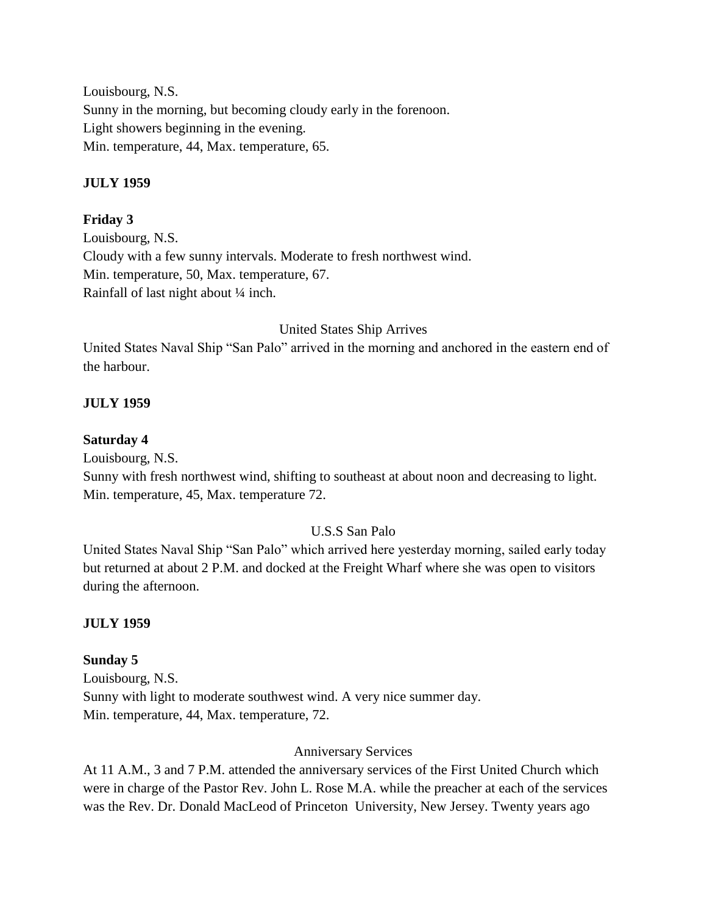Louisbourg, N.S.
Sunny in the morning, but becoming cloudy early in the forenoon.
Light showers beginning in the evening.
Min. temperature, 44, Max. temperature, 65.

**JULY 1959**

**Friday 3**
Louisbourg, N.S.
Cloudy with a few sunny intervals. Moderate to fresh northwest wind.
Min. temperature, 50, Max. temperature, 67.
Rainfall of last night about ¼ inch.

United States Ship Arrives

United States Naval Ship "San Palo" arrived in the morning and anchored in the eastern end of the harbour.

**JULY 1959**

**Saturday 4**
Louisbourg, N.S.
Sunny with fresh northwest wind, shifting to southeast at about noon and decreasing to light.
Min. temperature, 45, Max. temperature 72.

U.S.S San Palo

United States Naval Ship "San Palo" which arrived here yesterday morning, sailed early today but returned at about 2 P.M. and docked at the Freight Wharf where she was open to visitors during the afternoon.

**JULY 1959**

**Sunday 5**
Louisbourg, N.S.
Sunny with light to moderate southwest wind. A very nice summer day.
Min. temperature, 44, Max. temperature, 72.

Anniversary Services

At 11 A.M., 3 and 7 P.M. attended the anniversary services of the First United Church which were in charge of the Pastor Rev. John L. Rose M.A. while the preacher at each of the services was the Rev. Dr. Donald MacLeod of Princeton University, New Jersey. Twenty years ago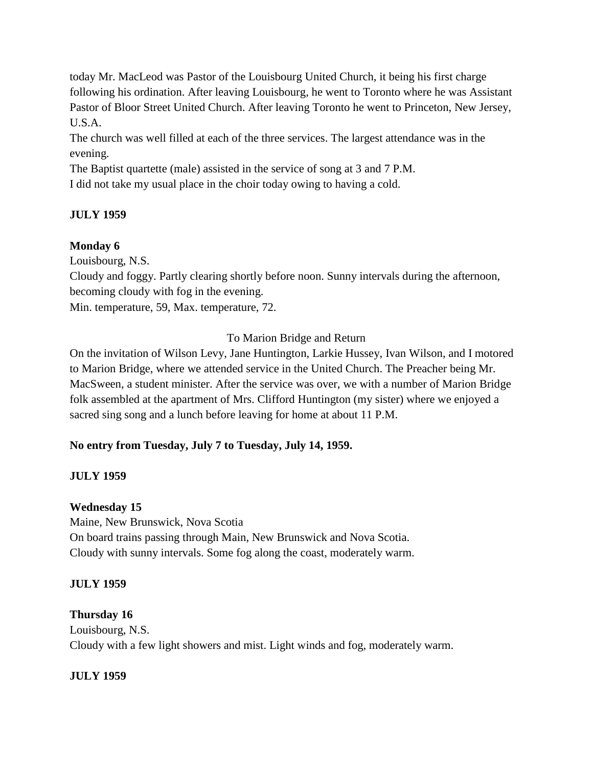today Mr. MacLeod was Pastor of the Louisbourg United Church, it being his first charge following his ordination. After leaving Louisbourg, he went to Toronto where he was Assistant Pastor of Bloor Street United Church. After leaving Toronto he went to Princeton, New Jersey, U.S.A.

The church was well filled at each of the three services. The largest attendance was in the evening.

The Baptist quartette (male) assisted in the service of song at 3 and 7 P.M.

I did not take my usual place in the choir today owing to having a cold.

**JULY 1959**

**Monday 6**

Louisbourg, N.S.

Cloudy and foggy. Partly clearing shortly before noon. Sunny intervals during the afternoon, becoming cloudy with fog in the evening.

Min. temperature, 59, Max. temperature, 72.

To Marion Bridge and Return

On the invitation of Wilson Levy, Jane Huntington, Larkie Hussey, Ivan Wilson, and I motored to Marion Bridge, where we attended service in the United Church. The Preacher being Mr. MacSween, a student minister. After the service was over, we with a number of Marion Bridge folk assembled at the apartment of Mrs. Clifford Huntington (my sister) where we enjoyed a sacred sing song and a lunch before leaving for home at about 11 P.M.

**No entry from Tuesday, July 7 to Tuesday, July 14, 1959.**

**JULY 1959**

**Wednesday 15**

Maine, New Brunswick, Nova Scotia

On board trains passing through Main, New Brunswick and Nova Scotia.

Cloudy with sunny intervals. Some fog along the coast, moderately warm.

**JULY 1959**

**Thursday 16**

Louisbourg, N.S.

Cloudy with a few light showers and mist. Light winds and fog, moderately warm.

**JULY 1959**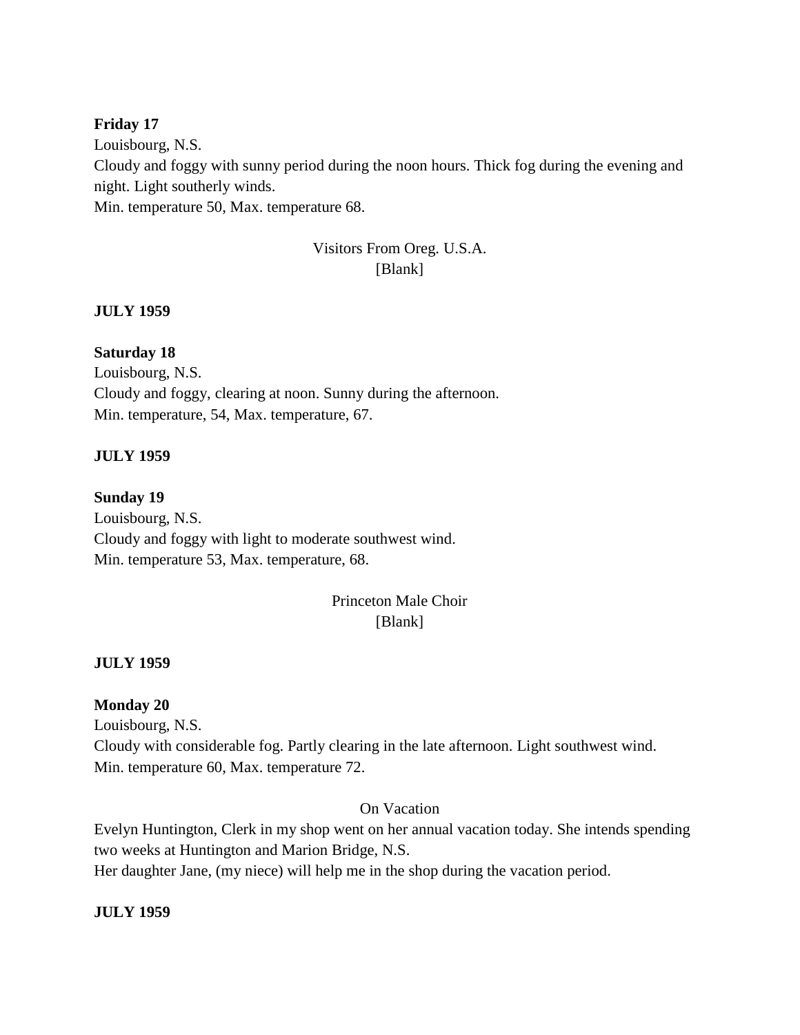**Friday 17**

Louisbourg, N.S.

Cloudy and foggy with sunny period during the noon hours. Thick fog during the evening and night. Light southerly winds.

Min. temperature 50, Max. temperature 68.

Visitors From Oreg. U.S.A.

[Blank]

**JULY 1959**

**Saturday 18**

Louisbourg, N.S.

Cloudy and foggy, clearing at noon. Sunny during the afternoon.

Min. temperature, 54, Max. temperature, 67.

**JULY 1959**

**Sunday 19**

Louisbourg, N.S.

Cloudy and foggy with light to moderate southwest wind.

Min. temperature 53, Max. temperature, 68.

Princeton Male Choir

[Blank]

**JULY 1959**

**Monday 20**

Louisbourg, N.S.

Cloudy with considerable fog. Partly clearing in the late afternoon. Light southwest wind.

Min. temperature 60, Max. temperature 72.

On Vacation

Evelyn Huntington, Clerk in my shop went on her annual vacation today. She intends spending two weeks at Huntington and Marion Bridge, N.S.

Her daughter Jane, (my niece) will help me in the shop during the vacation period.

**JULY 1959**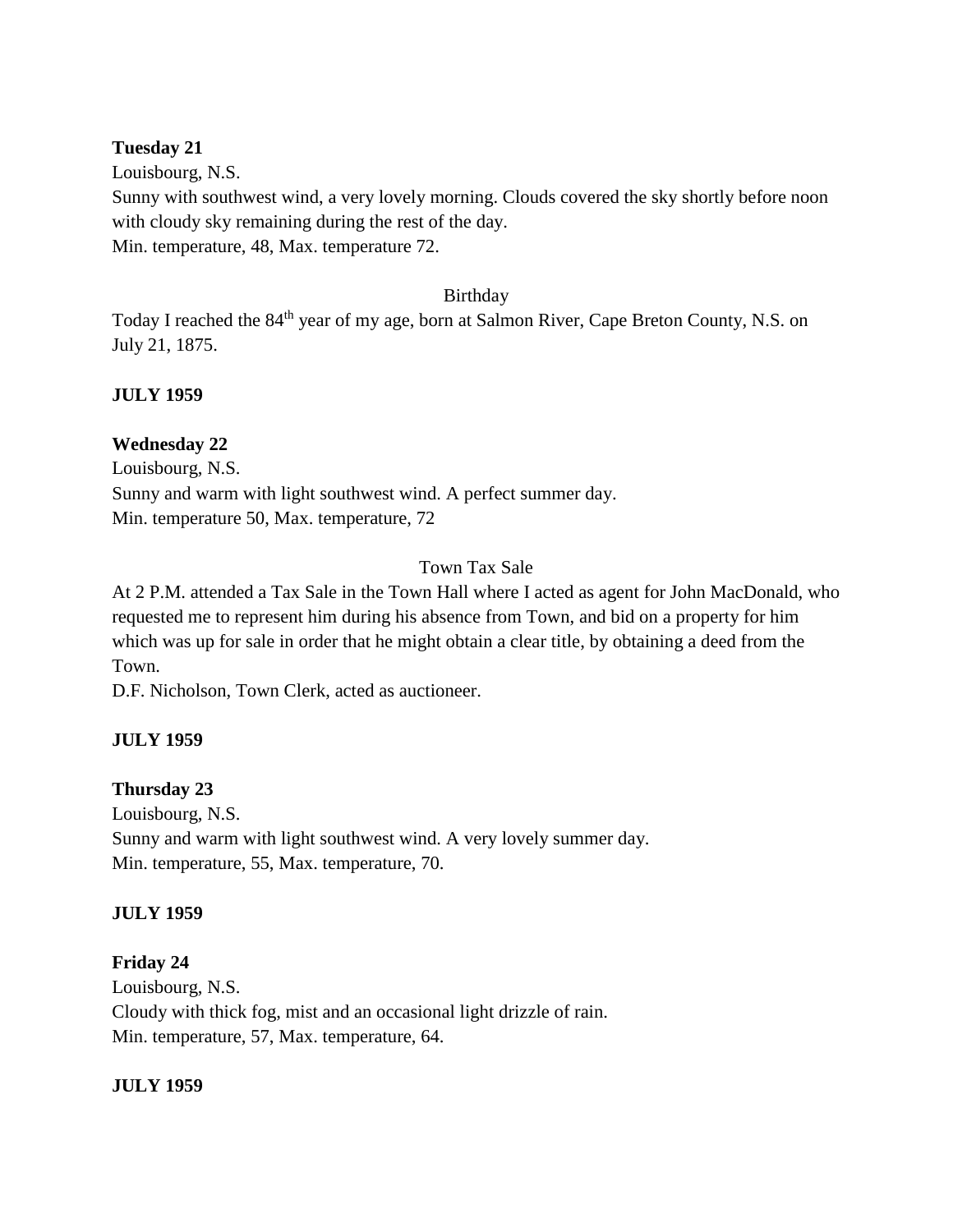**Tuesday 21**

Louisbourg, N.S.

Sunny with southwest wind, a very lovely morning. Clouds covered the sky shortly before noon with cloudy sky remaining during the rest of the day.

Min. temperature, 48, Max. temperature 72.

Birthday

Today I reached the 84th year of my age, born at Salmon River, Cape Breton County, N.S. on July 21, 1875.

**JULY 1959**

**Wednesday 22**

Louisbourg, N.S.

Sunny and warm with light southwest wind. A perfect summer day.

Min. temperature 50, Max. temperature, 72

Town Tax Sale

At 2 P.M. attended a Tax Sale in the Town Hall where I acted as agent for John MacDonald, who requested me to represent him during his absence from Town, and bid on a property for him which was up for sale in order that he might obtain a clear title, by obtaining a deed from the Town.

D.F. Nicholson, Town Clerk, acted as auctioneer.

**JULY 1959**

**Thursday 23**

Louisbourg, N.S.

Sunny and warm with light southwest wind. A very lovely summer day.

Min. temperature, 55, Max. temperature, 70.

**JULY 1959**

**Friday 24**

Louisbourg, N.S.

Cloudy with thick fog, mist and an occasional light drizzle of rain.

Min. temperature, 57, Max. temperature, 64.

**JULY 1959**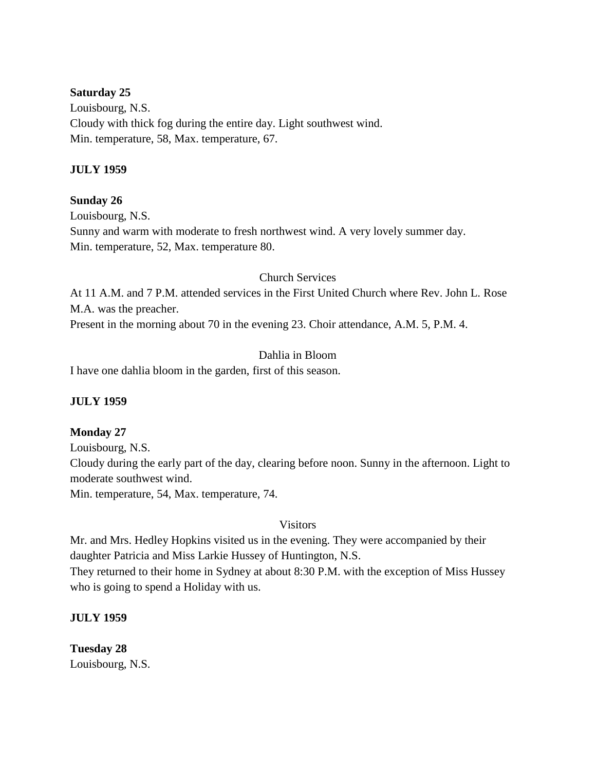**Saturday 25**
Louisbourg, N.S.
Cloudy with thick fog during the entire day. Light southwest wind.
Min. temperature, 58, Max. temperature, 67.

**JULY 1959**

**Sunday 26**
Louisbourg, N.S.
Sunny and warm with moderate to fresh northwest wind. A very lovely summer day.
Min. temperature, 52, Max. temperature 80.

Church Services

At 11 A.M. and 7 P.M. attended services in the First United Church where Rev. John L. Rose M.A. was the preacher.
Present in the morning about 70 in the evening 23. Choir attendance, A.M. 5, P.M. 4.

Dahlia in Bloom

I have one dahlia bloom in the garden, first of this season.

**JULY 1959**

**Monday 27**
Louisbourg, N.S.
Cloudy during the early part of the day, clearing before noon. Sunny in the afternoon. Light to moderate southwest wind.
Min. temperature, 54, Max. temperature, 74.

Visitors

Mr. and Mrs. Hedley Hopkins visited us in the evening. They were accompanied by their daughter Patricia and Miss Larkie Hussey of Huntington, N.S.
They returned to their home in Sydney at about 8:30 P.M. with the exception of Miss Hussey who is going to spend a Holiday with us.

**JULY 1959**

**Tuesday 28**
Louisbourg, N.S.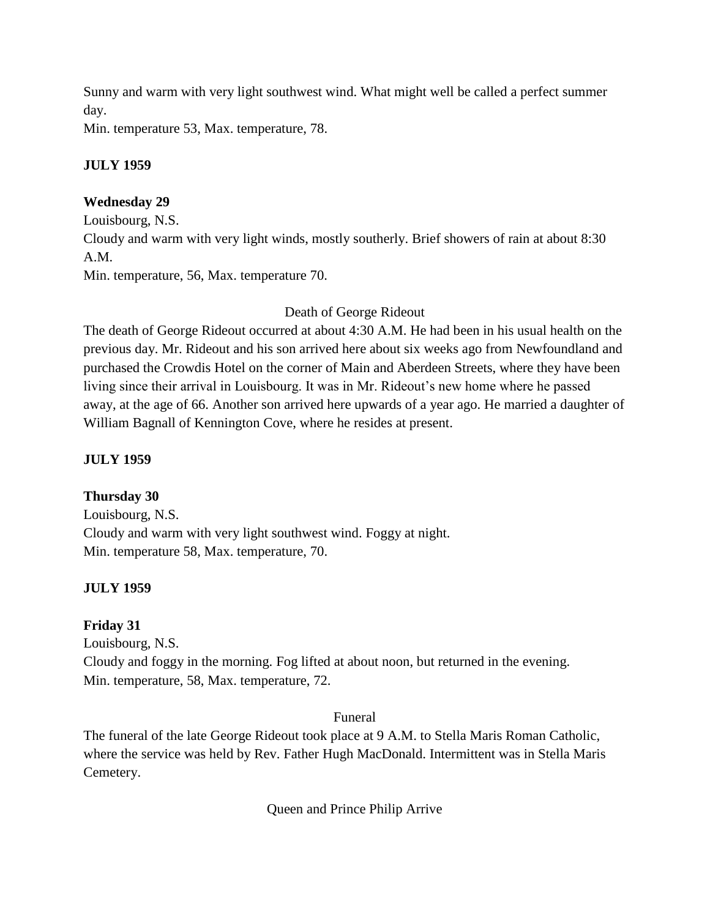Sunny and warm with very light southwest wind. What might well be called a perfect summer day.
Min. temperature 53, Max. temperature, 78.

**JULY 1959**

**Wednesday 29**
Louisbourg, N.S.
Cloudy and warm with very light winds, mostly southerly. Brief showers of rain at about 8:30 A.M.
Min. temperature, 56, Max. temperature 70.

Death of George Rideout

The death of George Rideout occurred at about 4:30 A.M. He had been in his usual health on the previous day. Mr. Rideout and his son arrived here about six weeks ago from Newfoundland and purchased the Crowdis Hotel on the corner of Main and Aberdeen Streets, where they have been living since their arrival in Louisbourg. It was in Mr. Rideout's new home where he passed away, at the age of 66. Another son arrived here upwards of a year ago. He married a daughter of William Bagnall of Kennington Cove, where he resides at present.

**JULY 1959**

**Thursday 30**
Louisbourg, N.S.
Cloudy and warm with very light southwest wind. Foggy at night.
Min. temperature 58, Max. temperature, 70.

**JULY 1959**

**Friday 31**
Louisbourg, N.S.
Cloudy and foggy in the morning. Fog lifted at about noon, but returned in the evening.
Min. temperature, 58, Max. temperature, 72.

Funeral

The funeral of the late George Rideout took place at 9 A.M. to Stella Maris Roman Catholic, where the service was held by Rev. Father Hugh MacDonald. Intermittent was in Stella Maris Cemetery.

Queen and Prince Philip Arrive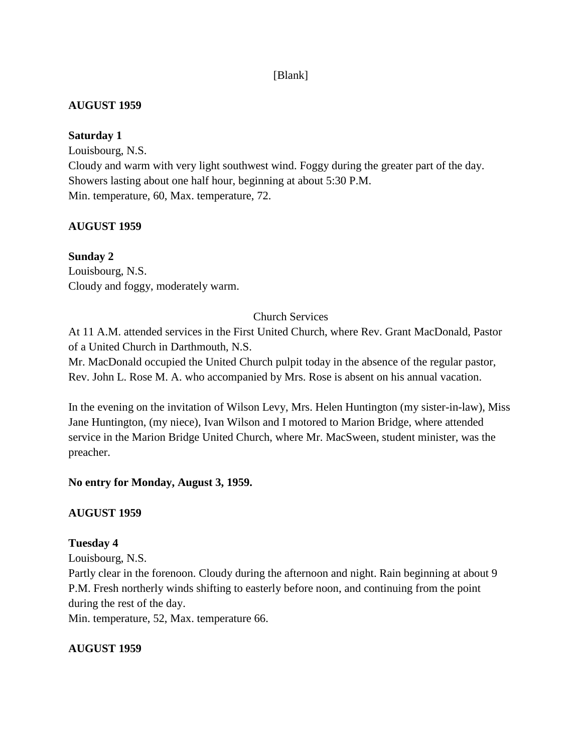[Blank]

**AUGUST 1959**

**Saturday 1**
Louisbourg, N.S.
Cloudy and warm with very light southwest wind. Foggy during the greater part of the day. Showers lasting about one half hour, beginning at about 5:30 P.M.
Min. temperature, 60, Max. temperature, 72.

**AUGUST 1959**

**Sunday 2**
Louisbourg, N.S.
Cloudy and foggy, moderately warm.

Church Services

At 11 A.M. attended services in the First United Church, where Rev. Grant MacDonald, Pastor of a United Church in Darthmouth, N.S.
Mr. MacDonald occupied the United Church pulpit today in the absence of the regular pastor, Rev. John L. Rose M. A. who accompanied by Mrs. Rose is absent on his annual vacation.

In the evening on the invitation of Wilson Levy, Mrs. Helen Huntington (my sister-in-law), Miss Jane Huntington, (my niece), Ivan Wilson and I motored to Marion Bridge, where attended service in the Marion Bridge United Church, where Mr. MacSween, student minister, was the preacher.

**No entry for Monday, August 3, 1959.**

**AUGUST 1959**

**Tuesday 4**
Louisbourg, N.S.
Partly clear in the forenoon. Cloudy during the afternoon and night. Rain beginning at about 9 P.M. Fresh northerly winds shifting to easterly before noon, and continuing from the point during the rest of the day.
Min. temperature, 52, Max. temperature 66.

**AUGUST 1959**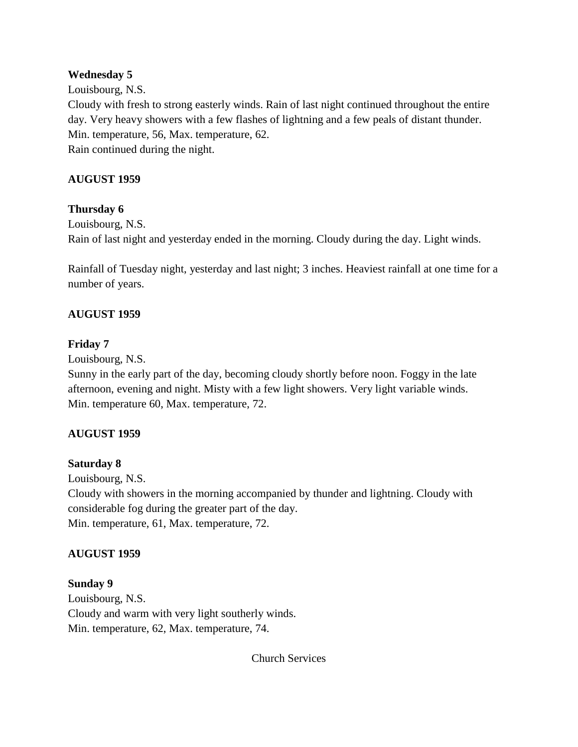**Wednesday 5**

Louisbourg, N.S.

Cloudy with fresh to strong easterly winds. Rain of last night continued throughout the entire day. Very heavy showers with a few flashes of lightning and a few peals of distant thunder.

Min. temperature, 56, Max. temperature, 62.

Rain continued during the night.

**AUGUST 1959**

**Thursday 6**

Louisbourg, N.S.

Rain of last night and yesterday ended in the morning. Cloudy during the day. Light winds.

Rainfall of Tuesday night, yesterday and last night; 3 inches. Heaviest rainfall at one time for a number of years.

**AUGUST 1959**

**Friday 7**

Louisbourg, N.S.

Sunny in the early part of the day, becoming cloudy shortly before noon. Foggy in the late afternoon, evening and night. Misty with a few light showers. Very light variable winds.

Min. temperature 60, Max. temperature, 72.

**AUGUST 1959**

**Saturday 8**

Louisbourg, N.S.

Cloudy with showers in the morning accompanied by thunder and lightning. Cloudy with considerable fog during the greater part of the day.

Min. temperature, 61, Max. temperature, 72.

**AUGUST 1959**

**Sunday 9**

Louisbourg, N.S.

Cloudy and warm with very light southerly winds.

Min. temperature, 62, Max. temperature, 74.

Church Services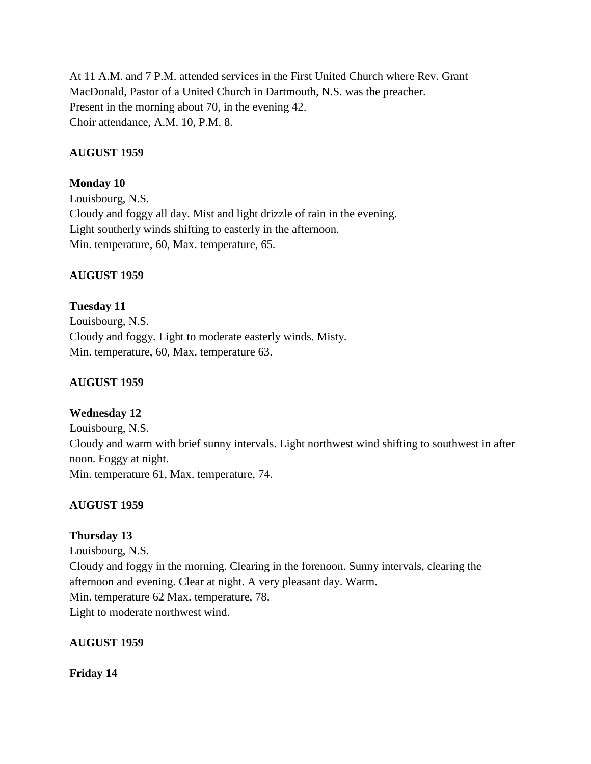At 11 A.M. and 7 P.M. attended services in the First United Church where Rev. Grant MacDonald, Pastor of a United Church in Dartmouth, N.S. was the preacher.
Present in the morning about 70, in the evening 42.
Choir attendance, A.M. 10, P.M. 8.

**AUGUST 1959**

**Monday 10**
Louisbourg, N.S.
Cloudy and foggy all day. Mist and light drizzle of rain in the evening.
Light southerly winds shifting to easterly in the afternoon.
Min. temperature, 60, Max. temperature, 65.

**AUGUST 1959**

**Tuesday 11**
Louisbourg, N.S.
Cloudy and foggy. Light to moderate easterly winds. Misty.
Min. temperature, 60, Max. temperature 63.

**AUGUST 1959**

**Wednesday 12**
Louisbourg, N.S.
Cloudy and warm with brief sunny intervals. Light northwest wind shifting to southwest in after noon. Foggy at night.
Min. temperature 61, Max. temperature, 74.

**AUGUST 1959**

**Thursday 13**
Louisbourg, N.S.
Cloudy and foggy in the morning. Clearing in the forenoon. Sunny intervals, clearing the afternoon and evening. Clear at night. A very pleasant day. Warm.
Min. temperature 62 Max. temperature, 78.
Light to moderate northwest wind.

**AUGUST 1959**

**Friday 14**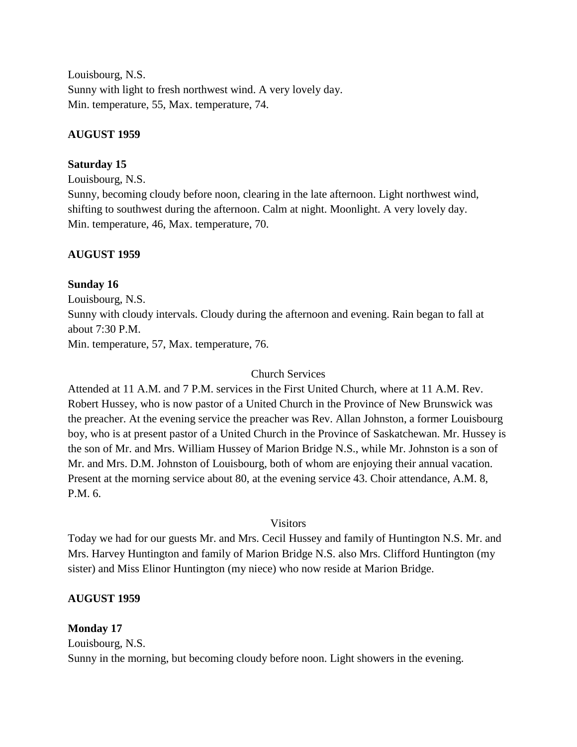Louisbourg, N.S.
Sunny with light to fresh northwest wind. A very lovely day.
Min. temperature, 55, Max. temperature, 74.

**AUGUST 1959**

**Saturday 15**
Louisbourg, N.S.
Sunny, becoming cloudy before noon, clearing in the late afternoon. Light northwest wind, shifting to southwest during the afternoon. Calm at night. Moonlight. A very lovely day.
Min. temperature, 46, Max. temperature, 70.

**AUGUST 1959**

**Sunday 16**
Louisbourg, N.S.
Sunny with cloudy intervals. Cloudy during the afternoon and evening. Rain began to fall at about 7:30 P.M.
Min. temperature, 57, Max. temperature, 76.

Church Services

Attended at 11 A.M. and 7 P.M. services in the First United Church, where at 11 A.M. Rev. Robert Hussey, who is now pastor of a United Church in the Province of New Brunswick was the preacher. At the evening service the preacher was Rev. Allan Johnston, a former Louisbourg boy, who is at present pastor of a United Church in the Province of Saskatchewan. Mr. Hussey is the son of Mr. and Mrs. William Hussey of Marion Bridge N.S., while Mr. Johnston is a son of Mr. and Mrs. D.M. Johnston of Louisbourg, both of whom are enjoying their annual vacation. Present at the morning service about 80, at the evening service 43. Choir attendance, A.M. 8, P.M. 6.

Visitors

Today we had for our guests Mr. and Mrs. Cecil Hussey and family of Huntington N.S. Mr. and Mrs. Harvey Huntington and family of Marion Bridge N.S. also Mrs. Clifford Huntington (my sister) and Miss Elinor Huntington (my niece) who now reside at Marion Bridge.

**AUGUST 1959**

**Monday 17**
Louisbourg, N.S.
Sunny in the morning, but becoming cloudy before noon. Light showers in the evening.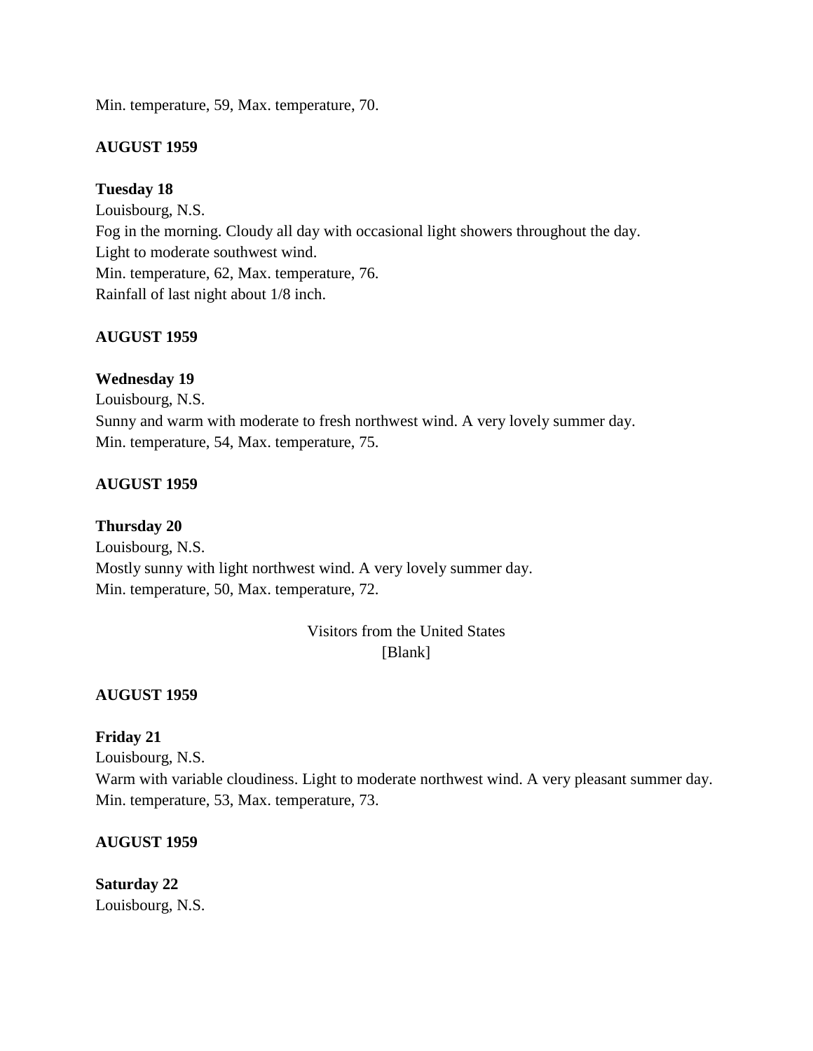Min. temperature, 59, Max. temperature, 70.

**AUGUST 1959**

**Tuesday 18**
Louisbourg, N.S.
Fog in the morning. Cloudy all day with occasional light showers throughout the day.
Light to moderate southwest wind.
Min. temperature, 62, Max. temperature, 76.
Rainfall of last night about 1/8 inch.

**AUGUST 1959**

**Wednesday 19**
Louisbourg, N.S.
Sunny and warm with moderate to fresh northwest wind. A very lovely summer day.
Min. temperature, 54, Max. temperature, 75.

**AUGUST 1959**

**Thursday 20**
Louisbourg, N.S.
Mostly sunny with light northwest wind. A very lovely summer day.
Min. temperature, 50, Max. temperature, 72.

Visitors from the United States
[Blank]

**AUGUST 1959**

**Friday 21**
Louisbourg, N.S.
Warm with variable cloudiness. Light to moderate northwest wind. A very pleasant summer day.
Min. temperature, 53, Max. temperature, 73.

**AUGUST 1959**

**Saturday 22**
Louisbourg, N.S.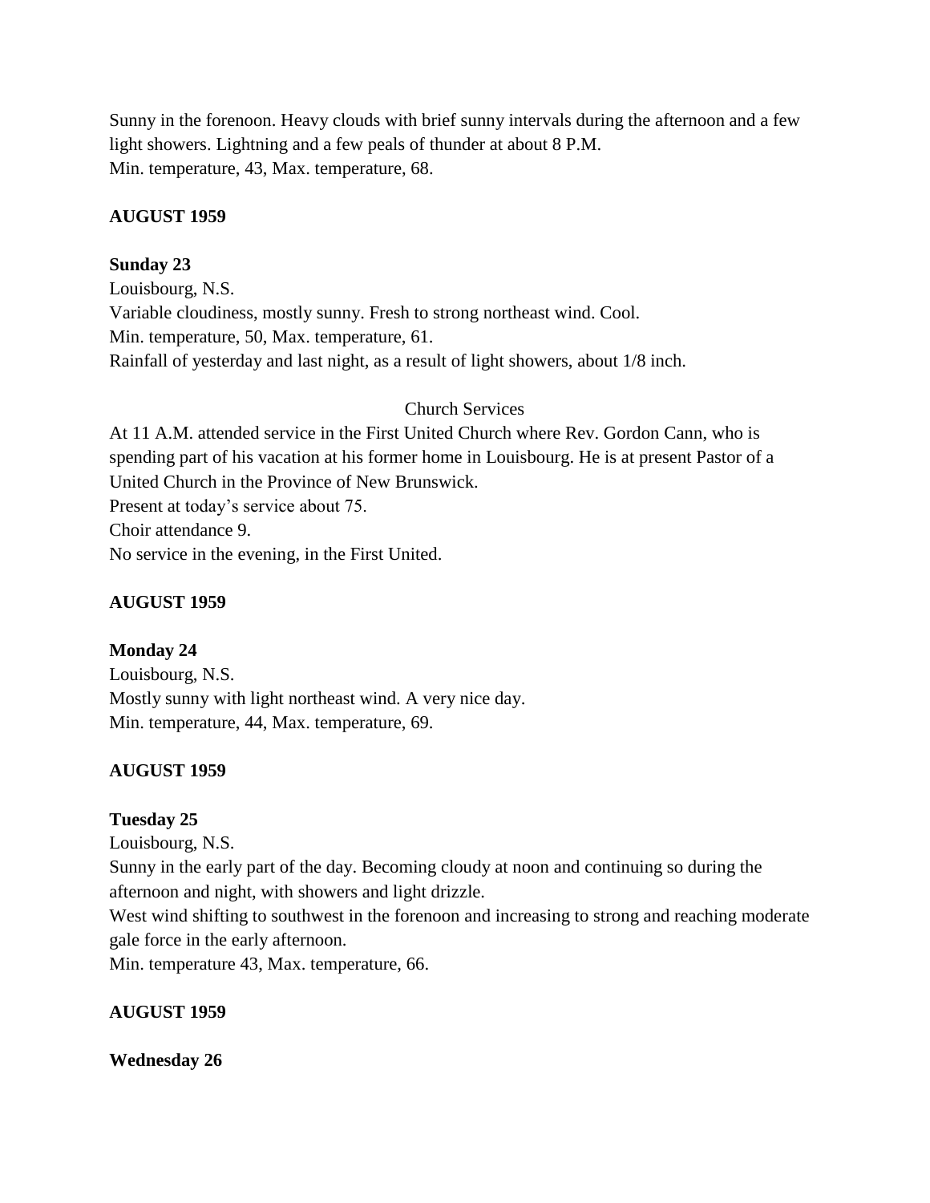Sunny in the forenoon. Heavy clouds with brief sunny intervals during the afternoon and a few light showers. Lightning and a few peals of thunder at about 8 P.M.
Min. temperature, 43, Max. temperature, 68.

**AUGUST 1959**

**Sunday 23**
Louisbourg, N.S.
Variable cloudiness, mostly sunny. Fresh to strong northeast wind. Cool.
Min. temperature, 50, Max. temperature, 61.
Rainfall of yesterday and last night, as a result of light showers, about 1/8 inch.

Church Services

At 11 A.M. attended service in the First United Church where Rev. Gordon Cann, who is spending part of his vacation at his former home in Louisbourg. He is at present Pastor of a United Church in the Province of New Brunswick.
Present at today's service about 75.
Choir attendance 9.
No service in the evening, in the First United.

**AUGUST 1959**

**Monday 24**
Louisbourg, N.S.
Mostly sunny with light northeast wind. A very nice day.
Min. temperature, 44, Max. temperature, 69.

**AUGUST 1959**

**Tuesday 25**
Louisbourg, N.S.
Sunny in the early part of the day. Becoming cloudy at noon and continuing so during the afternoon and night, with showers and light drizzle.
West wind shifting to southwest in the forenoon and increasing to strong and reaching moderate gale force in the early afternoon.
Min. temperature 43, Max. temperature, 66.

**AUGUST 1959**

**Wednesday 26**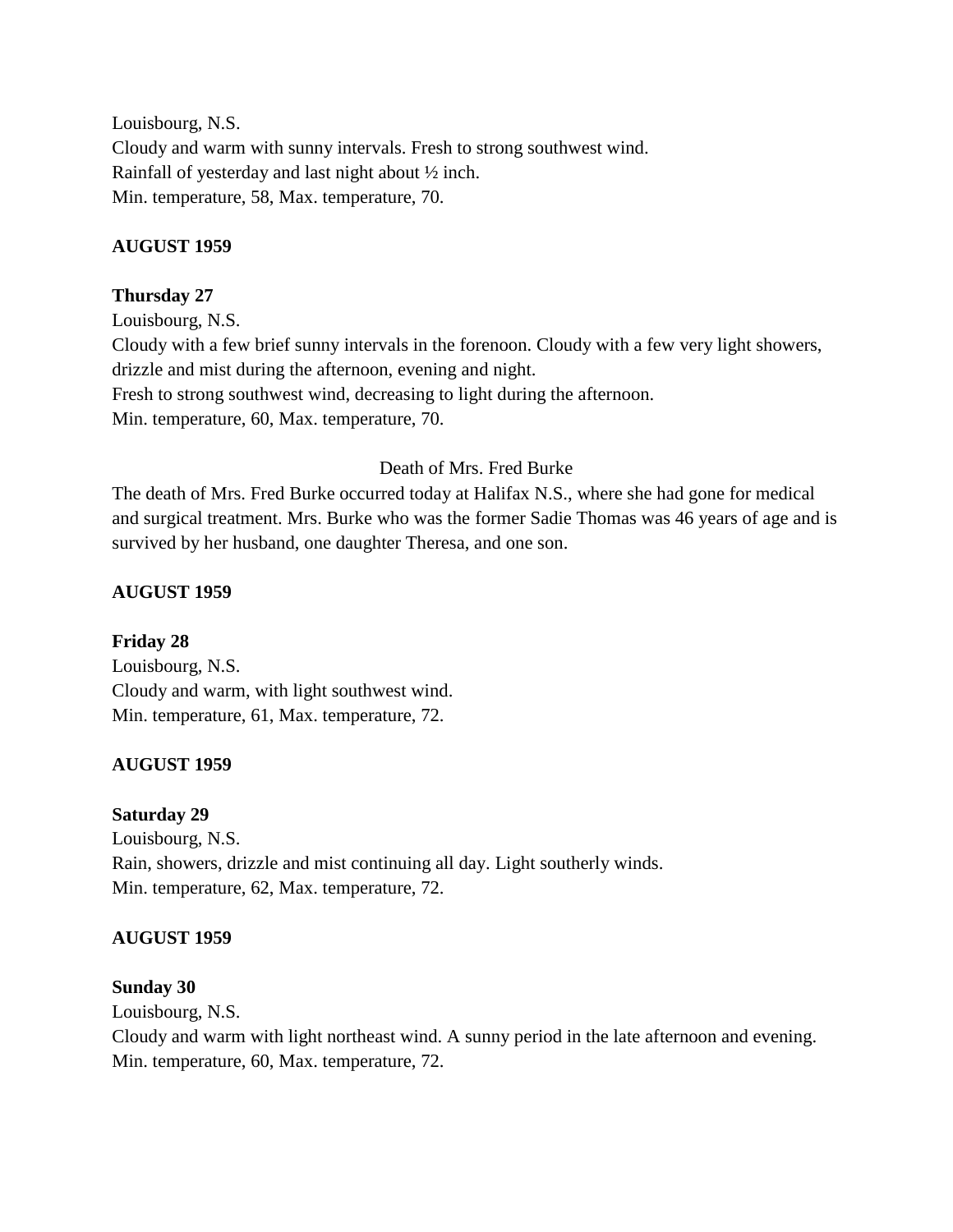Louisbourg, N.S.
Cloudy and warm with sunny intervals. Fresh to strong southwest wind.
Rainfall of yesterday and last night about ½ inch.
Min. temperature, 58, Max. temperature, 70.

**AUGUST 1959**

**Thursday 27**
Louisbourg, N.S.
Cloudy with a few brief sunny intervals in the forenoon. Cloudy with a few very light showers, drizzle and mist during the afternoon, evening and night.
Fresh to strong southwest wind, decreasing to light during the afternoon.
Min. temperature, 60, Max. temperature, 70.

Death of Mrs. Fred Burke

The death of Mrs. Fred Burke occurred today at Halifax N.S., where she had gone for medical and surgical treatment. Mrs. Burke who was the former Sadie Thomas was 46 years of age and is survived by her husband, one daughter Theresa, and one son.

**AUGUST 1959**

**Friday 28**
Louisbourg, N.S.
Cloudy and warm, with light southwest wind.
Min. temperature, 61, Max. temperature, 72.

**AUGUST 1959**

**Saturday 29**
Louisbourg, N.S.
Rain, showers, drizzle and mist continuing all day. Light southerly winds.
Min. temperature, 62, Max. temperature, 72.

**AUGUST 1959**

**Sunday 30**
Louisbourg, N.S.
Cloudy and warm with light northeast wind. A sunny period in the late afternoon and evening.
Min. temperature, 60, Max. temperature, 72.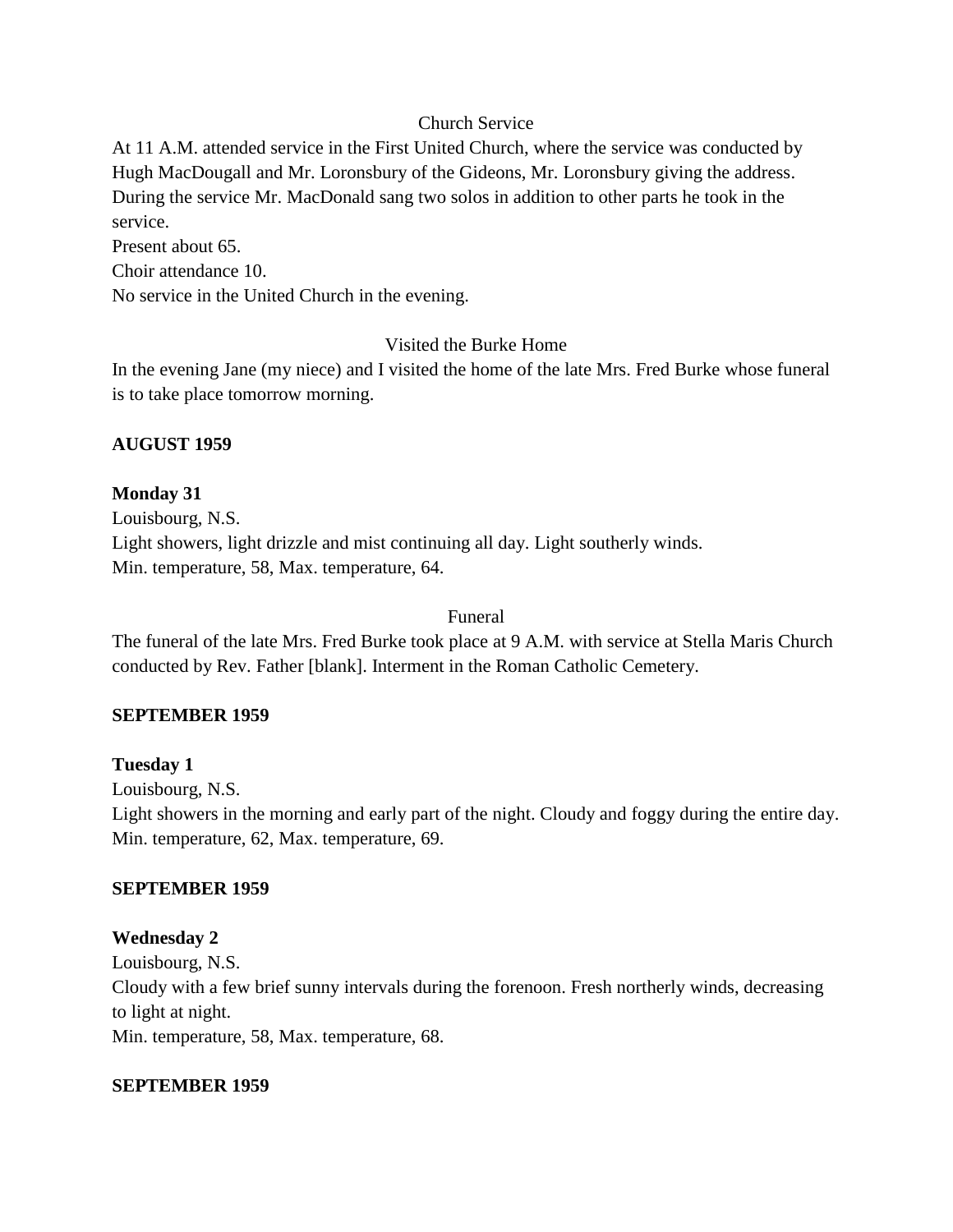Church Service

At 11 A.M. attended service in the First United Church, where the service was conducted by Hugh MacDougall and Mr. Loronsbury of the Gideons, Mr. Loronsbury giving the address. During the service Mr. MacDonald sang two solos in addition to other parts he took in the service.

Present about 65.

Choir attendance 10.

No service in the United Church in the evening.

Visited the Burke Home

In the evening Jane (my niece) and I visited the home of the late Mrs. Fred Burke whose funeral is to take place tomorrow morning.

**AUGUST 1959**

**Monday 31**

Louisbourg, N.S.

Light showers, light drizzle and mist continuing all day. Light southerly winds.

Min. temperature, 58, Max. temperature, 64.

Funeral

The funeral of the late Mrs. Fred Burke took place at 9 A.M. with service at Stella Maris Church conducted by Rev. Father [blank]. Interment in the Roman Catholic Cemetery.

**SEPTEMBER 1959**

**Tuesday 1**

Louisbourg, N.S.

Light showers in the morning and early part of the night. Cloudy and foggy during the entire day.

Min. temperature, 62, Max. temperature, 69.

**SEPTEMBER 1959**

**Wednesday 2**

Louisbourg, N.S.

Cloudy with a few brief sunny intervals during the forenoon. Fresh northerly winds, decreasing to light at night.

Min. temperature, 58, Max. temperature, 68.

**SEPTEMBER 1959**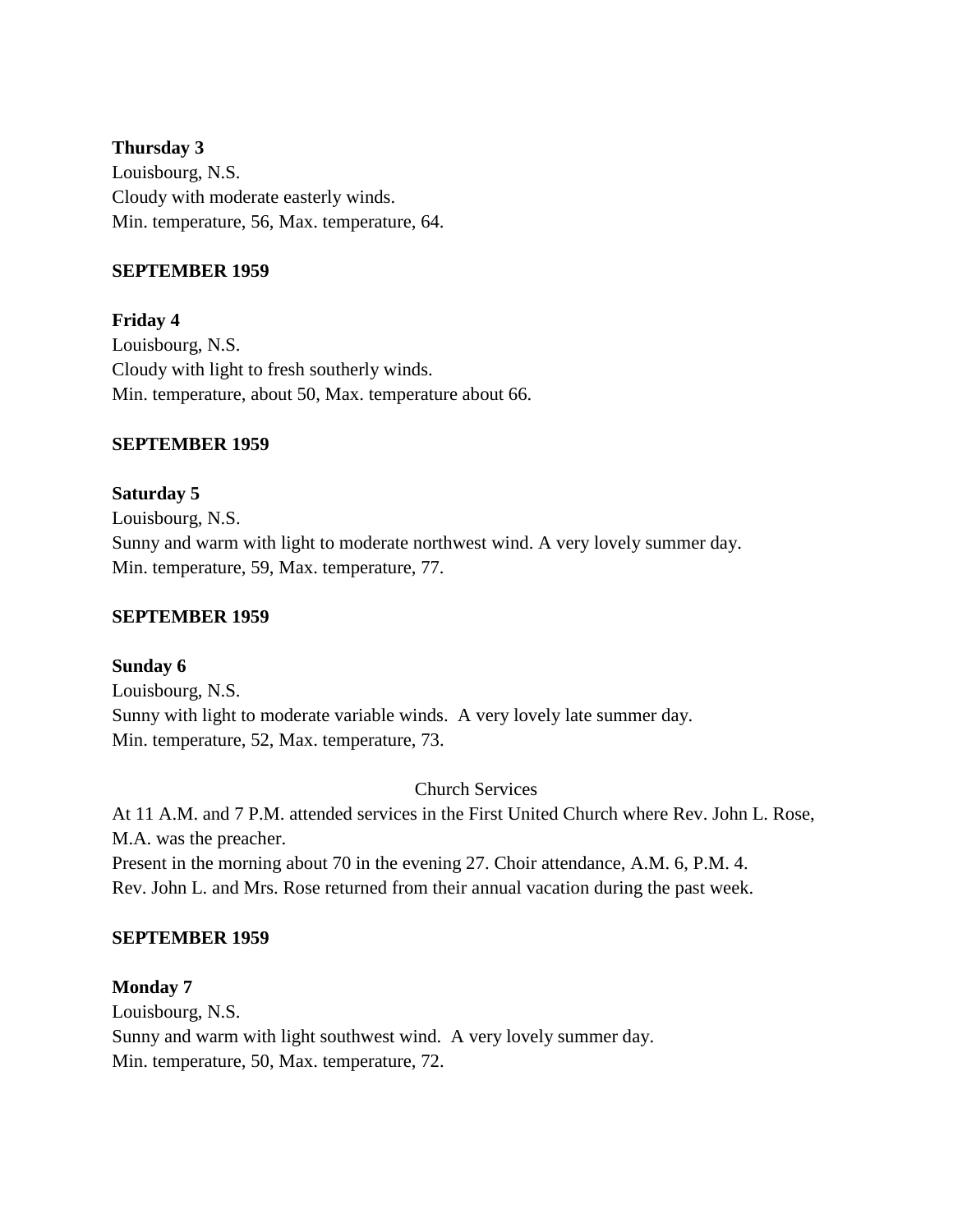**Thursday 3**
Louisbourg, N.S.
Cloudy with moderate easterly winds.
Min. temperature, 56, Max. temperature, 64.

**SEPTEMBER 1959**

**Friday 4**
Louisbourg, N.S.
Cloudy with light to fresh southerly winds.
Min. temperature, about 50, Max. temperature about 66.

**SEPTEMBER 1959**

**Saturday 5**
Louisbourg, N.S.
Sunny and warm with light to moderate northwest wind. A very lovely summer day.
Min. temperature, 59, Max. temperature, 77.

**SEPTEMBER 1959**

**Sunday 6**
Louisbourg, N.S.
Sunny with light to moderate variable winds. A very lovely late summer day.
Min. temperature, 52, Max. temperature, 73.

Church Services

At 11 A.M. and 7 P.M. attended services in the First United Church where Rev. John L. Rose, M.A. was the preacher.
Present in the morning about 70 in the evening 27. Choir attendance, A.M. 6, P.M. 4.
Rev. John L. and Mrs. Rose returned from their annual vacation during the past week.

**SEPTEMBER 1959**

**Monday 7**
Louisbourg, N.S.
Sunny and warm with light southwest wind. A very lovely summer day.
Min. temperature, 50, Max. temperature, 72.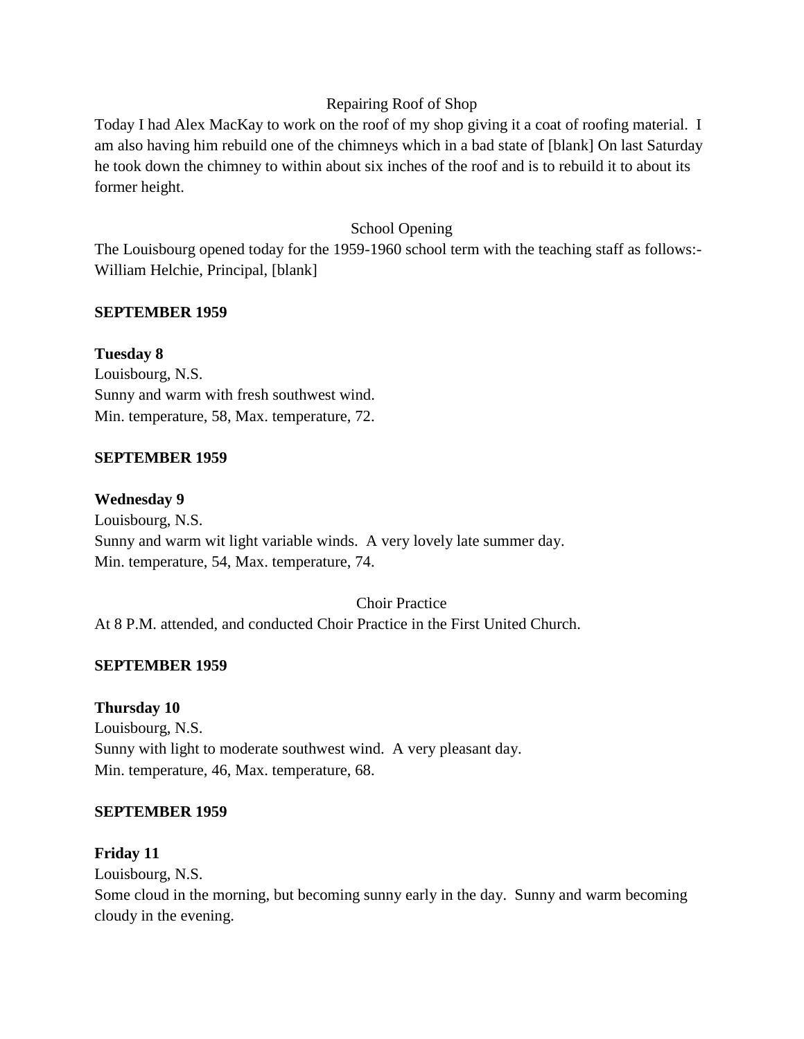Repairing Roof of Shop

Today I had Alex MacKay to work on the roof of my shop giving it a coat of roofing material. I am also having him rebuild one of the chimneys which in a bad state of [blank] On last Saturday he took down the chimney to within about six inches of the roof and is to rebuild it to about its former height.

School Opening

The Louisbourg opened today for the 1959-1960 school term with the teaching staff as follows:- William Helchie, Principal, [blank]

**SEPTEMBER 1959**

**Tuesday 8**

Louisbourg, N.S.

Sunny and warm with fresh southwest wind.

Min. temperature, 58, Max. temperature, 72.

**SEPTEMBER 1959**

**Wednesday 9**

Louisbourg, N.S.

Sunny and warm wit light variable winds. A very lovely late summer day.

Min. temperature, 54, Max. temperature, 74.

Choir Practice

At 8 P.M. attended, and conducted Choir Practice in the First United Church.

**SEPTEMBER 1959**

**Thursday 10**

Louisbourg, N.S.

Sunny with light to moderate southwest wind. A very pleasant day.

Min. temperature, 46, Max. temperature, 68.

**SEPTEMBER 1959**

**Friday 11**

Louisbourg, N.S.

Some cloud in the morning, but becoming sunny early in the day. Sunny and warm becoming cloudy in the evening.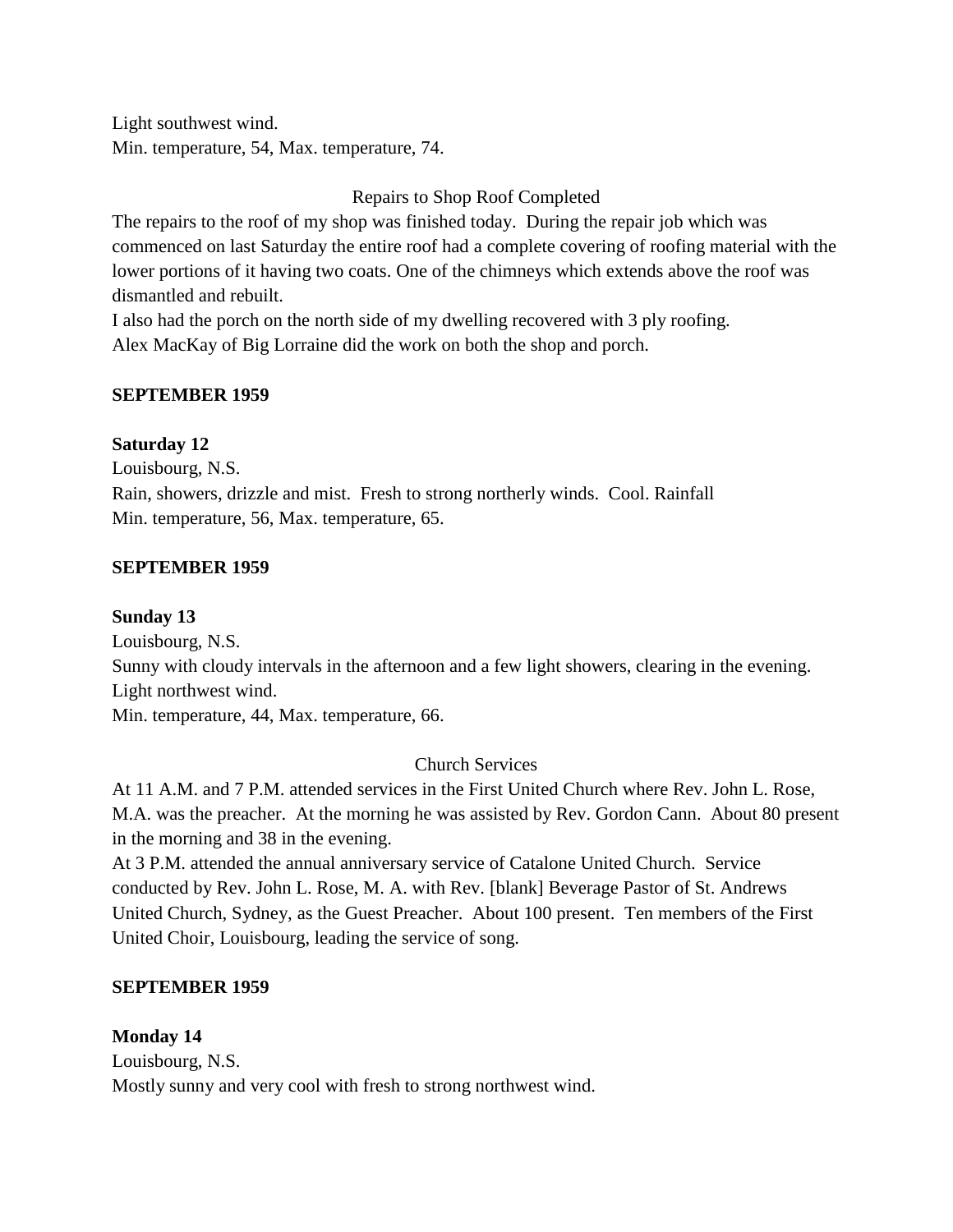Light southwest wind.
Min. temperature, 54, Max. temperature, 74.

Repairs to Shop Roof Completed

The repairs to the roof of my shop was finished today. During the repair job which was commenced on last Saturday the entire roof had a complete covering of roofing material with the lower portions of it having two coats. One of the chimneys which extends above the roof was dismantled and rebuilt.
I also had the porch on the north side of my dwelling recovered with 3 ply roofing.
Alex MacKay of Big Lorraine did the work on both the shop and porch.

**SEPTEMBER 1959**

**Saturday 12**
Louisbourg, N.S.
Rain, showers, drizzle and mist. Fresh to strong northerly winds. Cool. Rainfall
Min. temperature, 56, Max. temperature, 65.

**SEPTEMBER 1959**

**Sunday 13**
Louisbourg, N.S.
Sunny with cloudy intervals in the afternoon and a few light showers, clearing in the evening.
Light northwest wind.
Min. temperature, 44, Max. temperature, 66.

Church Services

At 11 A.M. and 7 P.M. attended services in the First United Church where Rev. John L. Rose, M.A. was the preacher. At the morning he was assisted by Rev. Gordon Cann. About 80 present in the morning and 38 in the evening.
At 3 P.M. attended the annual anniversary service of Catalone United Church. Service conducted by Rev. John L. Rose, M. A. with Rev. [blank] Beverage Pastor of St. Andrews United Church, Sydney, as the Guest Preacher. About 100 present. Ten members of the First United Choir, Louisbourg, leading the service of song.

**SEPTEMBER 1959**

**Monday 14**
Louisbourg, N.S.
Mostly sunny and very cool with fresh to strong northwest wind.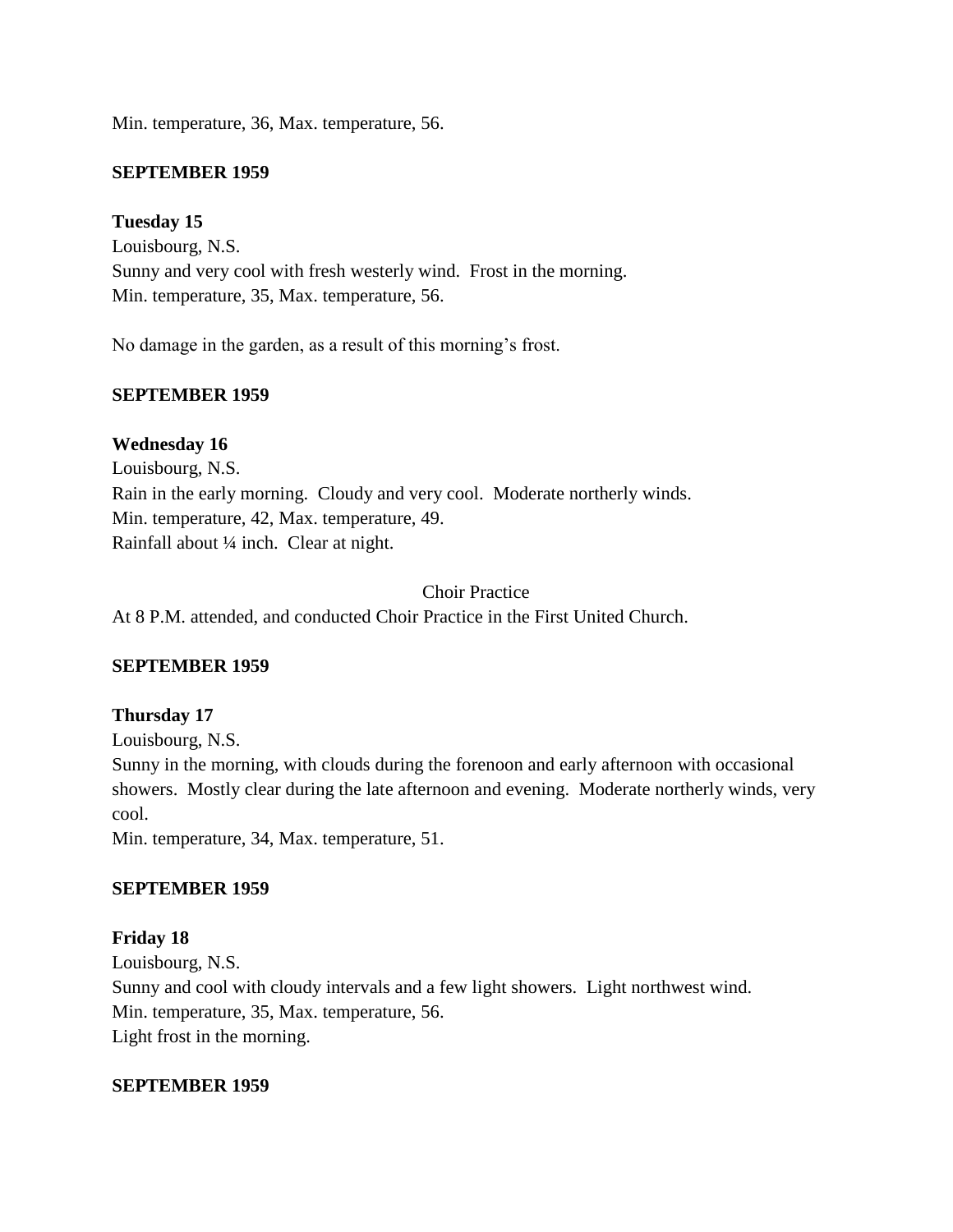Min. temperature, 36, Max. temperature, 56.

**SEPTEMBER 1959**

**Tuesday 15**
Louisbourg, N.S.
Sunny and very cool with fresh westerly wind. Frost in the morning.
Min. temperature, 35, Max. temperature, 56.

No damage in the garden, as a result of this morning's frost.

**SEPTEMBER 1959**

**Wednesday 16**
Louisbourg, N.S.
Rain in the early morning. Cloudy and very cool. Moderate northerly winds.
Min. temperature, 42, Max. temperature, 49.
Rainfall about ¼ inch. Clear at night.

Choir Practice

At 8 P.M. attended, and conducted Choir Practice in the First United Church.

**SEPTEMBER 1959**

**Thursday 17**
Louisbourg, N.S.
Sunny in the morning, with clouds during the forenoon and early afternoon with occasional showers. Mostly clear during the late afternoon and evening. Moderate northerly winds, very cool.
Min. temperature, 34, Max. temperature, 51.

**SEPTEMBER 1959**

**Friday 18**
Louisbourg, N.S.
Sunny and cool with cloudy intervals and a few light showers. Light northwest wind.
Min. temperature, 35, Max. temperature, 56.
Light frost in the morning.

**SEPTEMBER 1959**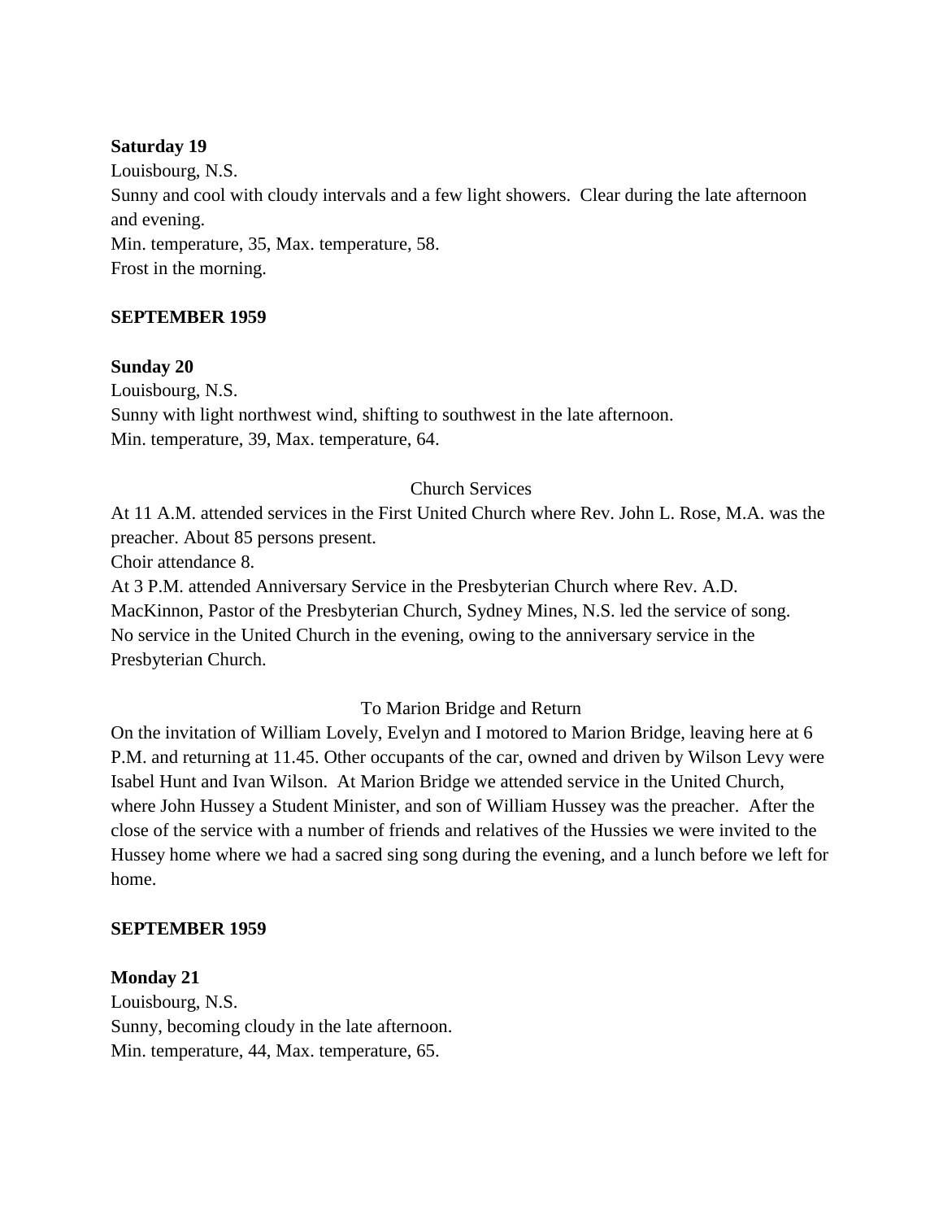**Saturday 19**

Louisbourg, N.S.

Sunny and cool with cloudy intervals and a few light showers. Clear during the late afternoon and evening.

Min. temperature, 35, Max. temperature, 58.

Frost in the morning.

**SEPTEMBER 1959**

**Sunday 20**

Louisbourg, N.S.

Sunny with light northwest wind, shifting to southwest in the late afternoon.

Min. temperature, 39, Max. temperature, 64.

Church Services

At 11 A.M. attended services in the First United Church where Rev. John L. Rose, M.A. was the preacher. About 85 persons present.

Choir attendance 8.

At 3 P.M. attended Anniversary Service in the Presbyterian Church where Rev. A.D. MacKinnon, Pastor of the Presbyterian Church, Sydney Mines, N.S. led the service of song.

No service in the United Church in the evening, owing to the anniversary service in the Presbyterian Church.

To Marion Bridge and Return

On the invitation of William Lovely, Evelyn and I motored to Marion Bridge, leaving here at 6 P.M. and returning at 11.45. Other occupants of the car, owned and driven by Wilson Levy were Isabel Hunt and Ivan Wilson. At Marion Bridge we attended service in the United Church, where John Hussey a Student Minister, and son of William Hussey was the preacher. After the close of the service with a number of friends and relatives of the Hussies we were invited to the Hussey home where we had a sacred sing song during the evening, and a lunch before we left for home.

**SEPTEMBER 1959**

**Monday 21**

Louisbourg, N.S.

Sunny, becoming cloudy in the late afternoon.

Min. temperature, 44, Max. temperature, 65.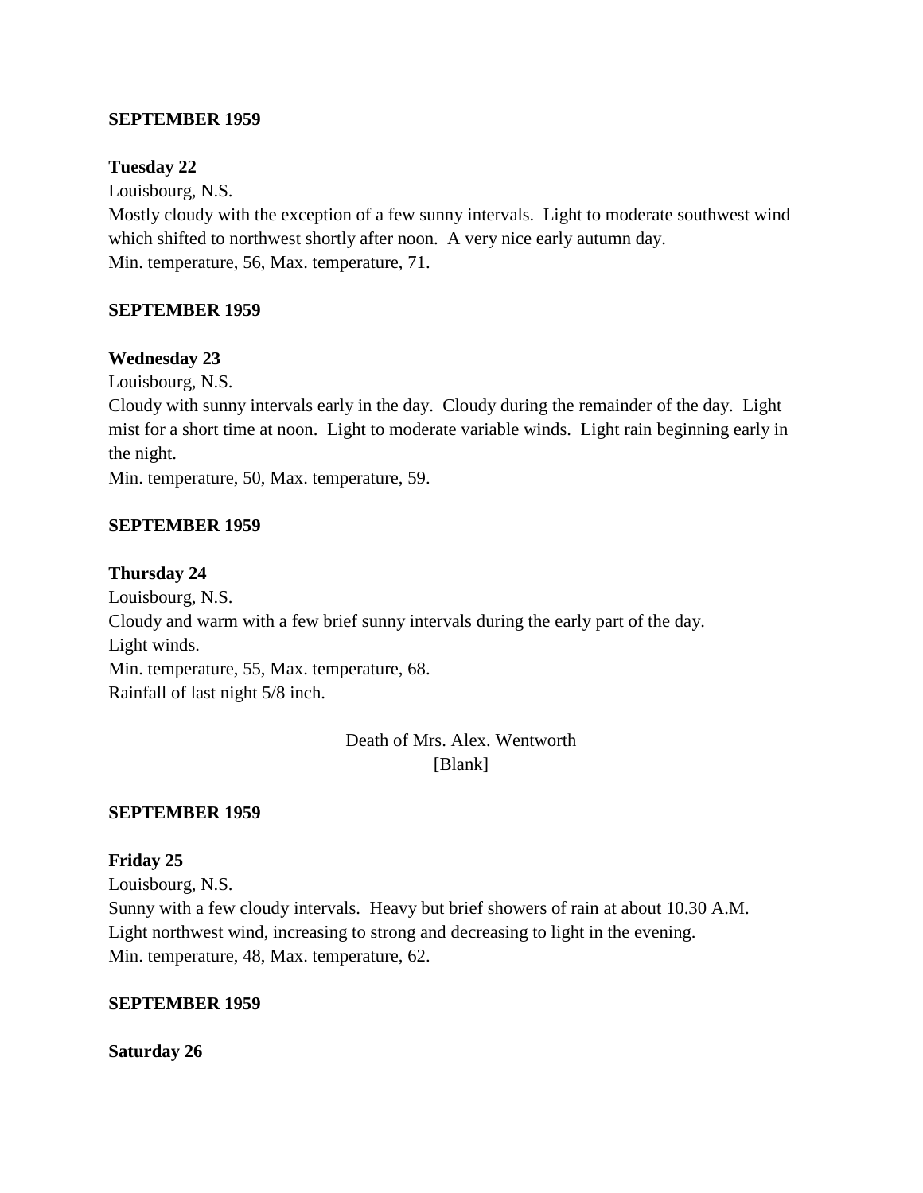**SEPTEMBER 1959**

**Tuesday 22**

Louisbourg, N.S.

Mostly cloudy with the exception of a few sunny intervals. Light to moderate southwest wind which shifted to northwest shortly after noon. A very nice early autumn day.

Min. temperature, 56, Max. temperature, 71.

**SEPTEMBER 1959**

**Wednesday 23**

Louisbourg, N.S.

Cloudy with sunny intervals early in the day. Cloudy during the remainder of the day. Light mist for a short time at noon. Light to moderate variable winds. Light rain beginning early in the night.

Min. temperature, 50, Max. temperature, 59.

**SEPTEMBER 1959**

**Thursday 24**

Louisbourg, N.S.

Cloudy and warm with a few brief sunny intervals during the early part of the day.

Light winds.

Min. temperature, 55, Max. temperature, 68.

Rainfall of last night 5/8 inch.

Death of Mrs. Alex. Wentworth

[Blank]

**SEPTEMBER 1959**

**Friday 25**

Louisbourg, N.S.

Sunny with a few cloudy intervals. Heavy but brief showers of rain at about 10.30 A.M. Light northwest wind, increasing to strong and decreasing to light in the evening.

Min. temperature, 48, Max. temperature, 62.

**SEPTEMBER 1959**

**Saturday 26**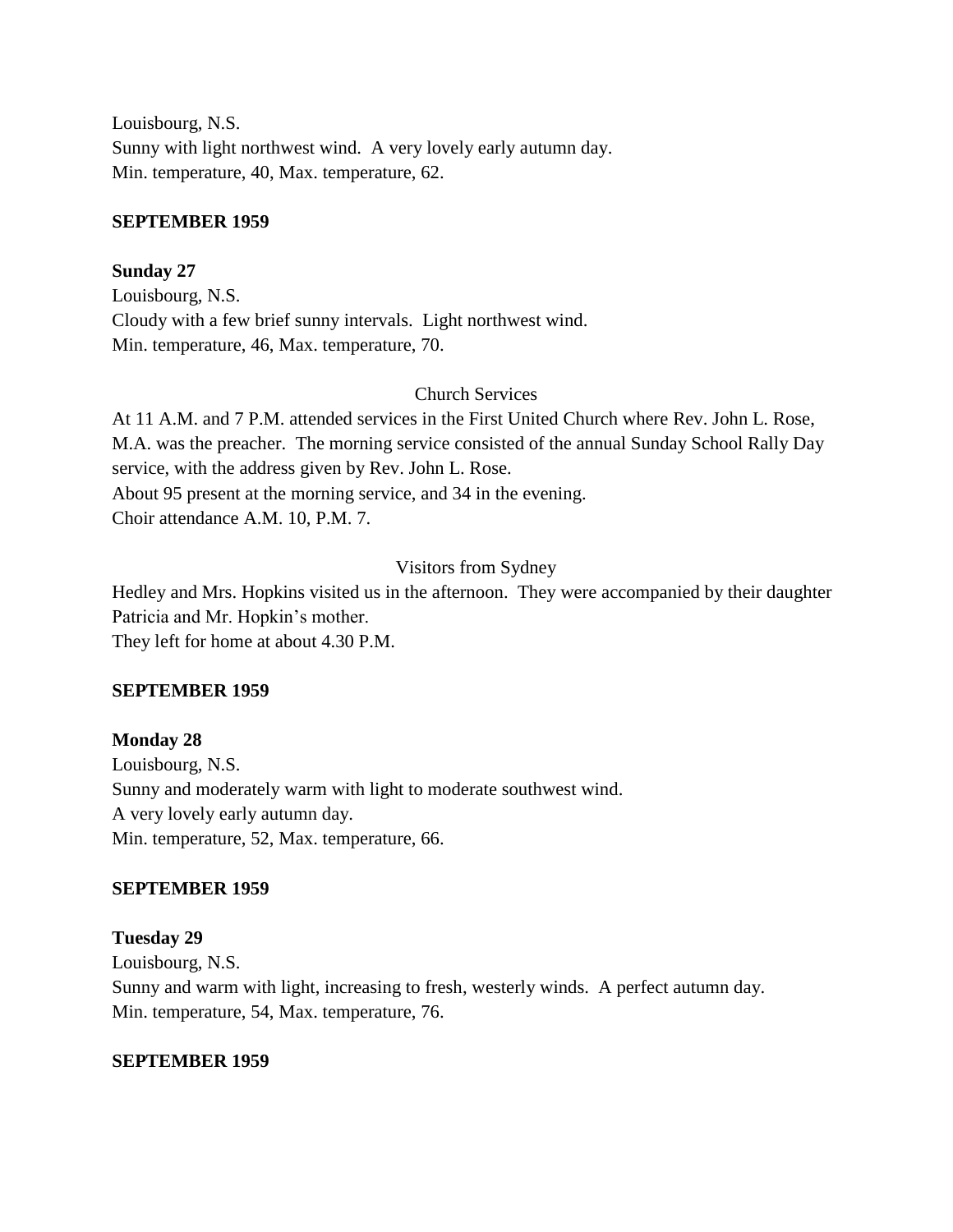Louisbourg, N.S.
Sunny with light northwest wind. A very lovely early autumn day.
Min. temperature, 40, Max. temperature, 62.

**SEPTEMBER 1959**

**Sunday 27**
Louisbourg, N.S.
Cloudy with a few brief sunny intervals. Light northwest wind.
Min. temperature, 46, Max. temperature, 70.

Church Services

At 11 A.M. and 7 P.M. attended services in the First United Church where Rev. John L. Rose, M.A. was the preacher. The morning service consisted of the annual Sunday School Rally Day service, with the address given by Rev. John L. Rose.
About 95 present at the morning service, and 34 in the evening.
Choir attendance A.M. 10, P.M. 7.

Visitors from Sydney

Hedley and Mrs. Hopkins visited us in the afternoon. They were accompanied by their daughter Patricia and Mr. Hopkin's mother.
They left for home at about 4.30 P.M.

**SEPTEMBER 1959**

**Monday 28**
Louisbourg, N.S.
Sunny and moderately warm with light to moderate southwest wind.
A very lovely early autumn day.
Min. temperature, 52, Max. temperature, 66.

**SEPTEMBER 1959**

**Tuesday 29**
Louisbourg, N.S.
Sunny and warm with light, increasing to fresh, westerly winds. A perfect autumn day.
Min. temperature, 54, Max. temperature, 76.

**SEPTEMBER 1959**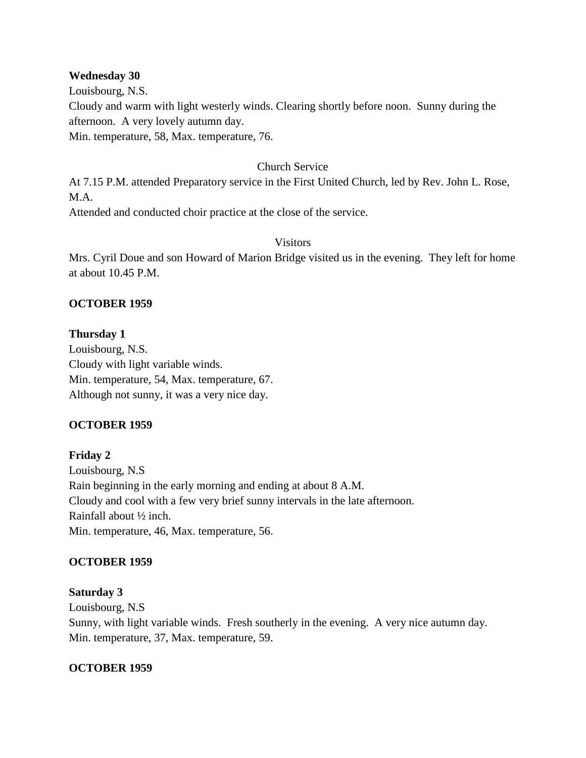**Wednesday 30**

Louisbourg, N.S.

Cloudy and warm with light westerly winds. Clearing shortly before noon. Sunny during the afternoon. A very lovely autumn day.

Min. temperature, 58, Max. temperature, 76.

Church Service

At 7.15 P.M. attended Preparatory service in the First United Church, led by Rev. John L. Rose, M.A.

Attended and conducted choir practice at the close of the service.

Visitors

Mrs. Cyril Doue and son Howard of Marion Bridge visited us in the evening. They left for home at about 10.45 P.M.

**OCTOBER 1959**

**Thursday 1**

Louisbourg, N.S.

Cloudy with light variable winds.

Min. temperature, 54, Max. temperature, 67.

Although not sunny, it was a very nice day.

**OCTOBER 1959**

**Friday 2**

Louisbourg, N.S

Rain beginning in the early morning and ending at about 8 A.M.

Cloudy and cool with a few very brief sunny intervals in the late afternoon.

Rainfall about ½ inch.

Min. temperature, 46, Max. temperature, 56.

**OCTOBER 1959**

**Saturday 3**

Louisbourg, N.S

Sunny, with light variable winds. Fresh southerly in the evening. A very nice autumn day.

Min. temperature, 37, Max. temperature, 59.

**OCTOBER 1959**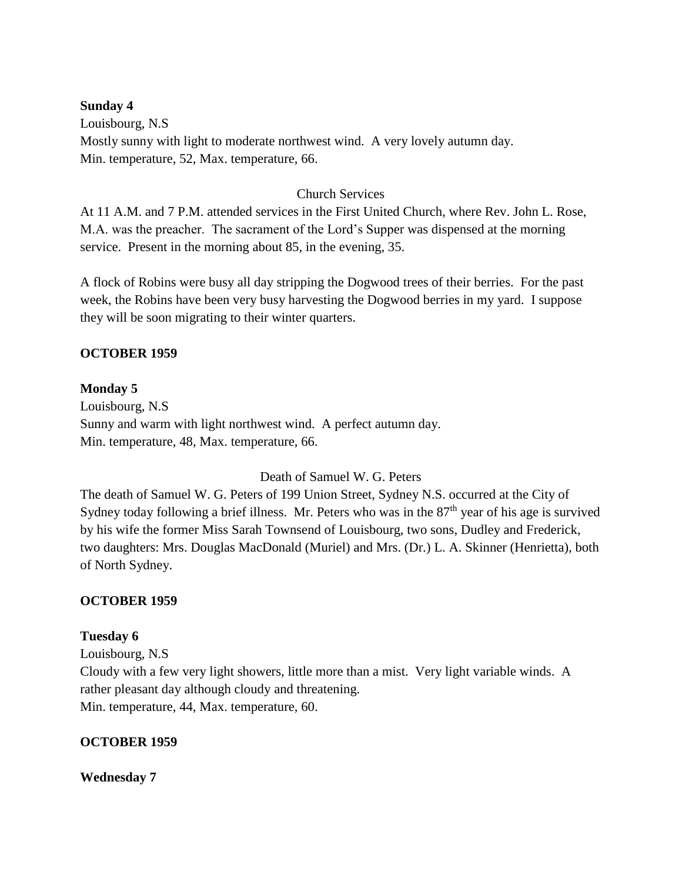**Sunday 4**

Louisbourg, N.S

Mostly sunny with light to moderate northwest wind. A very lovely autumn day.

Min. temperature, 52, Max. temperature, 66.

Church Services

At 11 A.M. and 7 P.M. attended services in the First United Church, where Rev. John L. Rose, M.A. was the preacher. The sacrament of the Lord's Supper was dispensed at the morning service. Present in the morning about 85, in the evening, 35.

A flock of Robins were busy all day stripping the Dogwood trees of their berries. For the past week, the Robins have been very busy harvesting the Dogwood berries in my yard. I suppose they will be soon migrating to their winter quarters.

**OCTOBER 1959**

**Monday 5**

Louisbourg, N.S

Sunny and warm with light northwest wind. A perfect autumn day.

Min. temperature, 48, Max. temperature, 66.

Death of Samuel W. G. Peters

The death of Samuel W. G. Peters of 199 Union Street, Sydney N.S. occurred at the City of Sydney today following a brief illness. Mr. Peters who was in the 87th year of his age is survived by his wife the former Miss Sarah Townsend of Louisbourg, two sons, Dudley and Frederick, two daughters: Mrs. Douglas MacDonald (Muriel) and Mrs. (Dr.) L. A. Skinner (Henrietta), both of North Sydney.

**OCTOBER 1959**

**Tuesday 6**

Louisbourg, N.S

Cloudy with a few very light showers, little more than a mist. Very light variable winds. A rather pleasant day although cloudy and threatening.

Min. temperature, 44, Max. temperature, 60.

**OCTOBER 1959**

**Wednesday 7**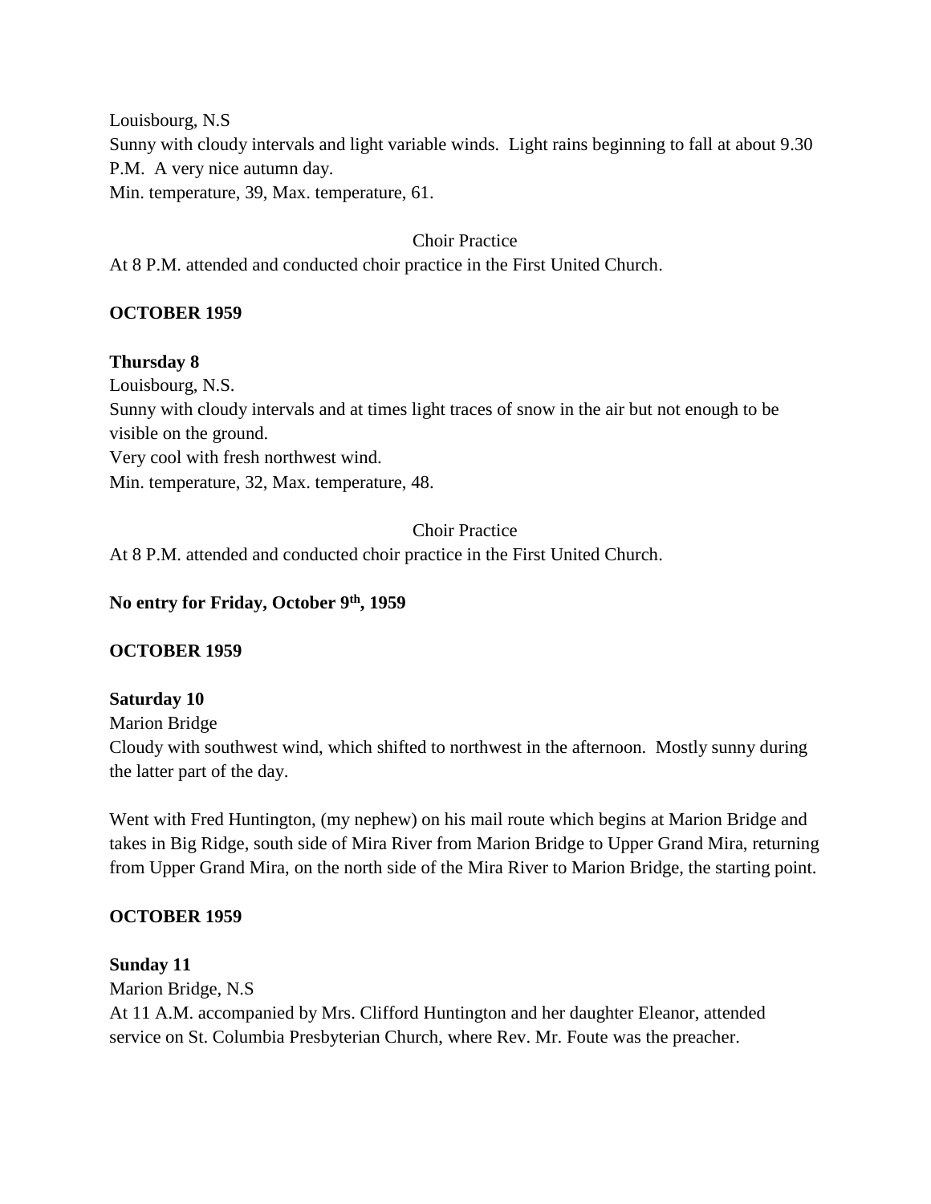Louisbourg, N.S
Sunny with cloudy intervals and light variable winds. Light rains beginning to fall at about 9.30 P.M. A very nice autumn day.
Min. temperature, 39, Max. temperature, 61.

Choir Practice

At 8 P.M. attended and conducted choir practice in the First United Church.

**OCTOBER 1959**

**Thursday 8**
Louisbourg, N.S.
Sunny with cloudy intervals and at times light traces of snow in the air but not enough to be visible on the ground.
Very cool with fresh northwest wind.
Min. temperature, 32, Max. temperature, 48.

Choir Practice

At 8 P.M. attended and conducted choir practice in the First United Church.

**No entry for Friday, October 9th, 1959**

**OCTOBER 1959**

**Saturday 10**
Marion Bridge
Cloudy with southwest wind, which shifted to northwest in the afternoon. Mostly sunny during the latter part of the day.

Went with Fred Huntington, (my nephew) on his mail route which begins at Marion Bridge and takes in Big Ridge, south side of Mira River from Marion Bridge to Upper Grand Mira, returning from Upper Grand Mira, on the north side of the Mira River to Marion Bridge, the starting point.

**OCTOBER 1959**

**Sunday 11**
Marion Bridge, N.S
At 11 A.M. accompanied by Mrs. Clifford Huntington and her daughter Eleanor, attended service on St. Columbia Presbyterian Church, where Rev. Mr. Foute was the preacher.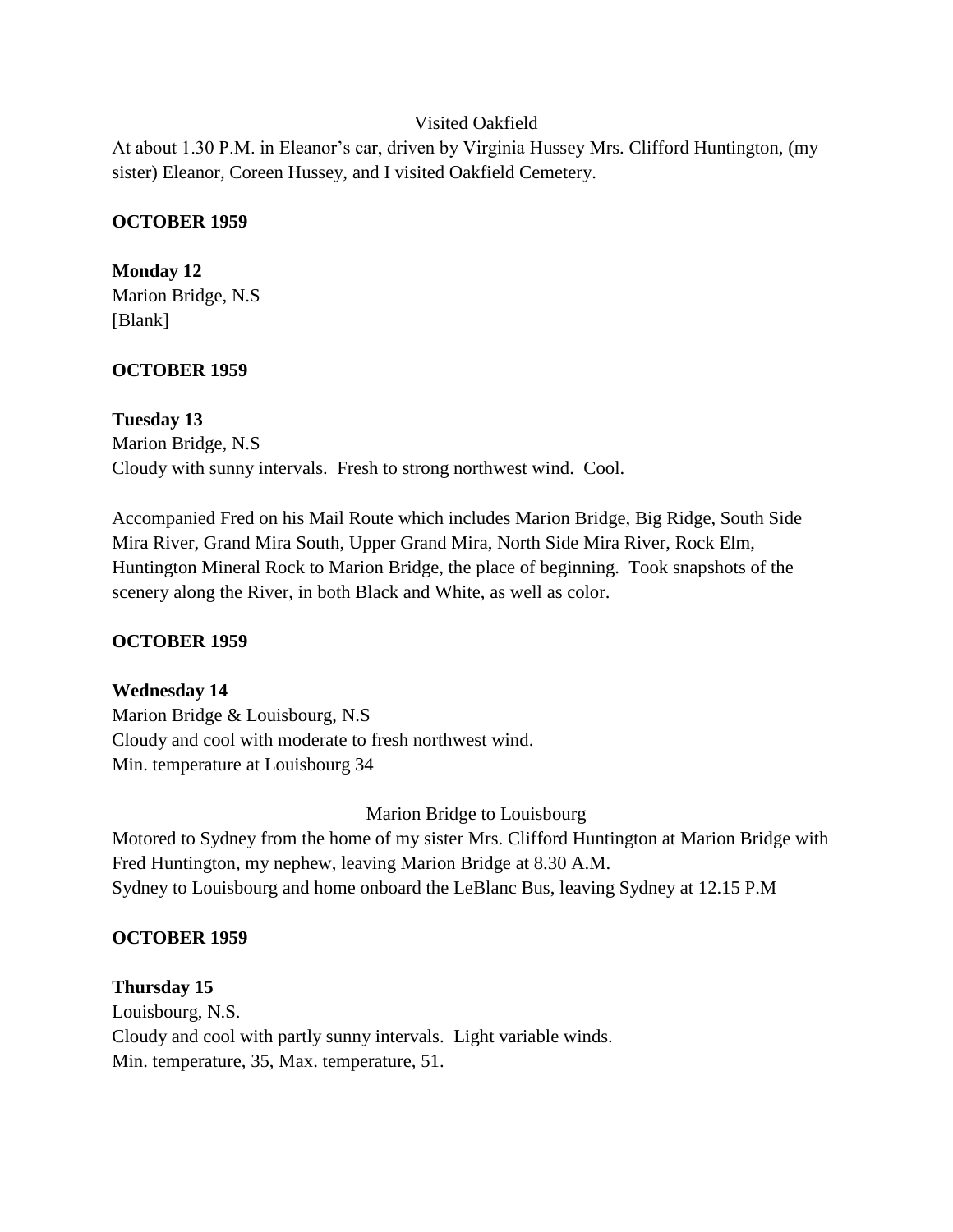Visited Oakfield

At about 1.30 P.M. in Eleanor's car, driven by Virginia Hussey Mrs. Clifford Huntington, (my sister) Eleanor, Coreen Hussey, and I visited Oakfield Cemetery.

**OCTOBER 1959**

**Monday 12**
Marion Bridge, N.S
[Blank]

**OCTOBER 1959**

**Tuesday 13**
Marion Bridge, N.S
Cloudy with sunny intervals. Fresh to strong northwest wind. Cool.

Accompanied Fred on his Mail Route which includes Marion Bridge, Big Ridge, South Side Mira River, Grand Mira South, Upper Grand Mira, North Side Mira River, Rock Elm, Huntington Mineral Rock to Marion Bridge, the place of beginning. Took snapshots of the scenery along the River, in both Black and White, as well as color.

**OCTOBER 1959**

**Wednesday 14**
Marion Bridge & Louisbourg, N.S
Cloudy and cool with moderate to fresh northwest wind.
Min. temperature at Louisbourg 34

Marion Bridge to Louisbourg

Motored to Sydney from the home of my sister Mrs. Clifford Huntington at Marion Bridge with Fred Huntington, my nephew, leaving Marion Bridge at 8.30 A.M.
Sydney to Louisbourg and home onboard the LeBlanc Bus, leaving Sydney at 12.15 P.M

**OCTOBER 1959**

**Thursday 15**
Louisbourg, N.S.
Cloudy and cool with partly sunny intervals. Light variable winds.
Min. temperature, 35, Max. temperature, 51.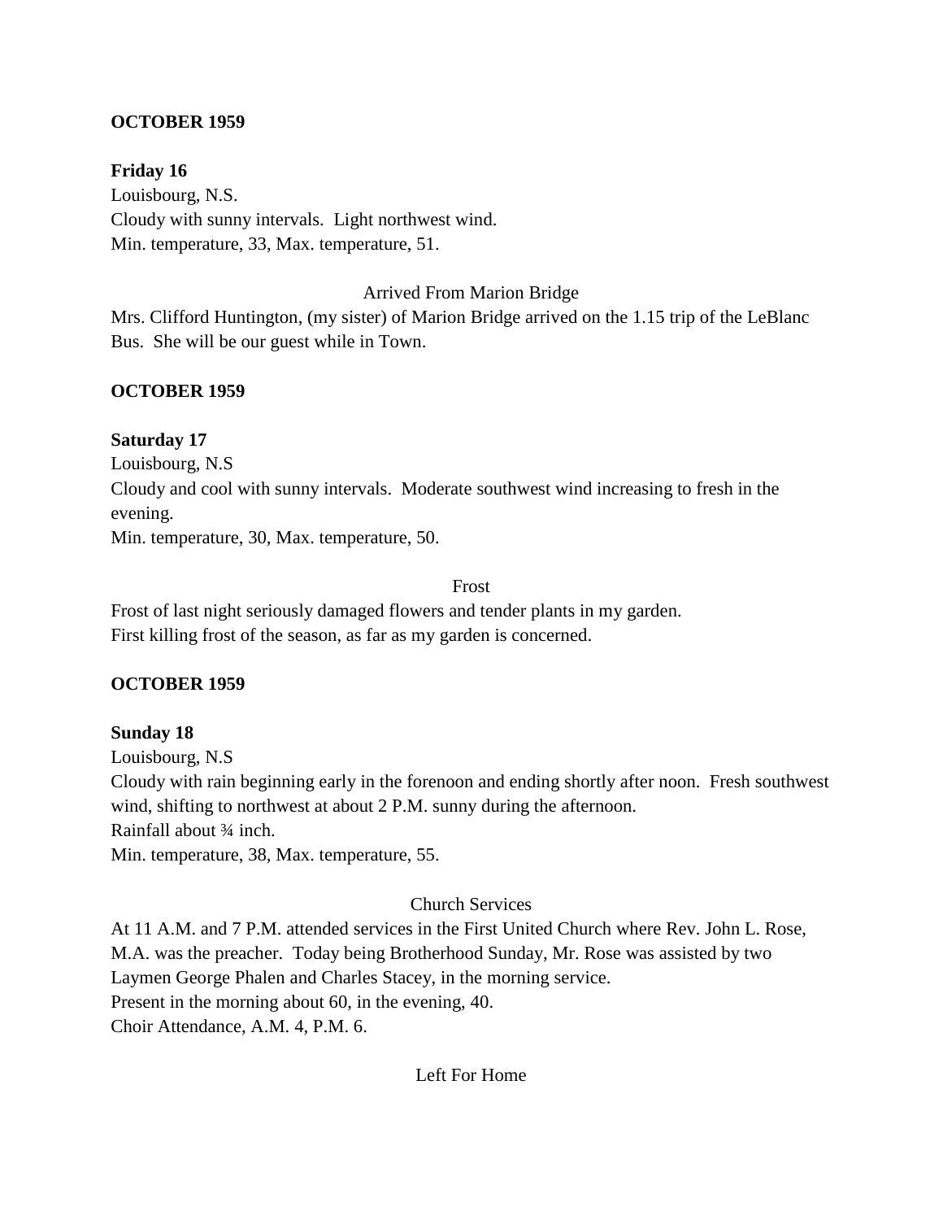**OCTOBER 1959**

**Friday 16**
Louisbourg, N.S.
Cloudy with sunny intervals. Light northwest wind.
Min. temperature, 33, Max. temperature, 51.

Arrived From Marion Bridge

Mrs. Clifford Huntington, (my sister) of Marion Bridge arrived on the 1.15 trip of the LeBlanc Bus. She will be our guest while in Town.

**OCTOBER 1959**

**Saturday 17**
Louisbourg, N.S
Cloudy and cool with sunny intervals. Moderate southwest wind increasing to fresh in the evening.
Min. temperature, 30, Max. temperature, 50.

Frost

Frost of last night seriously damaged flowers and tender plants in my garden.
First killing frost of the season, as far as my garden is concerned.

**OCTOBER 1959**

**Sunday 18**
Louisbourg, N.S
Cloudy with rain beginning early in the forenoon and ending shortly after noon. Fresh southwest wind, shifting to northwest at about 2 P.M. sunny during the afternoon.
Rainfall about ¾ inch.
Min. temperature, 38, Max. temperature, 55.

Church Services

At 11 A.M. and 7 P.M. attended services in the First United Church where Rev. John L. Rose, M.A. was the preacher. Today being Brotherhood Sunday, Mr. Rose was assisted by two Laymen George Phalen and Charles Stacey, in the morning service.
Present in the morning about 60, in the evening, 40.
Choir Attendance, A.M. 4, P.M. 6.

Left For Home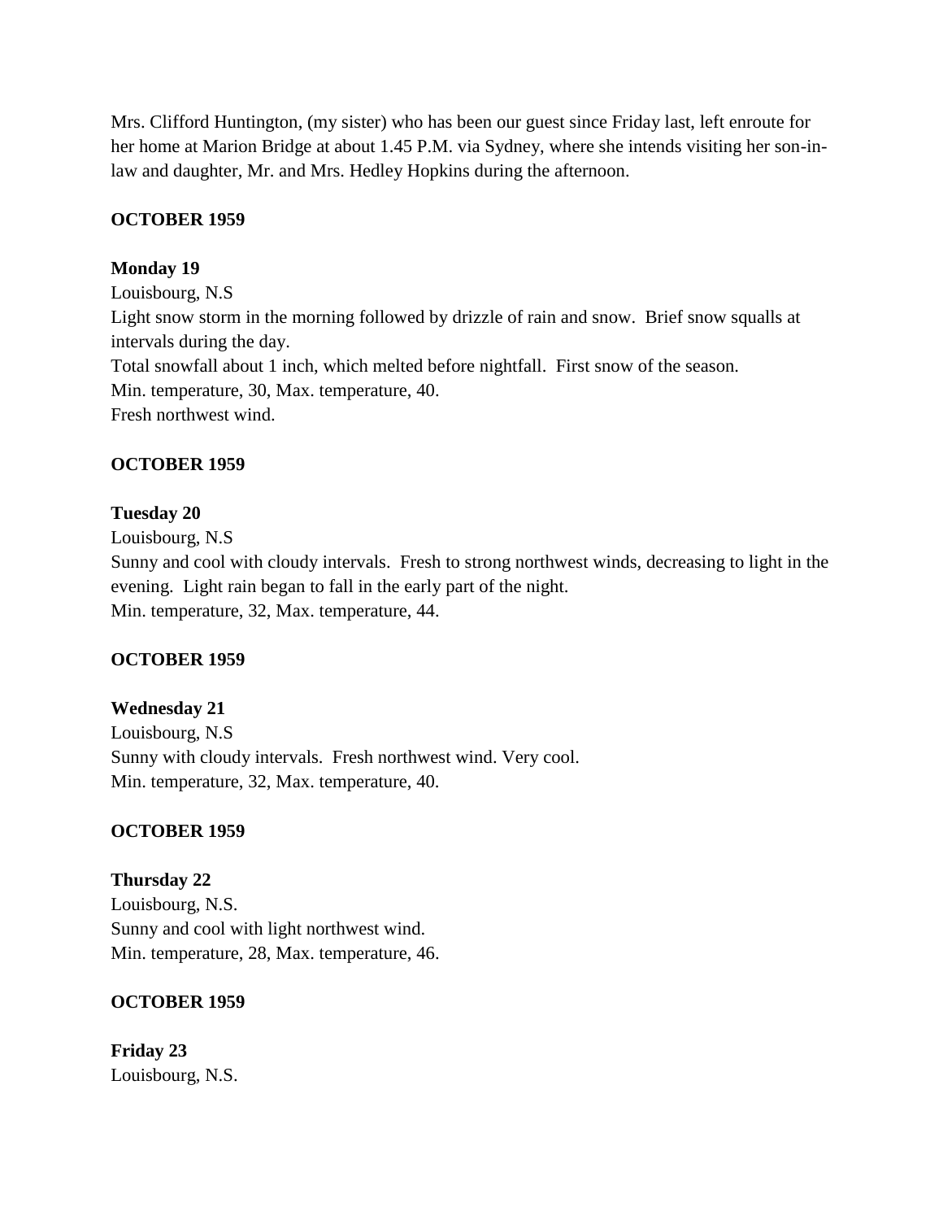Mrs. Clifford Huntington, (my sister) who has been our guest since Friday last, left enroute for her home at Marion Bridge at about 1.45 P.M. via Sydney, where she intends visiting her son-in-law and daughter, Mr. and Mrs. Hedley Hopkins during the afternoon.

**OCTOBER 1959**

**Monday 19**

Louisbourg, N.S

Light snow storm in the morning followed by drizzle of rain and snow. Brief snow squalls at intervals during the day.

Total snowfall about 1 inch, which melted before nightfall. First snow of the season.

Min. temperature, 30, Max. temperature, 40.

Fresh northwest wind.

**OCTOBER 1959**

**Tuesday 20**

Louisbourg, N.S

Sunny and cool with cloudy intervals. Fresh to strong northwest winds, decreasing to light in the evening. Light rain began to fall in the early part of the night.

Min. temperature, 32, Max. temperature, 44.

**OCTOBER 1959**

**Wednesday 21**

Louisbourg, N.S

Sunny with cloudy intervals. Fresh northwest wind. Very cool.

Min. temperature, 32, Max. temperature, 40.

**OCTOBER 1959**

**Thursday 22**

Louisbourg, N.S.

Sunny and cool with light northwest wind.

Min. temperature, 28, Max. temperature, 46.

**OCTOBER 1959**

**Friday 23**

Louisbourg, N.S.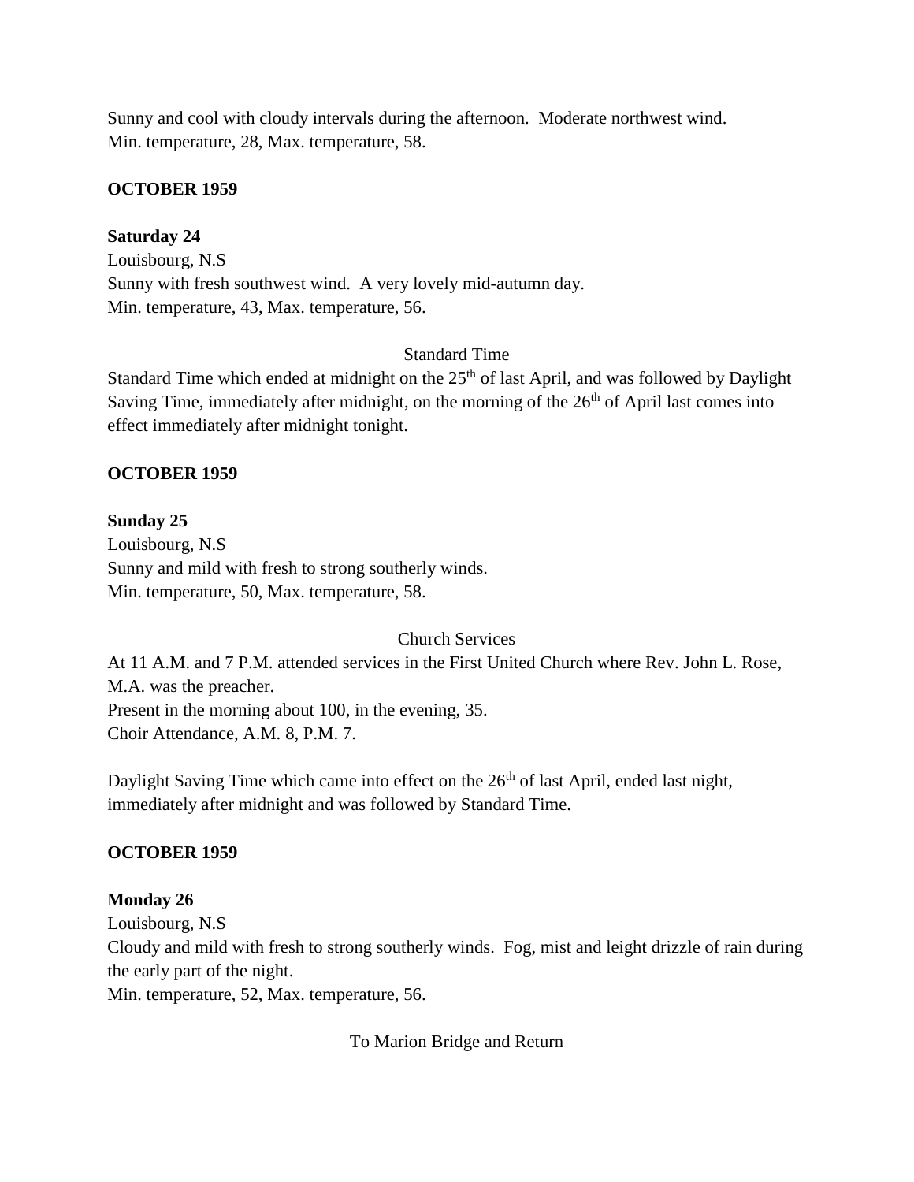Sunny and cool with cloudy intervals during the afternoon. Moderate northwest wind.
Min. temperature, 28, Max. temperature, 58.

**OCTOBER 1959**

**Saturday 24**
Louisbourg, N.S
Sunny with fresh southwest wind. A very lovely mid-autumn day.
Min. temperature, 43, Max. temperature, 56.

Standard Time

Standard Time which ended at midnight on the 25th of last April, and was followed by Daylight Saving Time, immediately after midnight, on the morning of the 26th of April last comes into effect immediately after midnight tonight.

**OCTOBER 1959**

**Sunday 25**
Louisbourg, N.S
Sunny and mild with fresh to strong southerly winds.
Min. temperature, 50, Max. temperature, 58.

Church Services

At 11 A.M. and 7 P.M. attended services in the First United Church where Rev. John L. Rose, M.A. was the preacher.
Present in the morning about 100, in the evening, 35.
Choir Attendance, A.M. 8, P.M. 7.

Daylight Saving Time which came into effect on the 26th of last April, ended last night, immediately after midnight and was followed by Standard Time.

**OCTOBER 1959**

**Monday 26**
Louisbourg, N.S
Cloudy and mild with fresh to strong southerly winds. Fog, mist and leight drizzle of rain during the early part of the night.
Min. temperature, 52, Max. temperature, 56.

To Marion Bridge and Return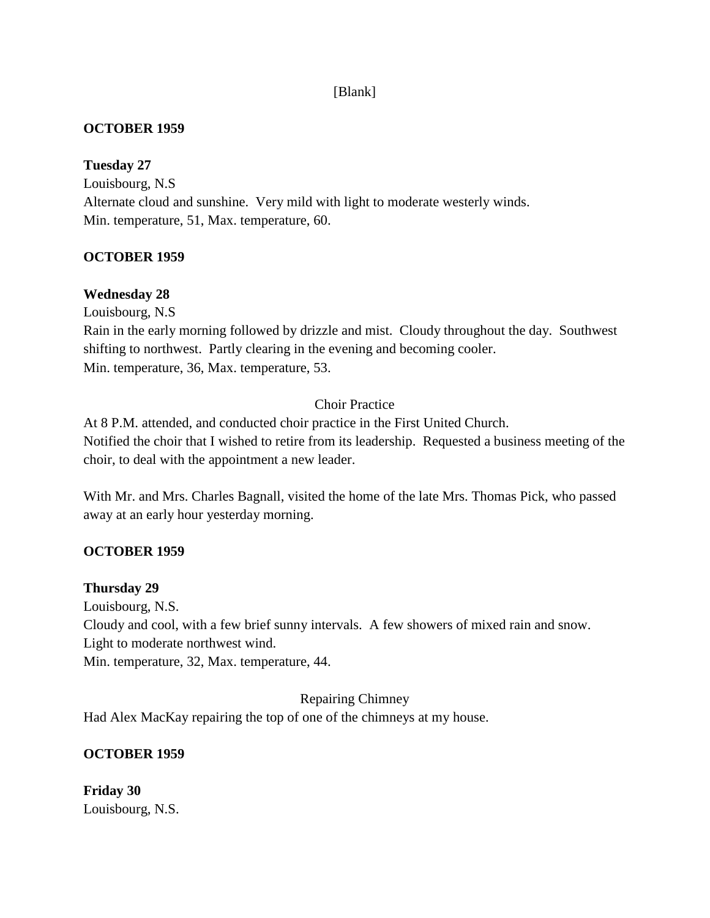[Blank]

**OCTOBER 1959**

**Tuesday 27**
Louisbourg, N.S
Alternate cloud and sunshine. Very mild with light to moderate westerly winds.
Min. temperature, 51, Max. temperature, 60.

**OCTOBER 1959**

**Wednesday 28**
Louisbourg, N.S
Rain in the early morning followed by drizzle and mist. Cloudy throughout the day. Southwest shifting to northwest. Partly clearing in the evening and becoming cooler.
Min. temperature, 36, Max. temperature, 53.

Choir Practice

At 8 P.M. attended, and conducted choir practice in the First United Church.
Notified the choir that I wished to retire from its leadership. Requested a business meeting of the choir, to deal with the appointment a new leader.

With Mr. and Mrs. Charles Bagnall, visited the home of the late Mrs. Thomas Pick, who passed away at an early hour yesterday morning.

**OCTOBER 1959**

**Thursday 29**
Louisbourg, N.S.
Cloudy and cool, with a few brief sunny intervals. A few showers of mixed rain and snow.
Light to moderate northwest wind.
Min. temperature, 32, Max. temperature, 44.

Repairing Chimney

Had Alex MacKay repairing the top of one of the chimneys at my house.

**OCTOBER 1959**

**Friday 30**
Louisbourg, N.S.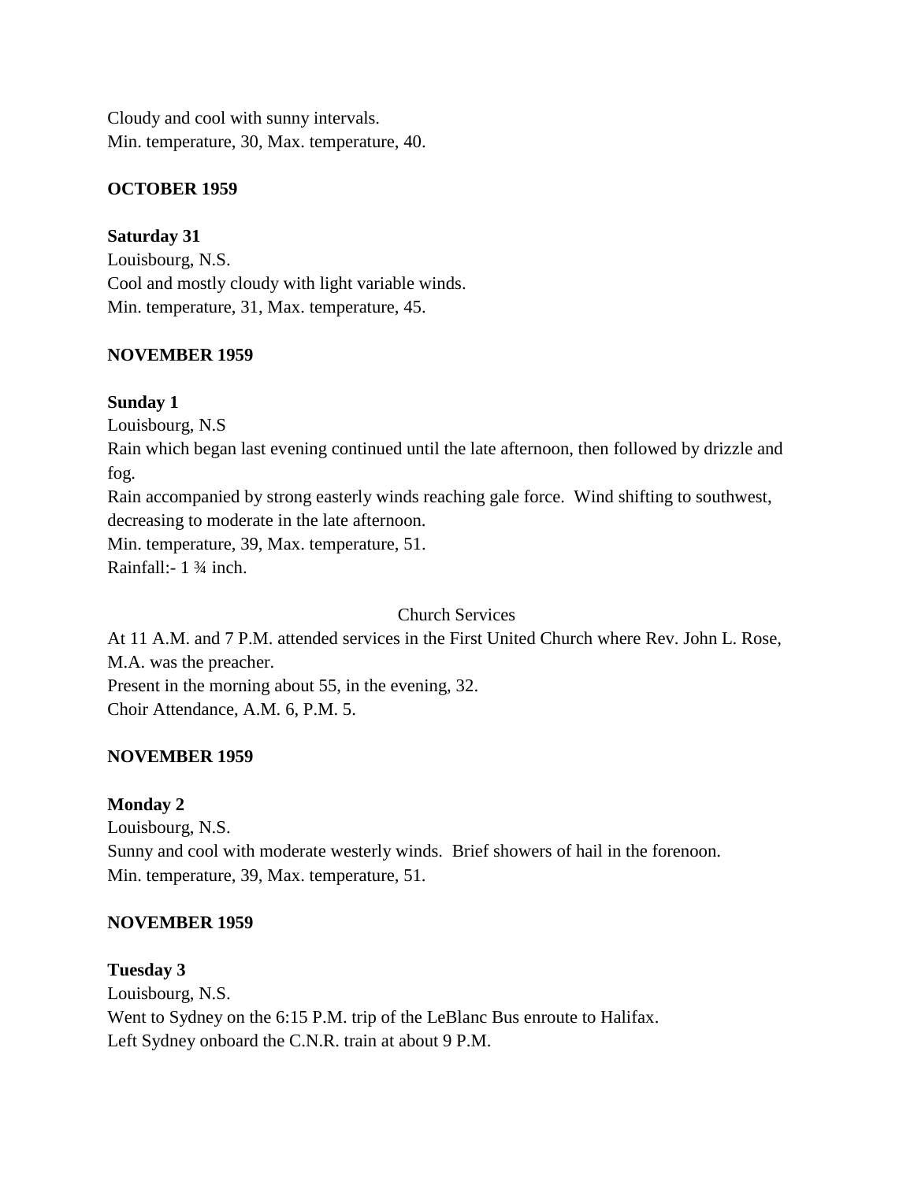Cloudy and cool with sunny intervals.
Min. temperature, 30, Max. temperature, 40.

**OCTOBER 1959**

**Saturday 31**
Louisbourg, N.S.
Cool and mostly cloudy with light variable winds.
Min. temperature, 31, Max. temperature, 45.

**NOVEMBER 1959**

**Sunday 1**
Louisbourg, N.S
Rain which began last evening continued until the late afternoon, then followed by drizzle and fog.
Rain accompanied by strong easterly winds reaching gale force. Wind shifting to southwest, decreasing to moderate in the late afternoon.
Min. temperature, 39, Max. temperature, 51.
Rainfall:- 1 ¾ inch.

Church Services

At 11 A.M. and 7 P.M. attended services in the First United Church where Rev. John L. Rose, M.A. was the preacher.
Present in the morning about 55, in the evening, 32.
Choir Attendance, A.M. 6, P.M. 5.

**NOVEMBER 1959**

**Monday 2**
Louisbourg, N.S.
Sunny and cool with moderate westerly winds. Brief showers of hail in the forenoon.
Min. temperature, 39, Max. temperature, 51.

**NOVEMBER 1959**

**Tuesday 3**
Louisbourg, N.S.
Went to Sydney on the 6:15 P.M. trip of the LeBlanc Bus enroute to Halifax.
Left Sydney onboard the C.N.R. train at about 9 P.M.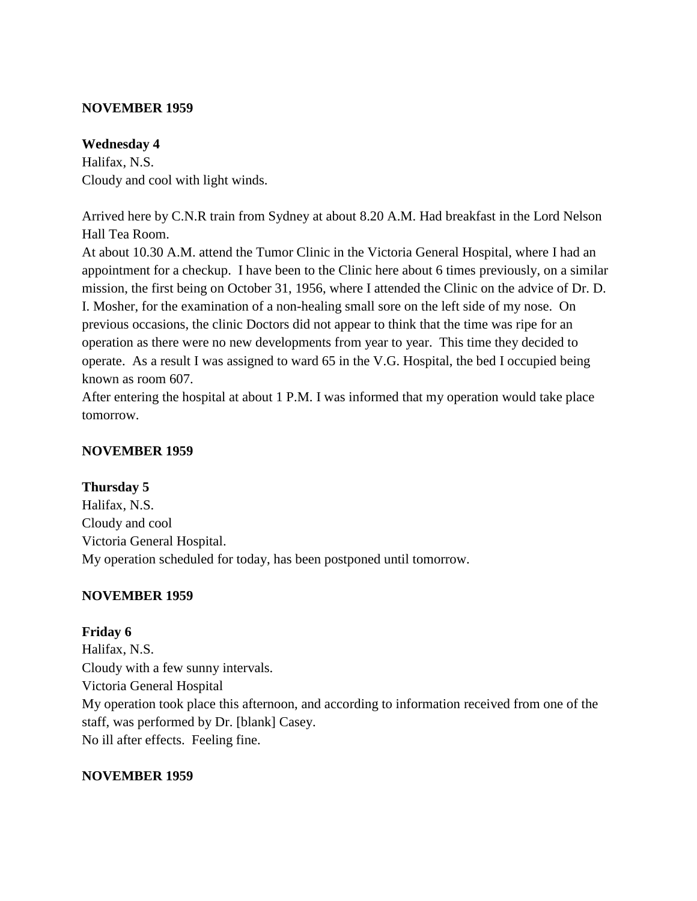**NOVEMBER 1959**

**Wednesday 4**
Halifax, N.S.
Cloudy and cool with light winds.

Arrived here by C.N.R train from Sydney at about 8.20 A.M. Had breakfast in the Lord Nelson Hall Tea Room.
At about 10.30 A.M. attend the Tumor Clinic in the Victoria General Hospital, where I had an appointment for a checkup. I have been to the Clinic here about 6 times previously, on a similar mission, the first being on October 31, 1956, where I attended the Clinic on the advice of Dr. D. I. Mosher, for the examination of a non-healing small sore on the left side of my nose. On previous occasions, the clinic Doctors did not appear to think that the time was ripe for an operation as there were no new developments from year to year. This time they decided to operate. As a result I was assigned to ward 65 in the V.G. Hospital, the bed I occupied being known as room 607.
After entering the hospital at about 1 P.M. I was informed that my operation would take place tomorrow.

**NOVEMBER 1959**

**Thursday 5**
Halifax, N.S.
Cloudy and cool
Victoria General Hospital.
My operation scheduled for today, has been postponed until tomorrow.

**NOVEMBER 1959**

**Friday 6**
Halifax, N.S.
Cloudy with a few sunny intervals.
Victoria General Hospital
My operation took place this afternoon, and according to information received from one of the staff, was performed by Dr. [blank] Casey.
No ill after effects. Feeling fine.

**NOVEMBER 1959**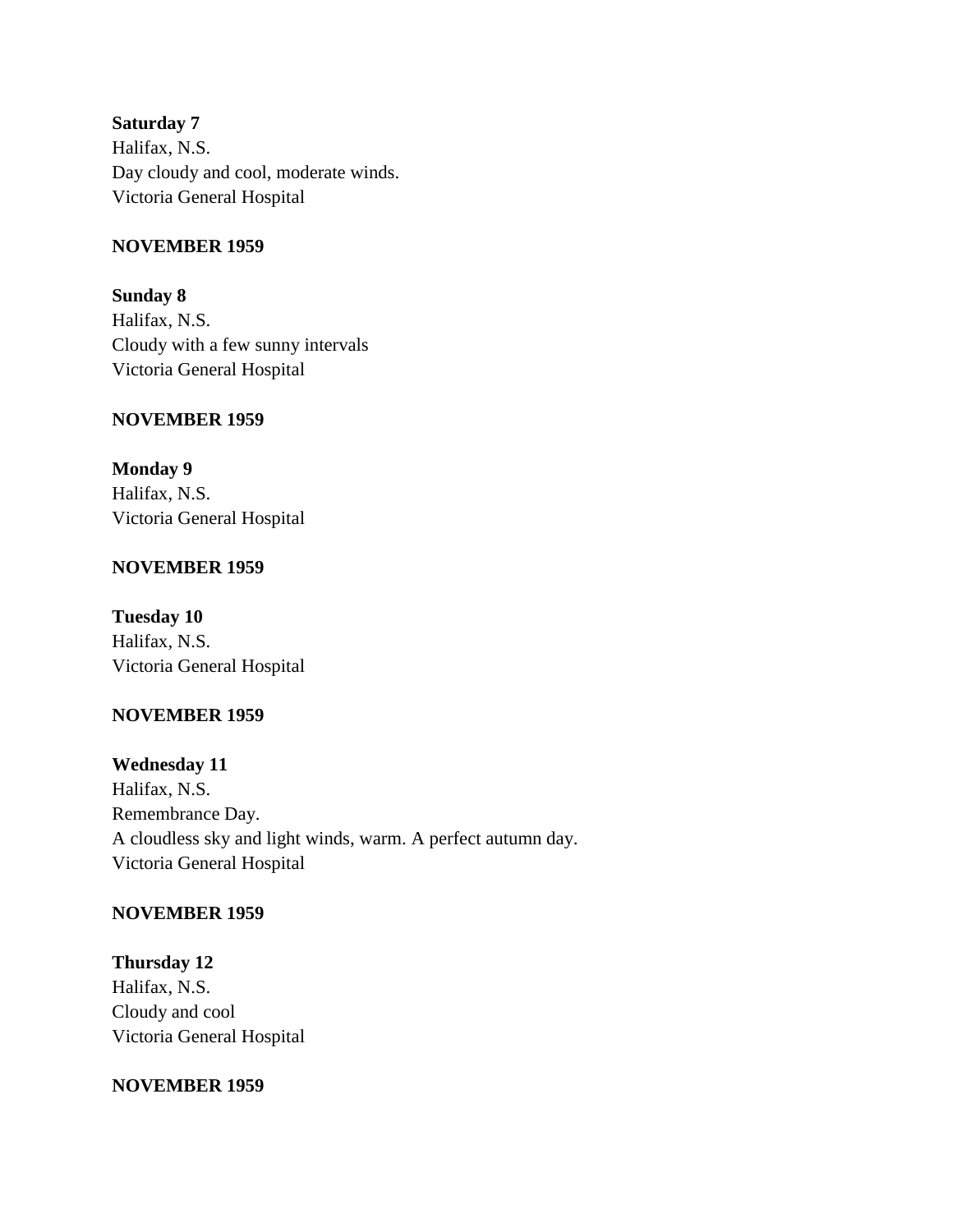**Saturday 7**
Halifax, N.S.
Day cloudy and cool, moderate winds.
Victoria General Hospital

**NOVEMBER 1959**

**Sunday 8**
Halifax, N.S.
Cloudy with a few sunny intervals
Victoria General Hospital

**NOVEMBER 1959**

**Monday 9**
Halifax, N.S.
Victoria General Hospital

**NOVEMBER 1959**

**Tuesday 10**
Halifax, N.S.
Victoria General Hospital

**NOVEMBER 1959**

**Wednesday 11**
Halifax, N.S.
Remembrance Day.
A cloudless sky and light winds, warm. A perfect autumn day.
Victoria General Hospital

**NOVEMBER 1959**

**Thursday 12**
Halifax, N.S.
Cloudy and cool
Victoria General Hospital

**NOVEMBER 1959**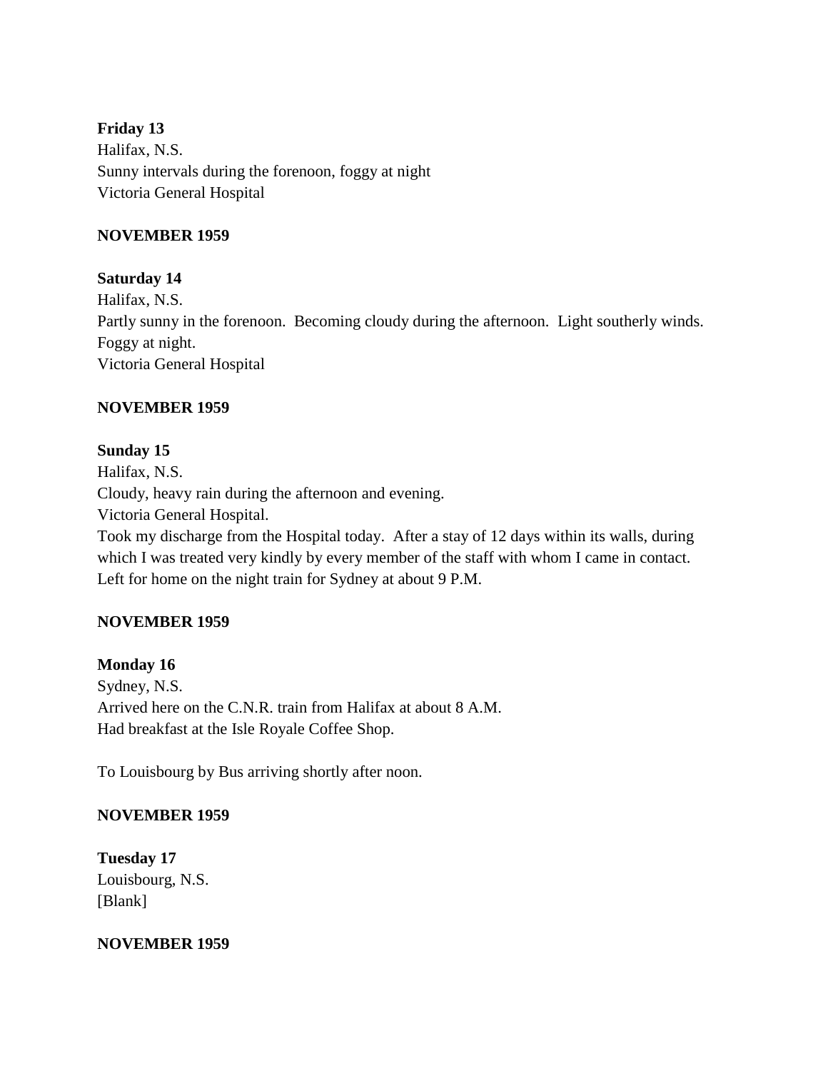**Friday 13**
Halifax, N.S.
Sunny intervals during the forenoon, foggy at night
Victoria General Hospital

**NOVEMBER 1959**

**Saturday 14**
Halifax, N.S.
Partly sunny in the forenoon. Becoming cloudy during the afternoon. Light southerly winds. Foggy at night.
Victoria General Hospital

**NOVEMBER 1959**

**Sunday 15**
Halifax, N.S.
Cloudy, heavy rain during the afternoon and evening.
Victoria General Hospital.
Took my discharge from the Hospital today. After a stay of 12 days within its walls, during which I was treated very kindly by every member of the staff with whom I came in contact. Left for home on the night train for Sydney at about 9 P.M.

**NOVEMBER 1959**

**Monday 16**
Sydney, N.S.
Arrived here on the C.N.R. train from Halifax at about 8 A.M.
Had breakfast at the Isle Royale Coffee Shop.

To Louisbourg by Bus arriving shortly after noon.

**NOVEMBER 1959**

**Tuesday 17**
Louisbourg, N.S.
[Blank]

**NOVEMBER 1959**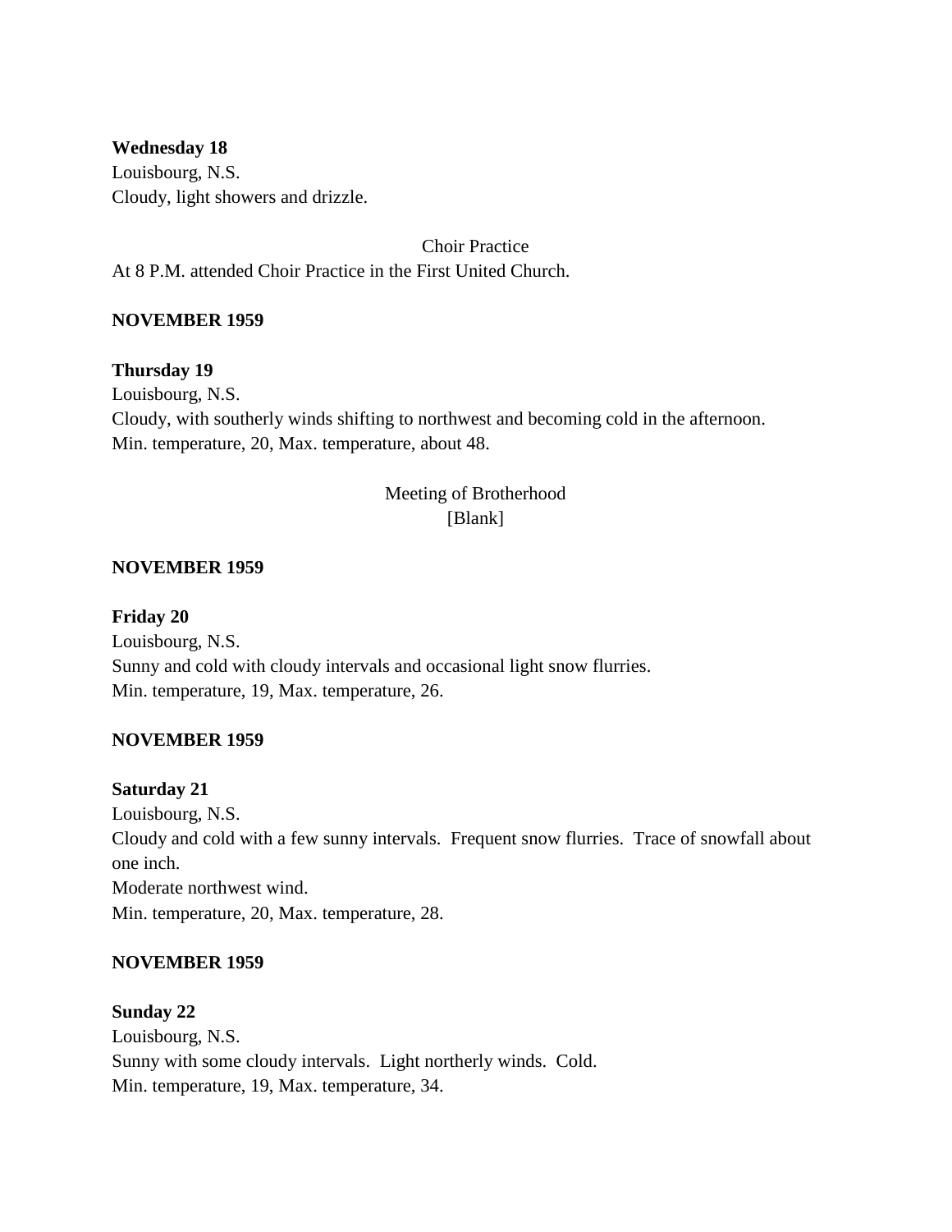**Wednesday 18**
Louisbourg, N.S.
Cloudy, light showers and drizzle.

Choir Practice

At 8 P.M. attended Choir Practice in the First United Church.

**NOVEMBER 1959**

**Thursday 19**
Louisbourg, N.S.
Cloudy, with southerly winds shifting to northwest and becoming cold in the afternoon.
Min. temperature, 20, Max. temperature, about 48.

Meeting of Brotherhood
[Blank]

**NOVEMBER 1959**

**Friday 20**
Louisbourg, N.S.
Sunny and cold with cloudy intervals and occasional light snow flurries.
Min. temperature, 19, Max. temperature, 26.

**NOVEMBER 1959**

**Saturday 21**
Louisbourg, N.S.
Cloudy and cold with a few sunny intervals. Frequent snow flurries. Trace of snowfall about one inch.
Moderate northwest wind.
Min. temperature, 20, Max. temperature, 28.

**NOVEMBER 1959**

**Sunday 22**
Louisbourg, N.S.
Sunny with some cloudy intervals. Light northerly winds. Cold.
Min. temperature, 19, Max. temperature, 34.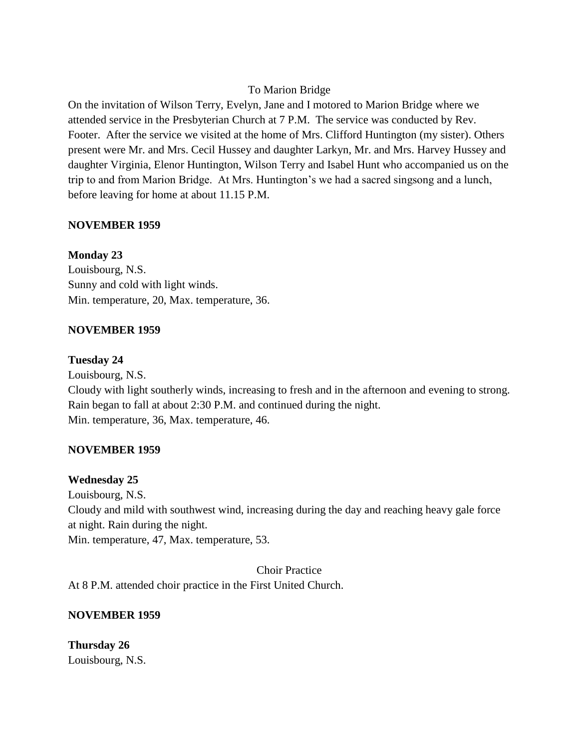To Marion Bridge

On the invitation of Wilson Terry, Evelyn, Jane and I motored to Marion Bridge where we attended service in the Presbyterian Church at 7 P.M. The service was conducted by Rev. Footer. After the service we visited at the home of Mrs. Clifford Huntington (my sister). Others present were Mr. and Mrs. Cecil Hussey and daughter Larkyn, Mr. and Mrs. Harvey Hussey and daughter Virginia, Elenor Huntington, Wilson Terry and Isabel Hunt who accompanied us on the trip to and from Marion Bridge. At Mrs. Huntington's we had a sacred singsong and a lunch, before leaving for home at about 11.15 P.M.

**NOVEMBER 1959**

**Monday 23**
Louisbourg, N.S.
Sunny and cold with light winds.
Min. temperature, 20, Max. temperature, 36.

**NOVEMBER 1959**

**Tuesday 24**
Louisbourg, N.S.
Cloudy with light southerly winds, increasing to fresh and in the afternoon and evening to strong. Rain began to fall at about 2:30 P.M. and continued during the night.
Min. temperature, 36, Max. temperature, 46.

**NOVEMBER 1959**

**Wednesday 25**
Louisbourg, N.S.
Cloudy and mild with southwest wind, increasing during the day and reaching heavy gale force at night. Rain during the night.
Min. temperature, 47, Max. temperature, 53.

Choir Practice

At 8 P.M. attended choir practice in the First United Church.

**NOVEMBER 1959**

**Thursday 26**
Louisbourg, N.S.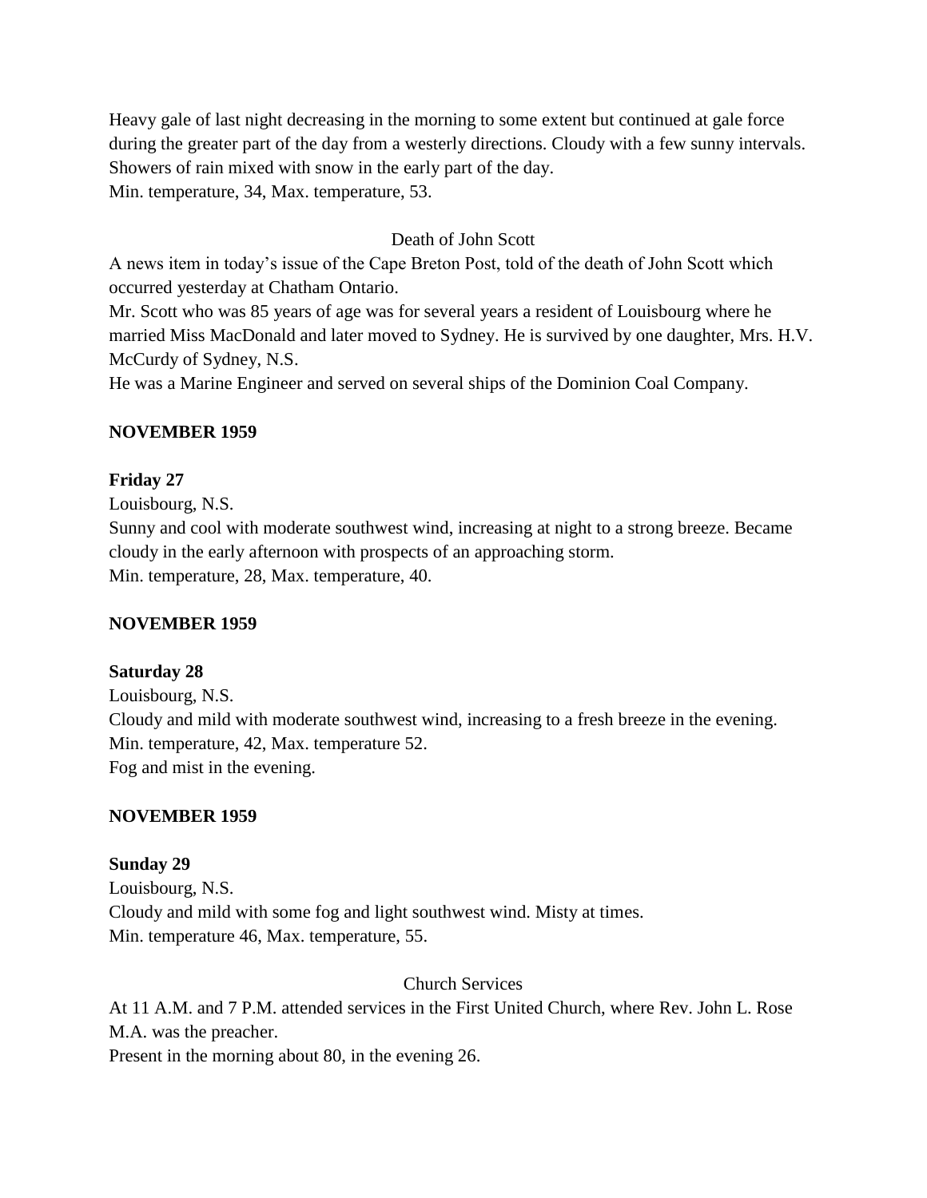Heavy gale of last night decreasing in the morning to some extent but continued at gale force during the greater part of the day from a westerly directions. Cloudy with a few sunny intervals. Showers of rain mixed with snow in the early part of the day.
Min. temperature, 34, Max. temperature, 53.

Death of John Scott

A news item in today's issue of the Cape Breton Post, told of the death of John Scott which occurred yesterday at Chatham Ontario.
Mr. Scott who was 85 years of age was for several years a resident of Louisbourg where he married Miss MacDonald and later moved to Sydney. He is survived by one daughter, Mrs. H.V. McCurdy of Sydney, N.S.
He was a Marine Engineer and served on several ships of the Dominion Coal Company.

**NOVEMBER 1959**

**Friday 27**
Louisbourg, N.S.
Sunny and cool with moderate southwest wind, increasing at night to a strong breeze. Became cloudy in the early afternoon with prospects of an approaching storm.
Min. temperature, 28, Max. temperature, 40.

**NOVEMBER 1959**

**Saturday 28**
Louisbourg, N.S.
Cloudy and mild with moderate southwest wind, increasing to a fresh breeze in the evening.
Min. temperature, 42, Max. temperature 52.
Fog and mist in the evening.

**NOVEMBER 1959**

**Sunday 29**
Louisbourg, N.S.
Cloudy and mild with some fog and light southwest wind. Misty at times.
Min. temperature 46, Max. temperature, 55.

Church Services

At 11 A.M. and 7 P.M. attended services in the First United Church, where Rev. John L. Rose M.A. was the preacher.
Present in the morning about 80, in the evening 26.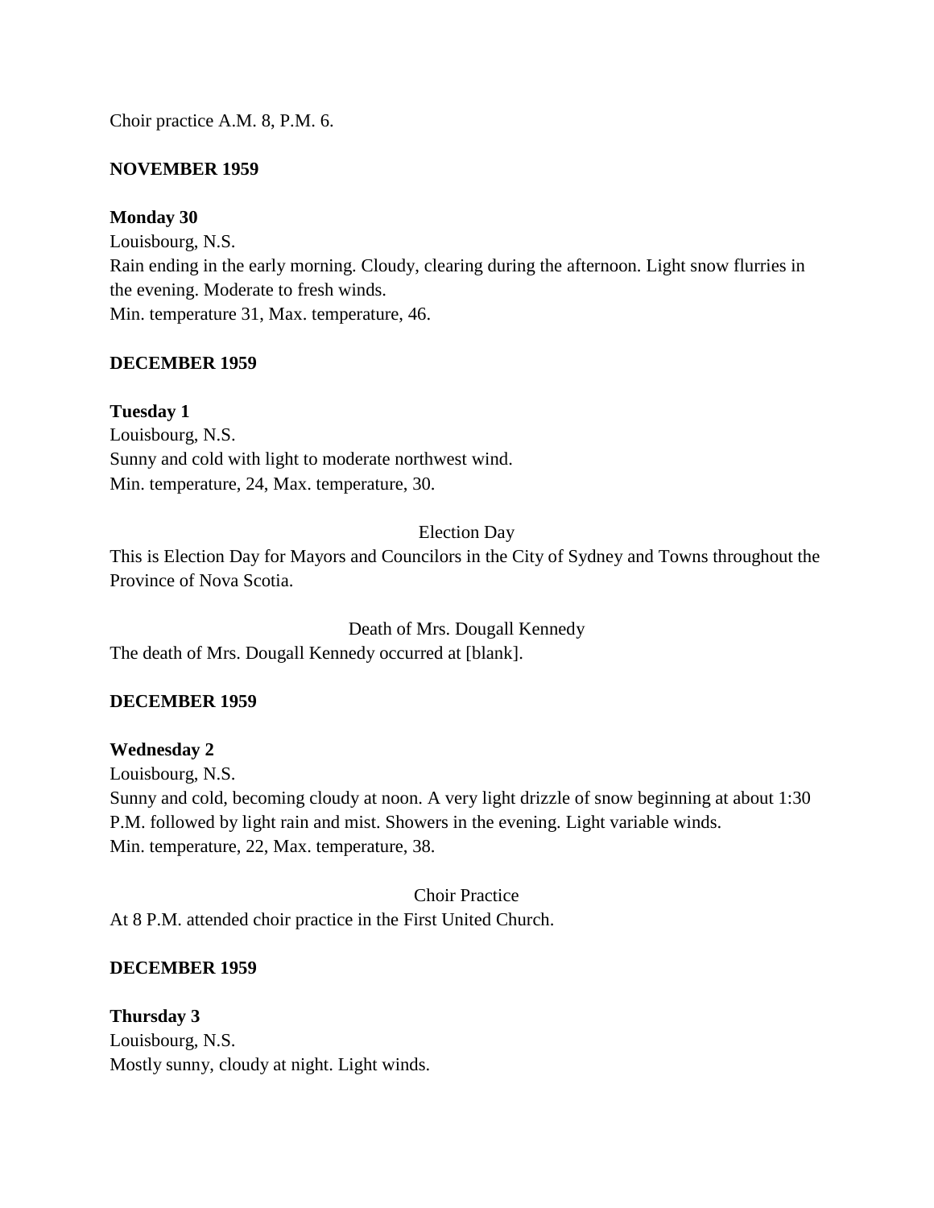Choir practice A.M. 8, P.M. 6.

**NOVEMBER 1959**

**Monday 30**
Louisbourg, N.S.
Rain ending in the early morning. Cloudy, clearing during the afternoon. Light snow flurries in the evening. Moderate to fresh winds.
Min. temperature 31, Max. temperature, 46.

**DECEMBER 1959**

**Tuesday 1**
Louisbourg, N.S.
Sunny and cold with light to moderate northwest wind.
Min. temperature, 24, Max. temperature, 30.

Election Day

This is Election Day for Mayors and Councilors in the City of Sydney and Towns throughout the Province of Nova Scotia.

Death of Mrs. Dougall Kennedy

The death of Mrs. Dougall Kennedy occurred at [blank].

**DECEMBER 1959**

**Wednesday 2**
Louisbourg, N.S.
Sunny and cold, becoming cloudy at noon. A very light drizzle of snow beginning at about 1:30 P.M. followed by light rain and mist. Showers in the evening. Light variable winds.
Min. temperature, 22, Max. temperature, 38.

Choir Practice

At 8 P.M. attended choir practice in the First United Church.

**DECEMBER 1959**

**Thursday 3**
Louisbourg, N.S.
Mostly sunny, cloudy at night. Light winds.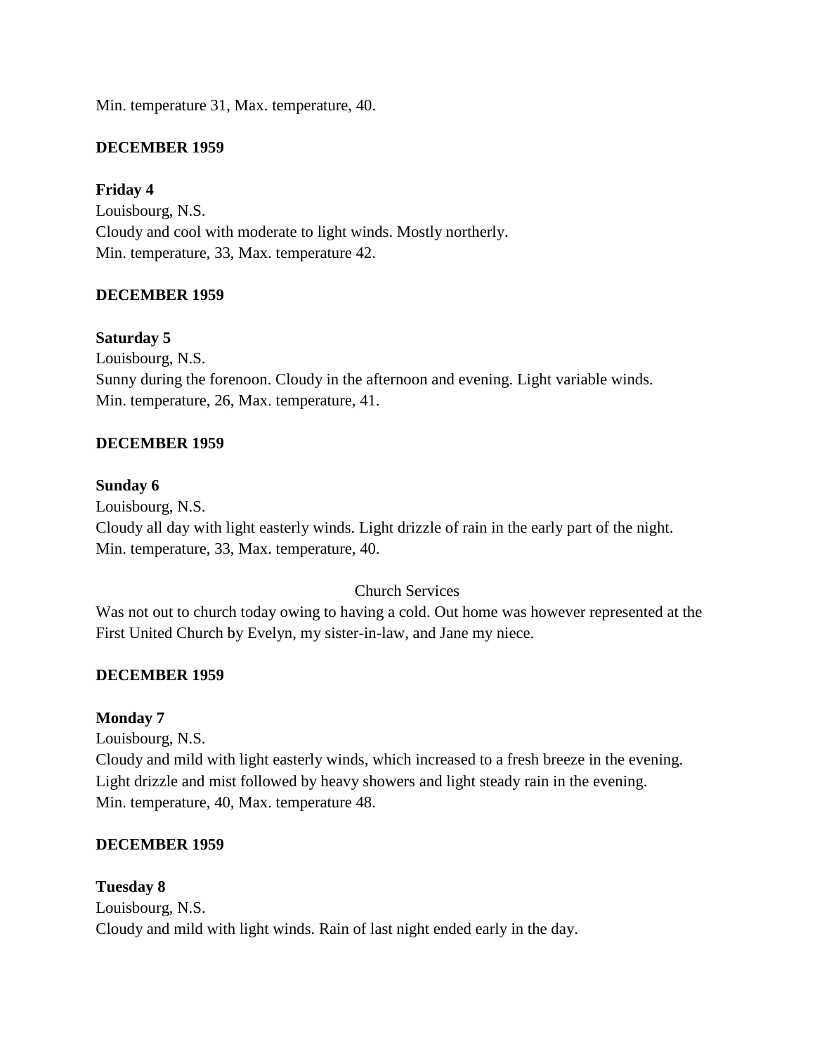Min. temperature 31, Max. temperature, 40.

**DECEMBER 1959**

**Friday 4**
Louisbourg, N.S.
Cloudy and cool with moderate to light winds. Mostly northerly.
Min. temperature, 33, Max. temperature 42.

**DECEMBER 1959**

**Saturday 5**
Louisbourg, N.S.
Sunny during the forenoon. Cloudy in the afternoon and evening. Light variable winds.
Min. temperature, 26, Max. temperature, 41.

**DECEMBER 1959**

**Sunday 6**
Louisbourg, N.S.
Cloudy all day with light easterly winds. Light drizzle of rain in the early part of the night.
Min. temperature, 33, Max. temperature, 40.

Church Services

Was not out to church today owing to having a cold. Out home was however represented at the First United Church by Evelyn, my sister-in-law, and Jane my niece.

**DECEMBER 1959**

**Monday 7**
Louisbourg, N.S.
Cloudy and mild with light easterly winds, which increased to a fresh breeze in the evening. Light drizzle and mist followed by heavy showers and light steady rain in the evening.
Min. temperature, 40, Max. temperature 48.

**DECEMBER 1959**

**Tuesday 8**
Louisbourg, N.S.
Cloudy and mild with light winds. Rain of last night ended early in the day.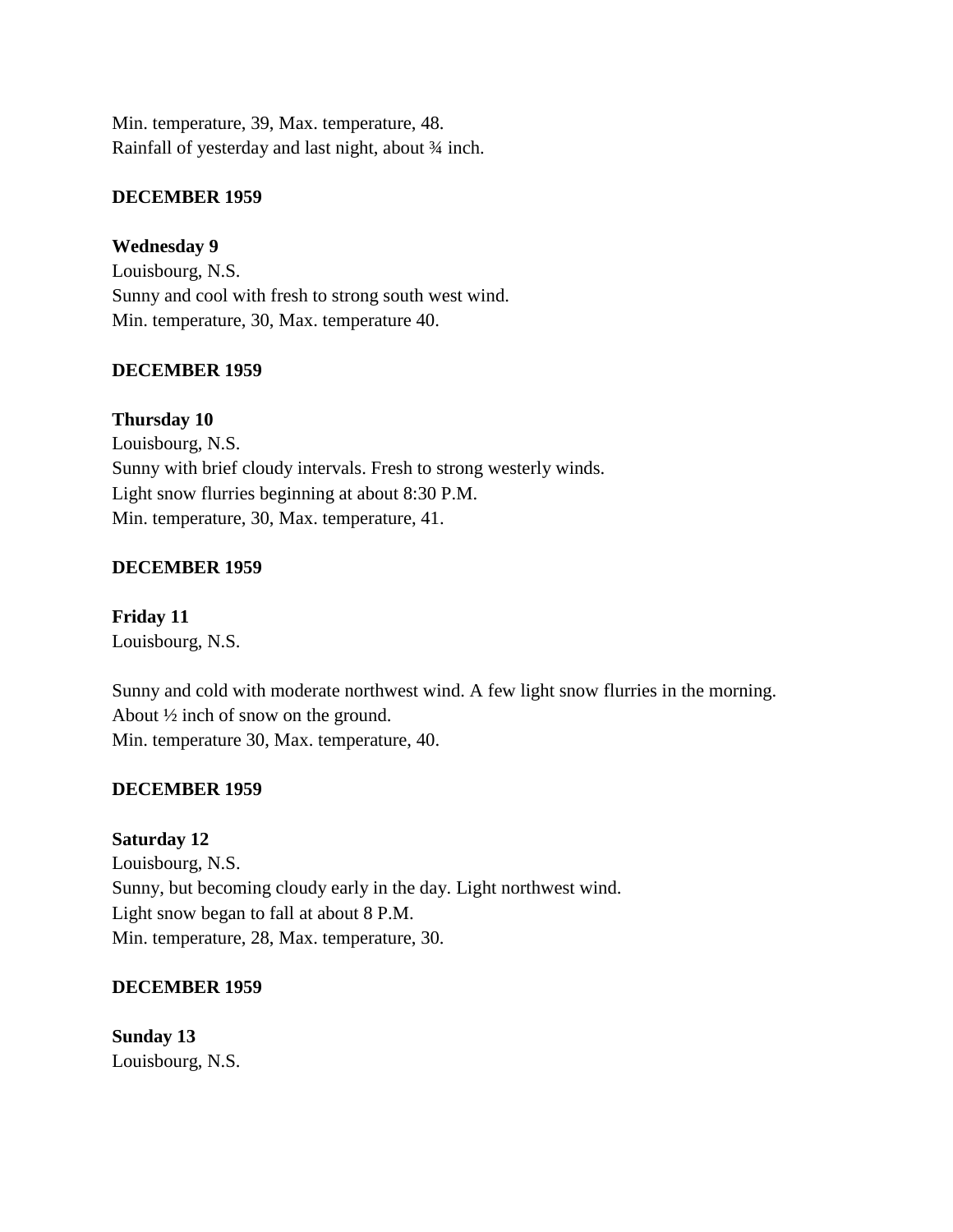Min. temperature, 39, Max. temperature, 48.
Rainfall of yesterday and last night, about ¾ inch.

**DECEMBER 1959**

**Wednesday 9**
Louisbourg, N.S.
Sunny and cool with fresh to strong south west wind.
Min. temperature, 30, Max. temperature 40.

**DECEMBER 1959**

**Thursday 10**
Louisbourg, N.S.
Sunny with brief cloudy intervals. Fresh to strong westerly winds.
Light snow flurries beginning at about 8:30 P.M.
Min. temperature, 30, Max. temperature, 41.

**DECEMBER 1959**

**Friday 11**
Louisbourg, N.S.

Sunny and cold with moderate northwest wind. A few light snow flurries in the morning.
About ½ inch of snow on the ground.
Min. temperature 30, Max. temperature, 40.

**DECEMBER 1959**

**Saturday 12**
Louisbourg, N.S.
Sunny, but becoming cloudy early in the day. Light northwest wind.
Light snow began to fall at about 8 P.M.
Min. temperature, 28, Max. temperature, 30.

**DECEMBER 1959**

**Sunday 13**
Louisbourg, N.S.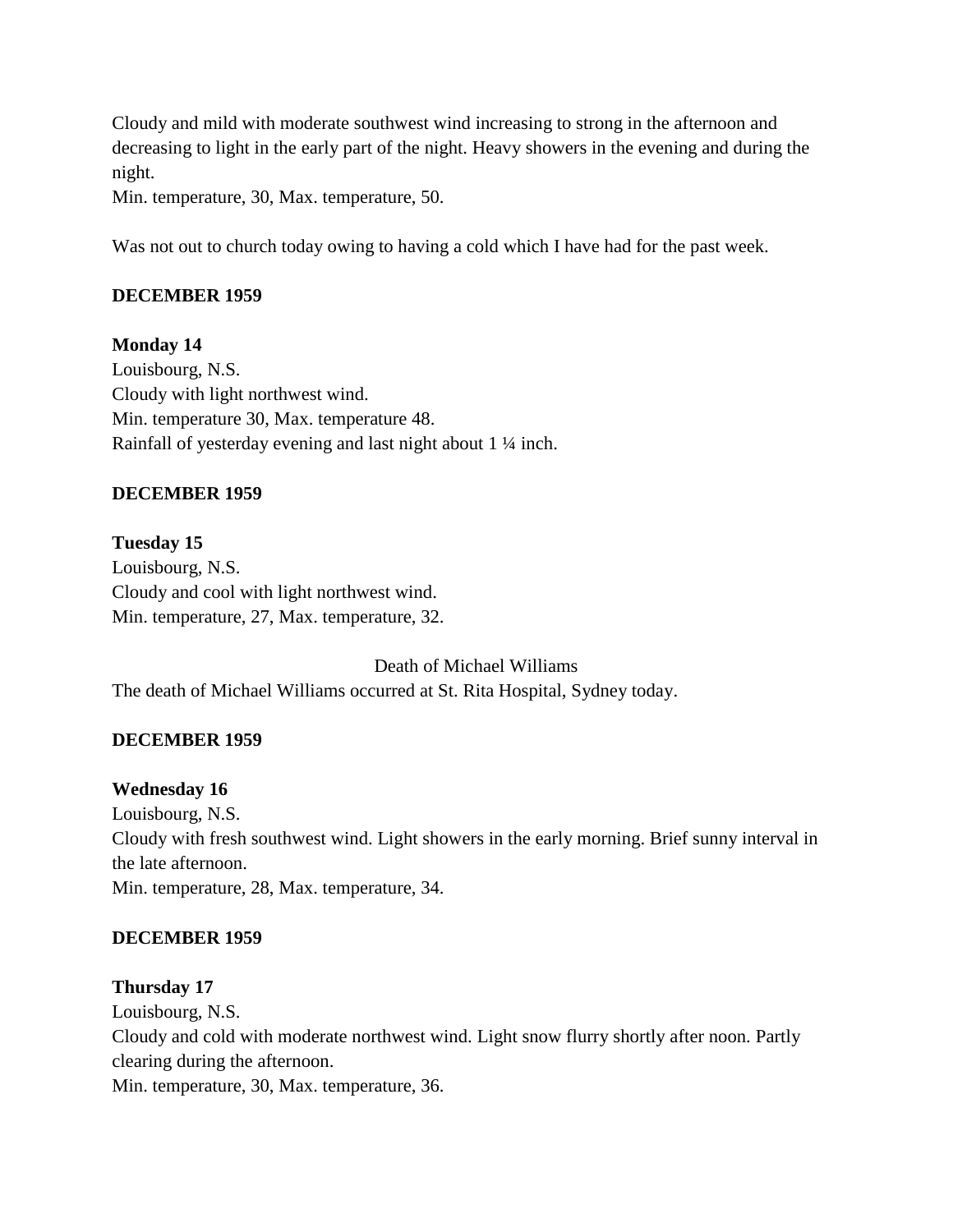Cloudy and mild with moderate southwest wind increasing to strong in the afternoon and decreasing to light in the early part of the night. Heavy showers in the evening and during the night.
Min. temperature, 30, Max. temperature, 50.

Was not out to church today owing to having a cold which I have had for the past week.

**DECEMBER 1959**

**Monday 14**
Louisbourg, N.S.
Cloudy with light northwest wind.
Min. temperature 30, Max. temperature 48.
Rainfall of yesterday evening and last night about 1 ¼ inch.

**DECEMBER 1959**

**Tuesday 15**
Louisbourg, N.S.
Cloudy and cool with light northwest wind.
Min. temperature, 27, Max. temperature, 32.

Death of Michael Williams

The death of Michael Williams occurred at St. Rita Hospital, Sydney today.

**DECEMBER 1959**

**Wednesday 16**
Louisbourg, N.S.
Cloudy with fresh southwest wind. Light showers in the early morning. Brief sunny interval in the late afternoon.
Min. temperature, 28, Max. temperature, 34.

**DECEMBER 1959**

**Thursday 17**
Louisbourg, N.S.
Cloudy and cold with moderate northwest wind. Light snow flurry shortly after noon. Partly clearing during the afternoon.
Min. temperature, 30, Max. temperature, 36.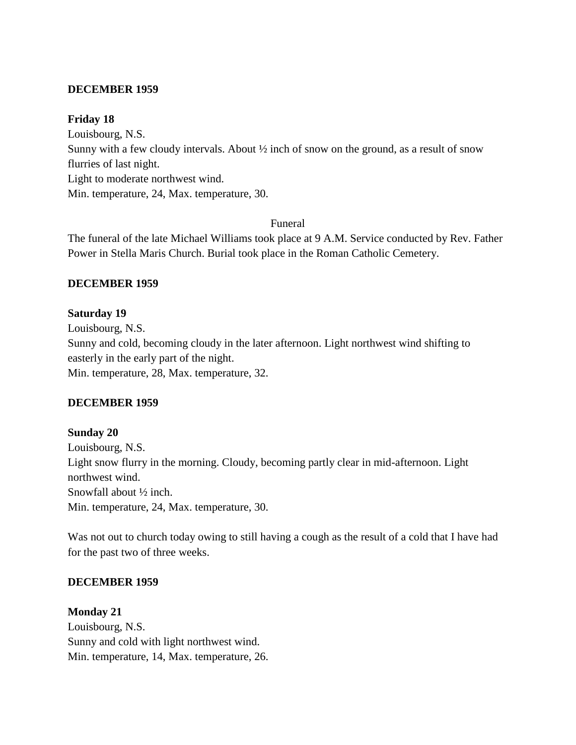**DECEMBER 1959**

**Friday 18**

Louisbourg, N.S.

Sunny with a few cloudy intervals. About ½ inch of snow on the ground, as a result of snow flurries of last night.

Light to moderate northwest wind.

Min. temperature, 24, Max. temperature, 30.

Funeral

The funeral of the late Michael Williams took place at 9 A.M. Service conducted by Rev. Father Power in Stella Maris Church. Burial took place in the Roman Catholic Cemetery.

**DECEMBER 1959**

**Saturday 19**

Louisbourg, N.S.

Sunny and cold, becoming cloudy in the later afternoon. Light northwest wind shifting to easterly in the early part of the night.

Min. temperature, 28, Max. temperature, 32.

**DECEMBER 1959**

**Sunday 20**

Louisbourg, N.S.

Light snow flurry in the morning. Cloudy, becoming partly clear in mid-afternoon. Light northwest wind.

Snowfall about ½ inch.

Min. temperature, 24, Max. temperature, 30.

Was not out to church today owing to still having a cough as the result of a cold that I have had for the past two of three weeks.

**DECEMBER 1959**

**Monday 21**

Louisbourg, N.S.

Sunny and cold with light northwest wind.

Min. temperature, 14, Max. temperature, 26.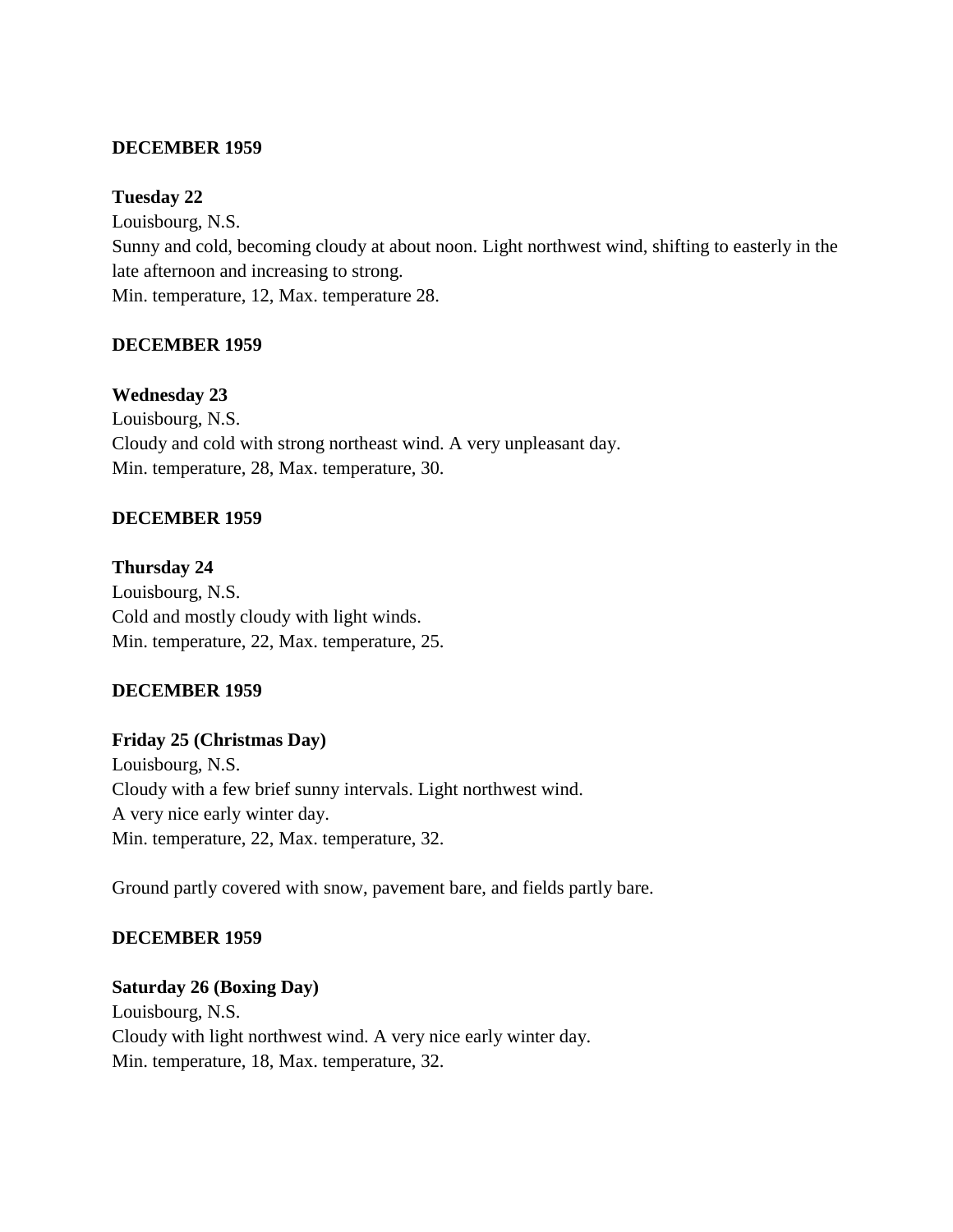**DECEMBER 1959**

**Tuesday 22**
Louisbourg, N.S.
Sunny and cold, becoming cloudy at about noon. Light northwest wind, shifting to easterly in the late afternoon and increasing to strong.
Min. temperature, 12, Max. temperature 28.

**DECEMBER 1959**

**Wednesday 23**
Louisbourg, N.S.
Cloudy and cold with strong northeast wind. A very unpleasant day.
Min. temperature, 28, Max. temperature, 30.

**DECEMBER 1959**

**Thursday 24**
Louisbourg, N.S.
Cold and mostly cloudy with light winds.
Min. temperature, 22, Max. temperature, 25.

**DECEMBER 1959**

**Friday 25 (Christmas Day)**
Louisbourg, N.S.
Cloudy with a few brief sunny intervals. Light northwest wind.
A very nice early winter day.
Min. temperature, 22, Max. temperature, 32.

Ground partly covered with snow, pavement bare, and fields partly bare.

**DECEMBER 1959**

**Saturday 26 (Boxing Day)**
Louisbourg, N.S.
Cloudy with light northwest wind. A very nice early winter day.
Min. temperature, 18, Max. temperature, 32.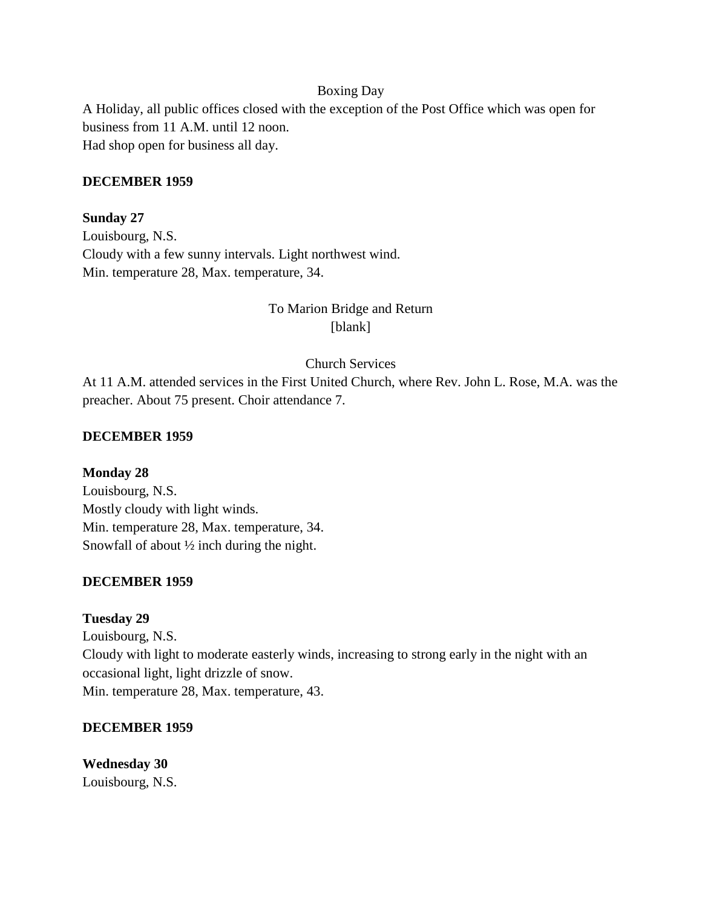Boxing Day

A Holiday, all public offices closed with the exception of the Post Office which was open for business from 11 A.M. until 12 noon.
Had shop open for business all day.

**DECEMBER 1959**

**Sunday 27**
Louisbourg, N.S.
Cloudy with a few sunny intervals. Light northwest wind.
Min. temperature 28, Max. temperature, 34.

To Marion Bridge and Return
[blank]

Church Services

At 11 A.M. attended services in the First United Church, where Rev. John L. Rose, M.A. was the preacher. About 75 present. Choir attendance 7.

**DECEMBER 1959**

**Monday 28**
Louisbourg, N.S.
Mostly cloudy with light winds.
Min. temperature 28, Max. temperature, 34.
Snowfall of about ½ inch during the night.

**DECEMBER 1959**

**Tuesday 29**
Louisbourg, N.S.
Cloudy with light to moderate easterly winds, increasing to strong early in the night with an occasional light, light drizzle of snow.
Min. temperature 28, Max. temperature, 43.

**DECEMBER 1959**

**Wednesday 30**
Louisbourg, N.S.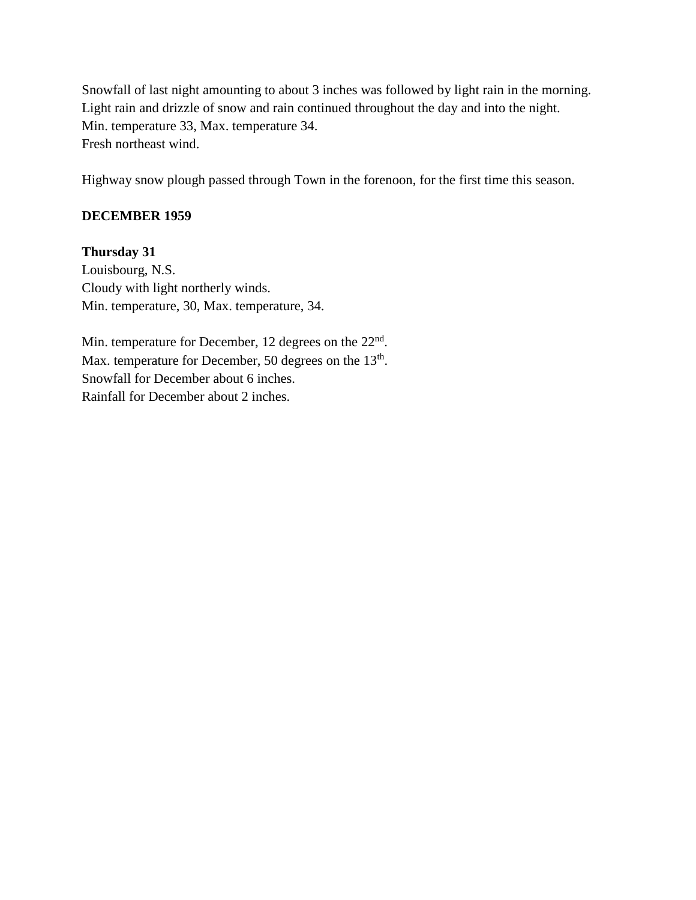Snowfall of last night amounting to about 3 inches was followed by light rain in the morning.
Light rain and drizzle of snow and rain continued throughout the day and into the night.
Min. temperature 33, Max. temperature 34.
Fresh northeast wind.

Highway snow plough passed through Town in the forenoon, for the first time this season.

**DECEMBER 1959**

**Thursday 31**
Louisbourg, N.S.
Cloudy with light northerly winds.
Min. temperature, 30, Max. temperature, 34.

Min. temperature for December, 12 degrees on the 22nd.
Max. temperature for December, 50 degrees on the 13th.
Snowfall for December about 6 inches.
Rainfall for December about 2 inches.